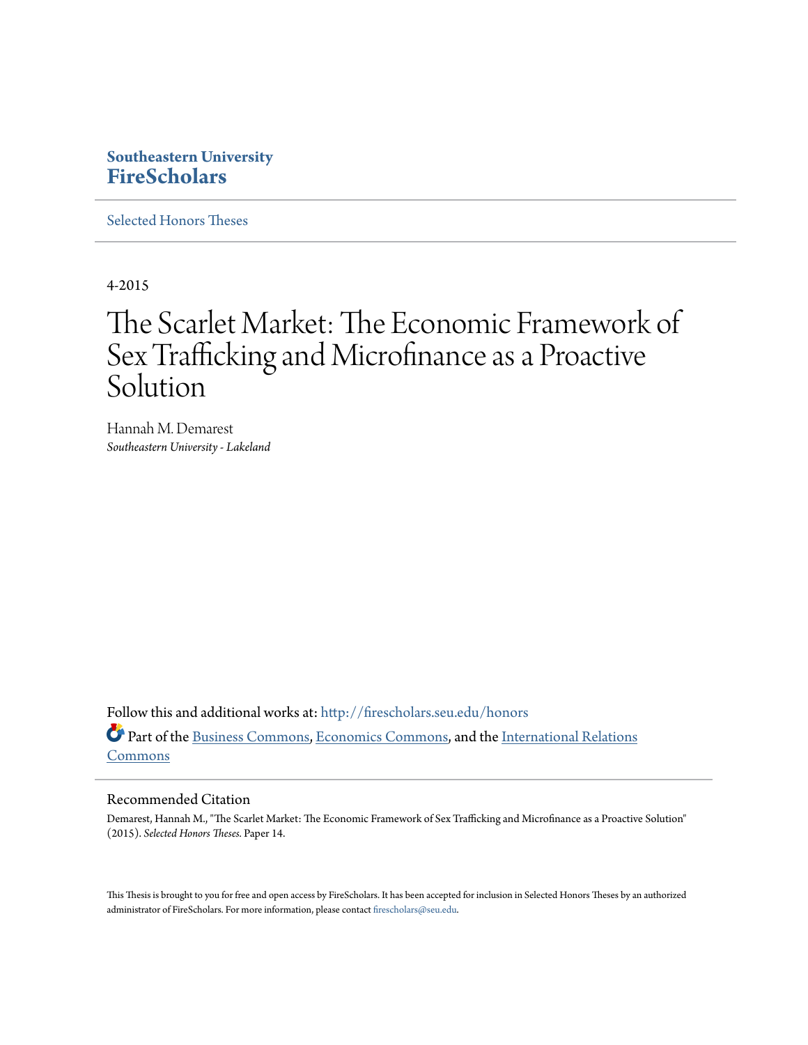Southeastern University
**FireScholars**

Selected Honors Theses

4-2015

# The Scarlet Market: The Economic Framework of Sex Trafficking and Microfinance as a Proactive Solution

Hannah M. Demarest
*Southeastern University - Lakeland*

Follow this and additional works at: http://firescholars.seu.edu/honors

Part of the Business Commons, Economics Commons, and the International Relations Commons

## Recommended Citation

Demarest, Hannah M., "The Scarlet Market: The Economic Framework of Sex Trafficking and Microfinance as a Proactive Solution" (2015). *Selected Honors Theses.* Paper 14.

This Thesis is brought to you for free and open access by FireScholars. It has been accepted for inclusion in Selected Honors Theses by an authorized administrator of FireScholars. For more information, please contact firescholars@seu.edu.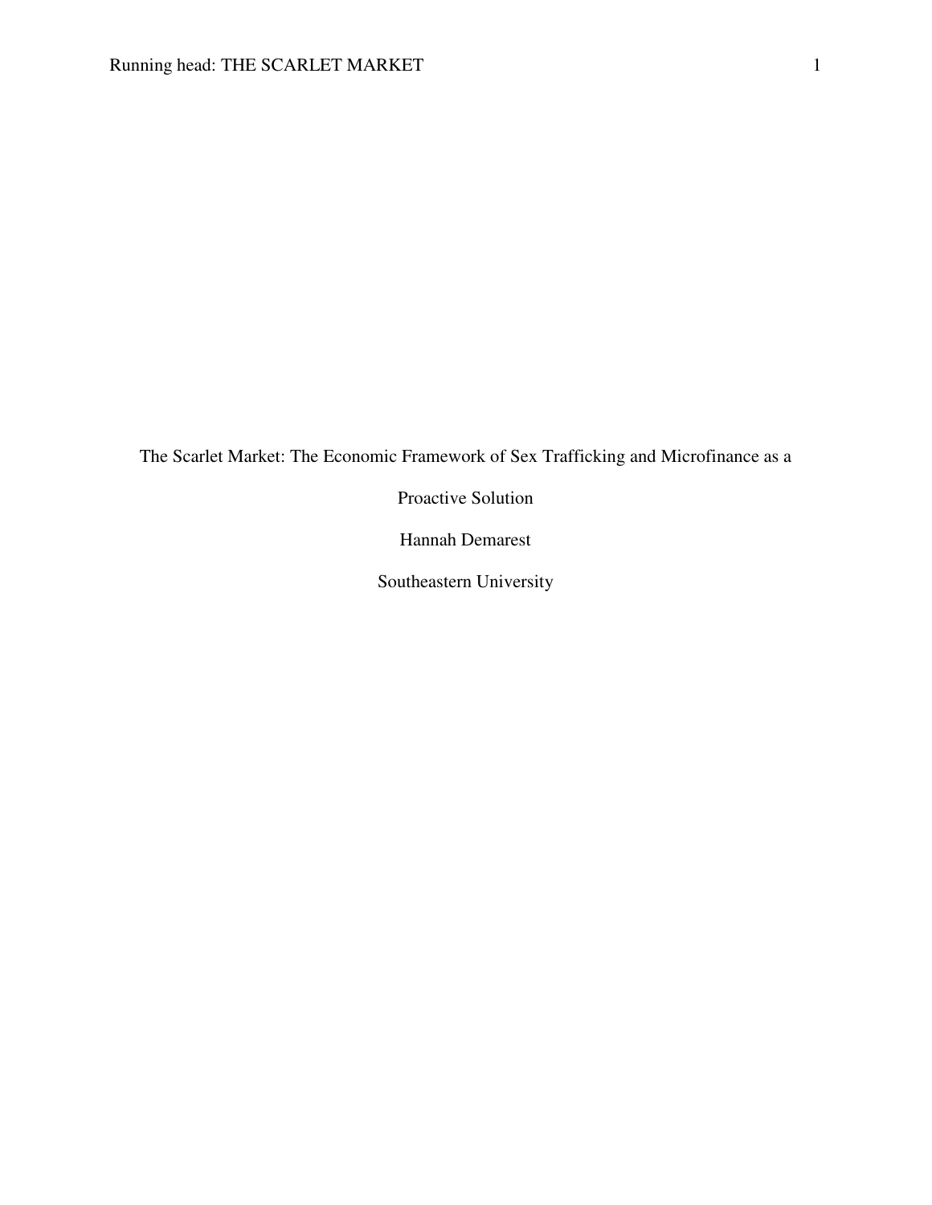# The Scarlet Market: The Economic Framework of Sex Trafficking and Microfinance as a Proactive Solution

Hannah Demarest

Southeastern University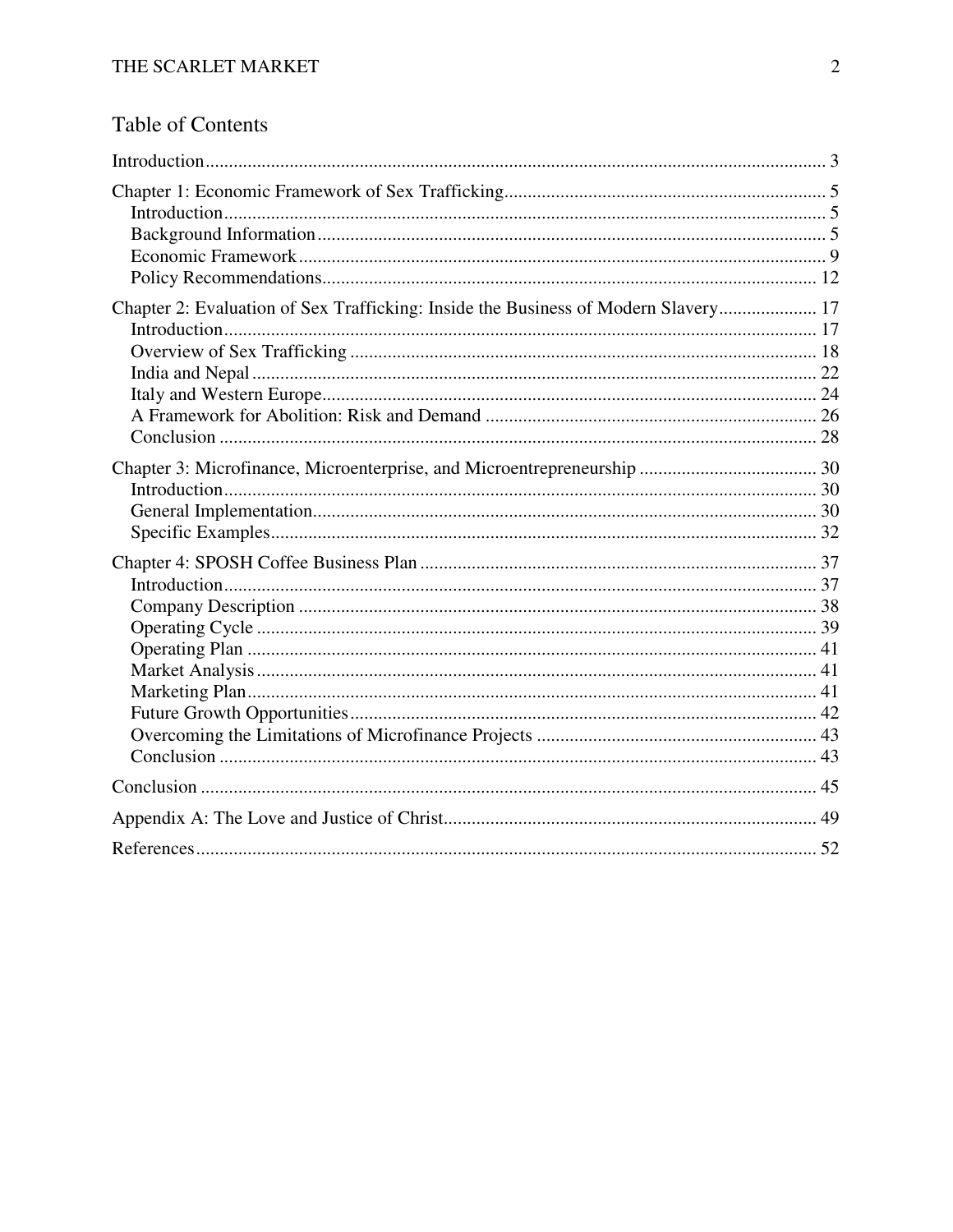# Table of Contents

Introduction .......... 3

Chapter 1: Economic Framework of Sex Trafficking .......... 5
- Introduction .......... 5
- Background Information .......... 5
- Economic Framework .......... 9
- Policy Recommendations .......... 12

Chapter 2: Evaluation of Sex Trafficking: Inside the Business of Modern Slavery .......... 17
- Introduction .......... 17
- Overview of Sex Trafficking .......... 18
- India and Nepal .......... 22
- Italy and Western Europe .......... 24
- A Framework for Abolition: Risk and Demand .......... 26
- Conclusion .......... 28

Chapter 3: Microfinance, Microenterprise, and Microentrepreneurship .......... 30
- Introduction .......... 30
- General Implementation .......... 30
- Specific Examples .......... 32

Chapter 4: SPOSH Coffee Business Plan .......... 37
- Introduction .......... 37
- Company Description .......... 38
- Operating Cycle .......... 39
- Operating Plan .......... 41
- Market Analysis .......... 41
- Marketing Plan .......... 41
- Future Growth Opportunities .......... 42
- Overcoming the Limitations of Microfinance Projects .......... 43
- Conclusion .......... 43

Conclusion .......... 45

Appendix A: The Love and Justice of Christ .......... 49

References .......... 52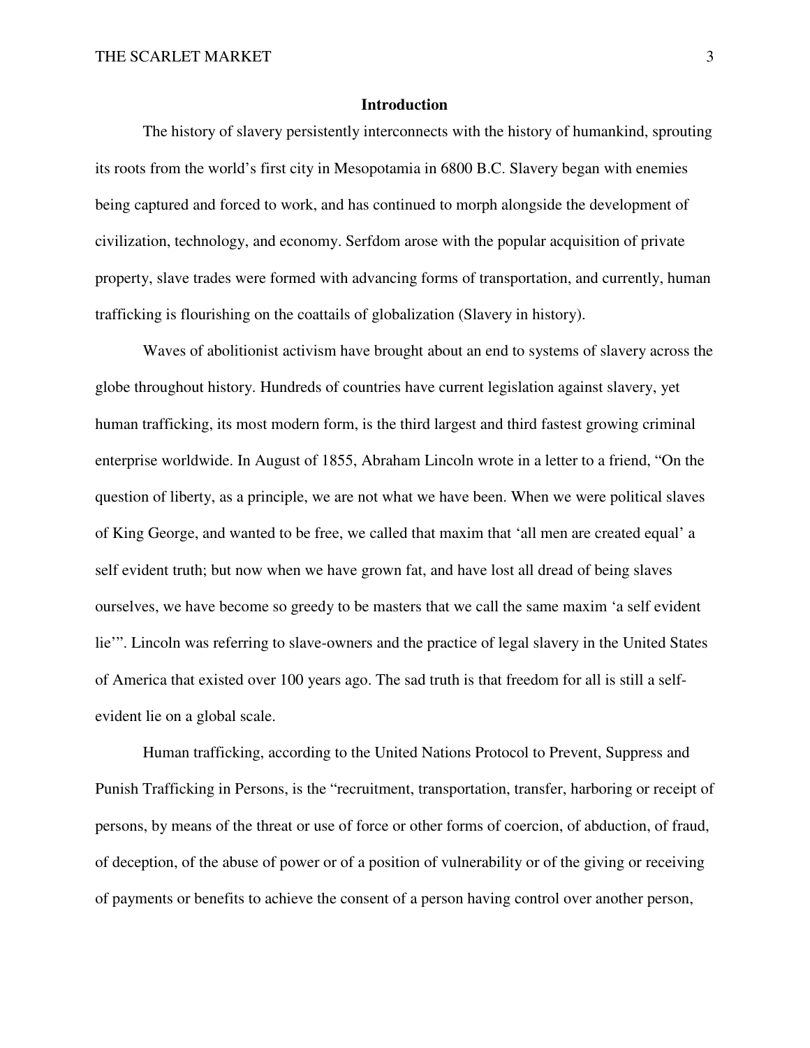## Introduction

The history of slavery persistently interconnects with the history of humankind, sprouting its roots from the world's first city in Mesopotamia in 6800 B.C. Slavery began with enemies being captured and forced to work, and has continued to morph alongside the development of civilization, technology, and economy. Serfdom arose with the popular acquisition of private property, slave trades were formed with advancing forms of transportation, and currently, human trafficking is flourishing on the coattails of globalization (Slavery in history).

Waves of abolitionist activism have brought about an end to systems of slavery across the globe throughout history. Hundreds of countries have current legislation against slavery, yet human trafficking, its most modern form, is the third largest and third fastest growing criminal enterprise worldwide. In August of 1855, Abraham Lincoln wrote in a letter to a friend, "On the question of liberty, as a principle, we are not what we have been. When we were political slaves of King George, and wanted to be free, we called that maxim that 'all men are created equal' a self evident truth; but now when we have grown fat, and have lost all dread of being slaves ourselves, we have become so greedy to be masters that we call the same maxim 'a self evident lie'". Lincoln was referring to slave-owners and the practice of legal slavery in the United States of America that existed over 100 years ago. The sad truth is that freedom for all is still a self-evident lie on a global scale.

Human trafficking, according to the United Nations Protocol to Prevent, Suppress and Punish Trafficking in Persons, is the "recruitment, transportation, transfer, harboring or receipt of persons, by means of the threat or use of force or other forms of coercion, of abduction, of fraud, of deception, of the abuse of power or of a position of vulnerability or of the giving or receiving of payments or benefits to achieve the consent of a person having control over another person,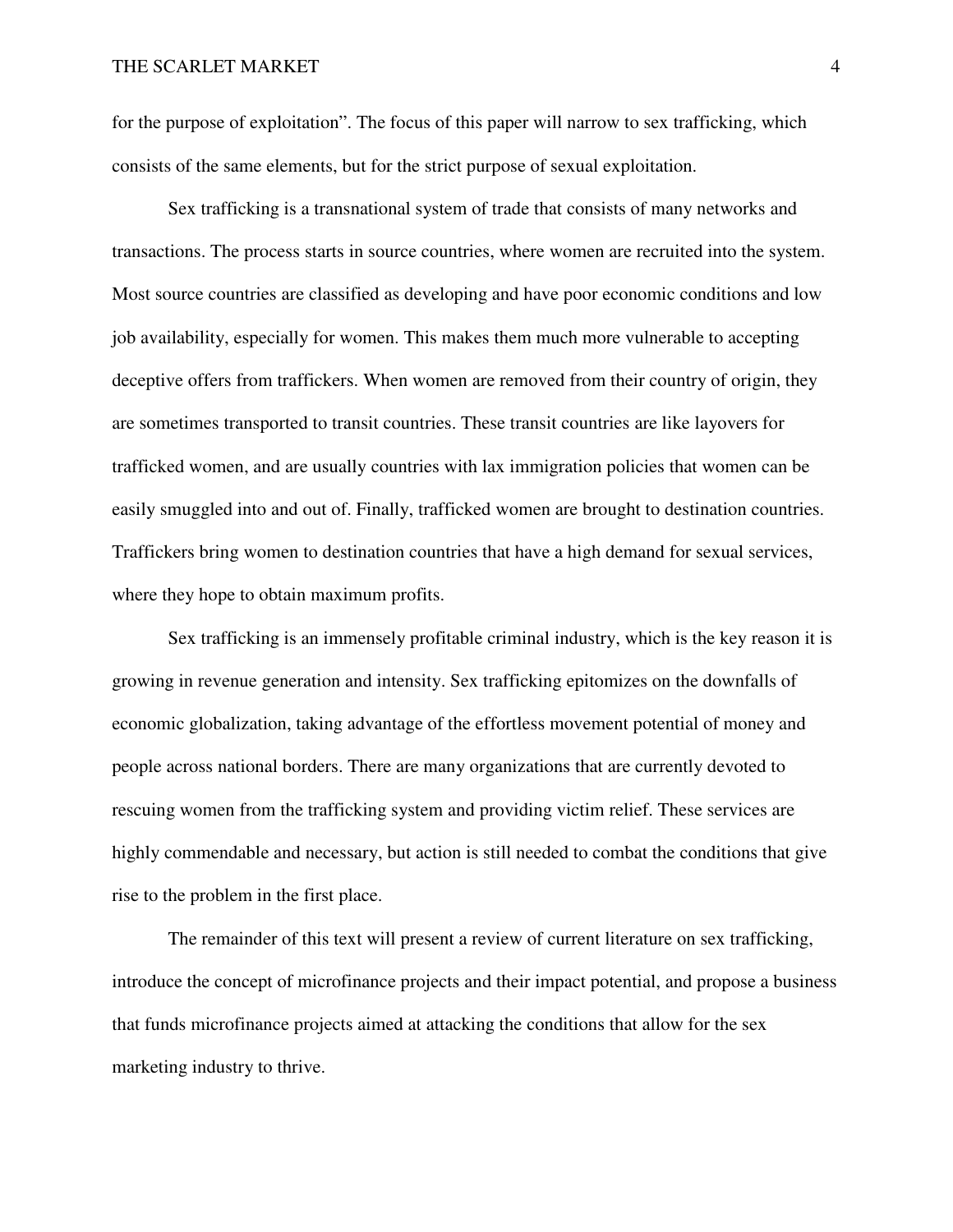for the purpose of exploitation". The focus of this paper will narrow to sex trafficking, which consists of the same elements, but for the strict purpose of sexual exploitation.

Sex trafficking is a transnational system of trade that consists of many networks and transactions. The process starts in source countries, where women are recruited into the system. Most source countries are classified as developing and have poor economic conditions and low job availability, especially for women. This makes them much more vulnerable to accepting deceptive offers from traffickers. When women are removed from their country of origin, they are sometimes transported to transit countries. These transit countries are like layovers for trafficked women, and are usually countries with lax immigration policies that women can be easily smuggled into and out of. Finally, trafficked women are brought to destination countries. Traffickers bring women to destination countries that have a high demand for sexual services, where they hope to obtain maximum profits.

Sex trafficking is an immensely profitable criminal industry, which is the key reason it is growing in revenue generation and intensity. Sex trafficking epitomizes on the downfalls of economic globalization, taking advantage of the effortless movement potential of money and people across national borders. There are many organizations that are currently devoted to rescuing women from the trafficking system and providing victim relief. These services are highly commendable and necessary, but action is still needed to combat the conditions that give rise to the problem in the first place.

The remainder of this text will present a review of current literature on sex trafficking, introduce the concept of microfinance projects and their impact potential, and propose a business that funds microfinance projects aimed at attacking the conditions that allow for the sex marketing industry to thrive.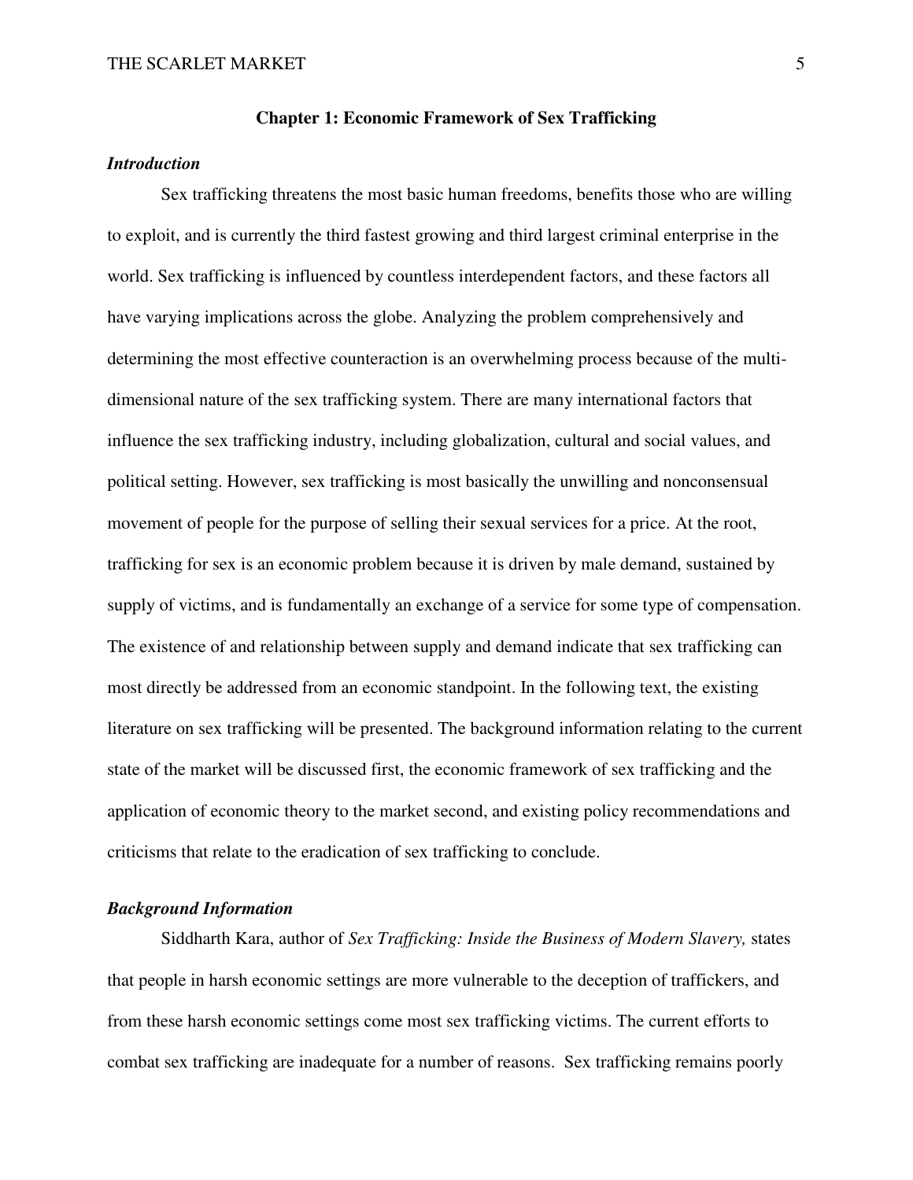## Chapter 1: Economic Framework of Sex Trafficking

### *Introduction*

Sex trafficking threatens the most basic human freedoms, benefits those who are willing to exploit, and is currently the third fastest growing and third largest criminal enterprise in the world. Sex trafficking is influenced by countless interdependent factors, and these factors all have varying implications across the globe. Analyzing the problem comprehensively and determining the most effective counteraction is an overwhelming process because of the multi-dimensional nature of the sex trafficking system. There are many international factors that influence the sex trafficking industry, including globalization, cultural and social values, and political setting. However, sex trafficking is most basically the unwilling and nonconsensual movement of people for the purpose of selling their sexual services for a price. At the root, trafficking for sex is an economic problem because it is driven by male demand, sustained by supply of victims, and is fundamentally an exchange of a service for some type of compensation. The existence of and relationship between supply and demand indicate that sex trafficking can most directly be addressed from an economic standpoint. In the following text, the existing literature on sex trafficking will be presented. The background information relating to the current state of the market will be discussed first, the economic framework of sex trafficking and the application of economic theory to the market second, and existing policy recommendations and criticisms that relate to the eradication of sex trafficking to conclude.

### *Background Information*

Siddharth Kara, author of *Sex Trafficking: Inside the Business of Modern Slavery,* states that people in harsh economic settings are more vulnerable to the deception of traffickers, and from these harsh economic settings come most sex trafficking victims. The current efforts to combat sex trafficking are inadequate for a number of reasons. Sex trafficking remains poorly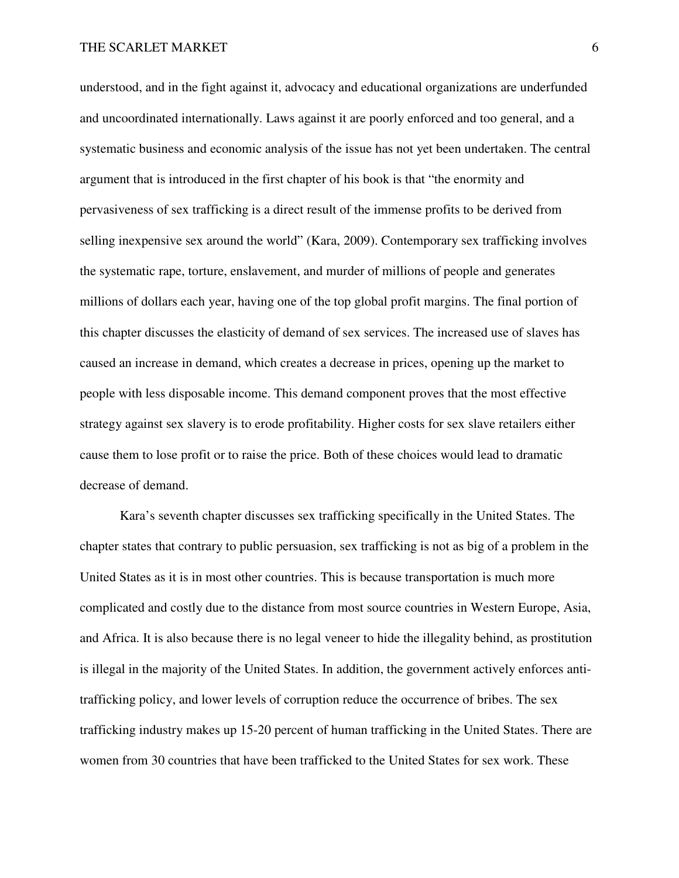understood, and in the fight against it, advocacy and educational organizations are underfunded and uncoordinated internationally. Laws against it are poorly enforced and too general, and a systematic business and economic analysis of the issue has not yet been undertaken. The central argument that is introduced in the first chapter of his book is that "the enormity and pervasiveness of sex trafficking is a direct result of the immense profits to be derived from selling inexpensive sex around the world" (Kara, 2009). Contemporary sex trafficking involves the systematic rape, torture, enslavement, and murder of millions of people and generates millions of dollars each year, having one of the top global profit margins. The final portion of this chapter discusses the elasticity of demand of sex services. The increased use of slaves has caused an increase in demand, which creates a decrease in prices, opening up the market to people with less disposable income. This demand component proves that the most effective strategy against sex slavery is to erode profitability. Higher costs for sex slave retailers either cause them to lose profit or to raise the price. Both of these choices would lead to dramatic decrease of demand.

Kara's seventh chapter discusses sex trafficking specifically in the United States. The chapter states that contrary to public persuasion, sex trafficking is not as big of a problem in the United States as it is in most other countries. This is because transportation is much more complicated and costly due to the distance from most source countries in Western Europe, Asia, and Africa. It is also because there is no legal veneer to hide the illegality behind, as prostitution is illegal in the majority of the United States. In addition, the government actively enforces anti-trafficking policy, and lower levels of corruption reduce the occurrence of bribes. The sex trafficking industry makes up 15-20 percent of human trafficking in the United States. There are women from 30 countries that have been trafficked to the United States for sex work. These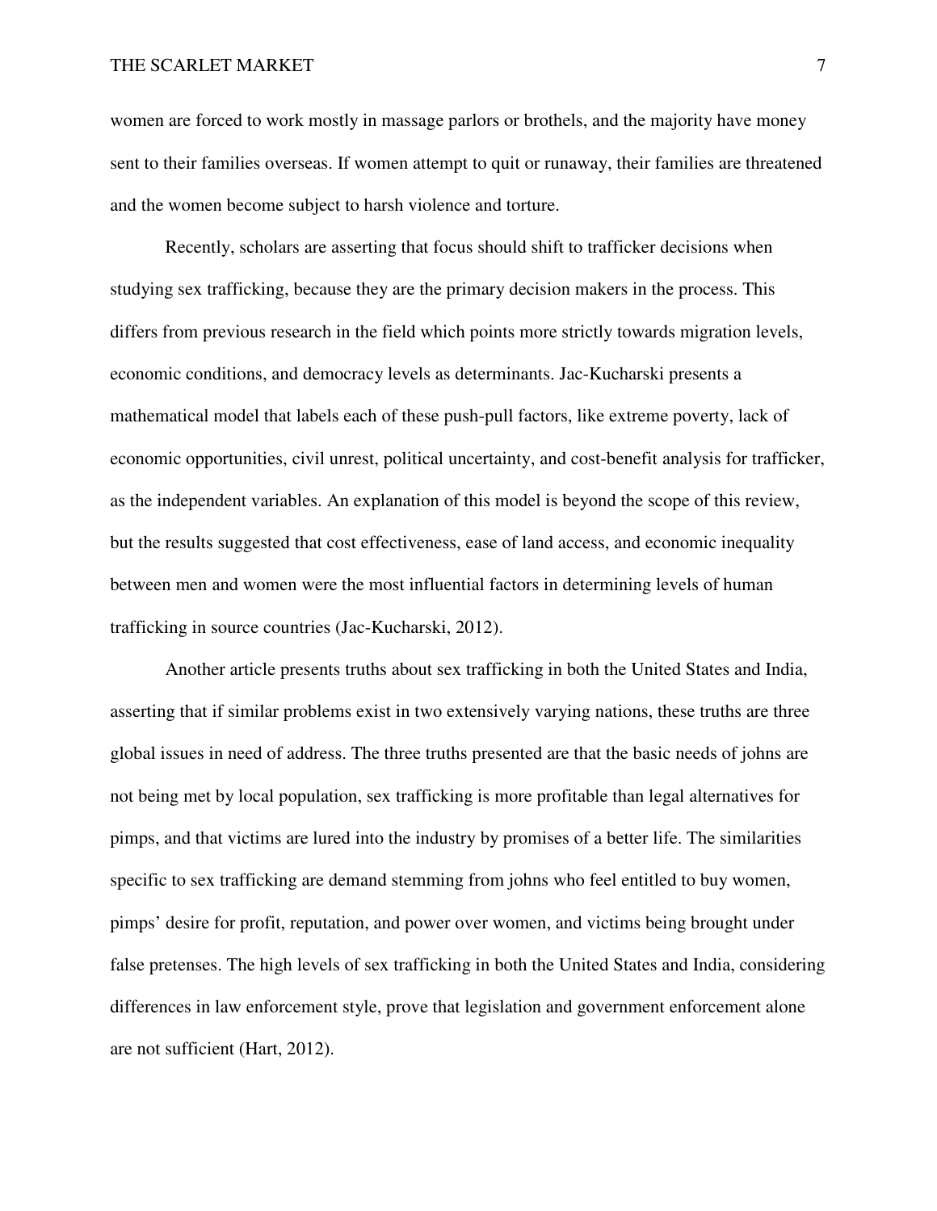women are forced to work mostly in massage parlors or brothels, and the majority have money sent to their families overseas. If women attempt to quit or runaway, their families are threatened and the women become subject to harsh violence and torture.

Recently, scholars are asserting that focus should shift to trafficker decisions when studying sex trafficking, because they are the primary decision makers in the process. This differs from previous research in the field which points more strictly towards migration levels, economic conditions, and democracy levels as determinants. Jac-Kucharski presents a mathematical model that labels each of these push-pull factors, like extreme poverty, lack of economic opportunities, civil unrest, political uncertainty, and cost-benefit analysis for trafficker, as the independent variables. An explanation of this model is beyond the scope of this review, but the results suggested that cost effectiveness, ease of land access, and economic inequality between men and women were the most influential factors in determining levels of human trafficking in source countries (Jac-Kucharski, 2012).

Another article presents truths about sex trafficking in both the United States and India, asserting that if similar problems exist in two extensively varying nations, these truths are three global issues in need of address. The three truths presented are that the basic needs of johns are not being met by local population, sex trafficking is more profitable than legal alternatives for pimps, and that victims are lured into the industry by promises of a better life. The similarities specific to sex trafficking are demand stemming from johns who feel entitled to buy women, pimps' desire for profit, reputation, and power over women, and victims being brought under false pretenses. The high levels of sex trafficking in both the United States and India, considering differences in law enforcement style, prove that legislation and government enforcement alone are not sufficient (Hart, 2012).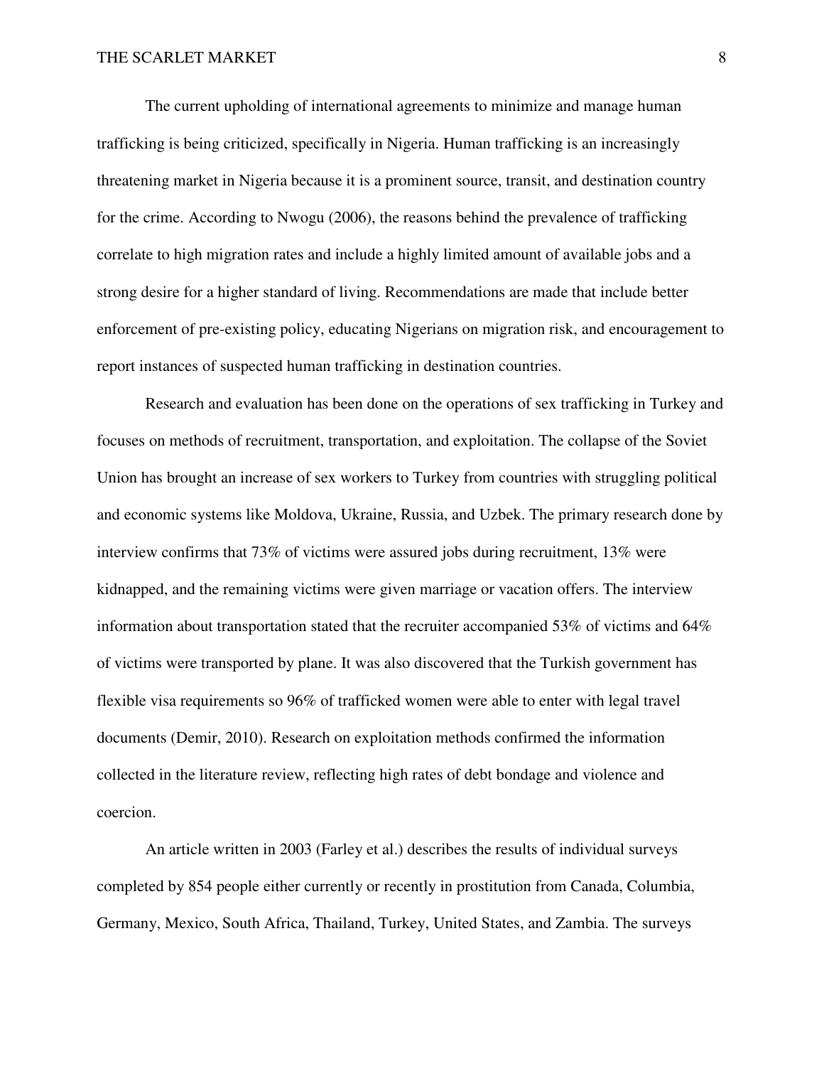The current upholding of international agreements to minimize and manage human trafficking is being criticized, specifically in Nigeria. Human trafficking is an increasingly threatening market in Nigeria because it is a prominent source, transit, and destination country for the crime. According to Nwogu (2006), the reasons behind the prevalence of trafficking correlate to high migration rates and include a highly limited amount of available jobs and a strong desire for a higher standard of living. Recommendations are made that include better enforcement of pre-existing policy, educating Nigerians on migration risk, and encouragement to report instances of suspected human trafficking in destination countries.

Research and evaluation has been done on the operations of sex trafficking in Turkey and focuses on methods of recruitment, transportation, and exploitation. The collapse of the Soviet Union has brought an increase of sex workers to Turkey from countries with struggling political and economic systems like Moldova, Ukraine, Russia, and Uzbek. The primary research done by interview confirms that 73% of victims were assured jobs during recruitment, 13% were kidnapped, and the remaining victims were given marriage or vacation offers. The interview information about transportation stated that the recruiter accompanied 53% of victims and 64% of victims were transported by plane. It was also discovered that the Turkish government has flexible visa requirements so 96% of trafficked women were able to enter with legal travel documents (Demir, 2010). Research on exploitation methods confirmed the information collected in the literature review, reflecting high rates of debt bondage and violence and coercion.

An article written in 2003 (Farley et al.) describes the results of individual surveys completed by 854 people either currently or recently in prostitution from Canada, Columbia, Germany, Mexico, South Africa, Thailand, Turkey, United States, and Zambia. The surveys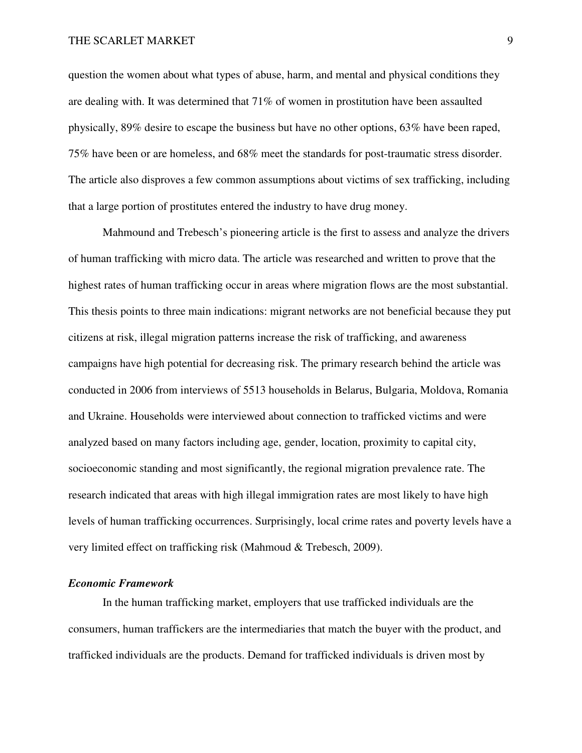question the women about what types of abuse, harm, and mental and physical conditions they are dealing with. It was determined that 71% of women in prostitution have been assaulted physically, 89% desire to escape the business but have no other options, 63% have been raped, 75% have been or are homeless, and 68% meet the standards for post-traumatic stress disorder. The article also disproves a few common assumptions about victims of sex trafficking, including that a large portion of prostitutes entered the industry to have drug money.

Mahmound and Trebesch's pioneering article is the first to assess and analyze the drivers of human trafficking with micro data. The article was researched and written to prove that the highest rates of human trafficking occur in areas where migration flows are the most substantial. This thesis points to three main indications: migrant networks are not beneficial because they put citizens at risk, illegal migration patterns increase the risk of trafficking, and awareness campaigns have high potential for decreasing risk. The primary research behind the article was conducted in 2006 from interviews of 5513 households in Belarus, Bulgaria, Moldova, Romania and Ukraine. Households were interviewed about connection to trafficked victims and were analyzed based on many factors including age, gender, location, proximity to capital city, socioeconomic standing and most significantly, the regional migration prevalence rate. The research indicated that areas with high illegal immigration rates are most likely to have high levels of human trafficking occurrences. Surprisingly, local crime rates and poverty levels have a very limited effect on trafficking risk (Mahmoud & Trebesch, 2009).

### *Economic Framework*

In the human trafficking market, employers that use trafficked individuals are the consumers, human traffickers are the intermediaries that match the buyer with the product, and trafficked individuals are the products. Demand for trafficked individuals is driven most by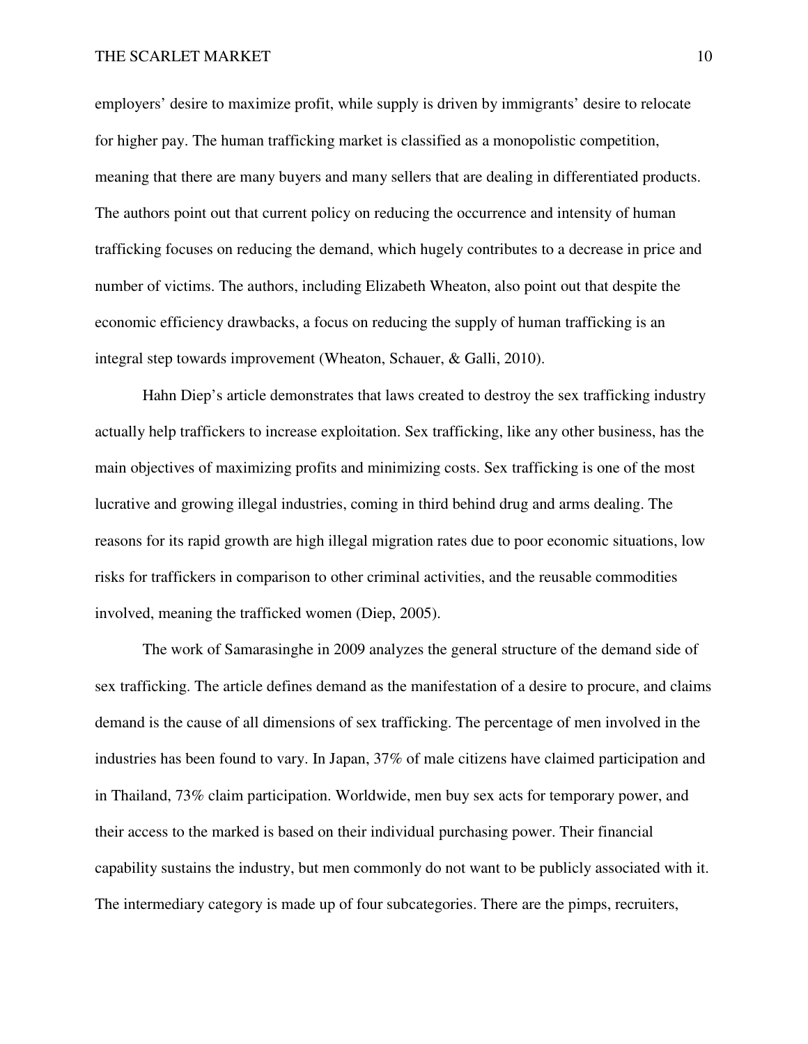employers' desire to maximize profit, while supply is driven by immigrants' desire to relocate for higher pay. The human trafficking market is classified as a monopolistic competition, meaning that there are many buyers and many sellers that are dealing in differentiated products. The authors point out that current policy on reducing the occurrence and intensity of human trafficking focuses on reducing the demand, which hugely contributes to a decrease in price and number of victims. The authors, including Elizabeth Wheaton, also point out that despite the economic efficiency drawbacks, a focus on reducing the supply of human trafficking is an integral step towards improvement (Wheaton, Schauer, & Galli, 2010).

Hahn Diep's article demonstrates that laws created to destroy the sex trafficking industry actually help traffickers to increase exploitation. Sex trafficking, like any other business, has the main objectives of maximizing profits and minimizing costs. Sex trafficking is one of the most lucrative and growing illegal industries, coming in third behind drug and arms dealing. The reasons for its rapid growth are high illegal migration rates due to poor economic situations, low risks for traffickers in comparison to other criminal activities, and the reusable commodities involved, meaning the trafficked women (Diep, 2005).

The work of Samarasinghe in 2009 analyzes the general structure of the demand side of sex trafficking. The article defines demand as the manifestation of a desire to procure, and claims demand is the cause of all dimensions of sex trafficking. The percentage of men involved in the industries has been found to vary. In Japan, 37% of male citizens have claimed participation and in Thailand, 73% claim participation. Worldwide, men buy sex acts for temporary power, and their access to the marked is based on their individual purchasing power. Their financial capability sustains the industry, but men commonly do not want to be publicly associated with it. The intermediary category is made up of four subcategories. There are the pimps, recruiters,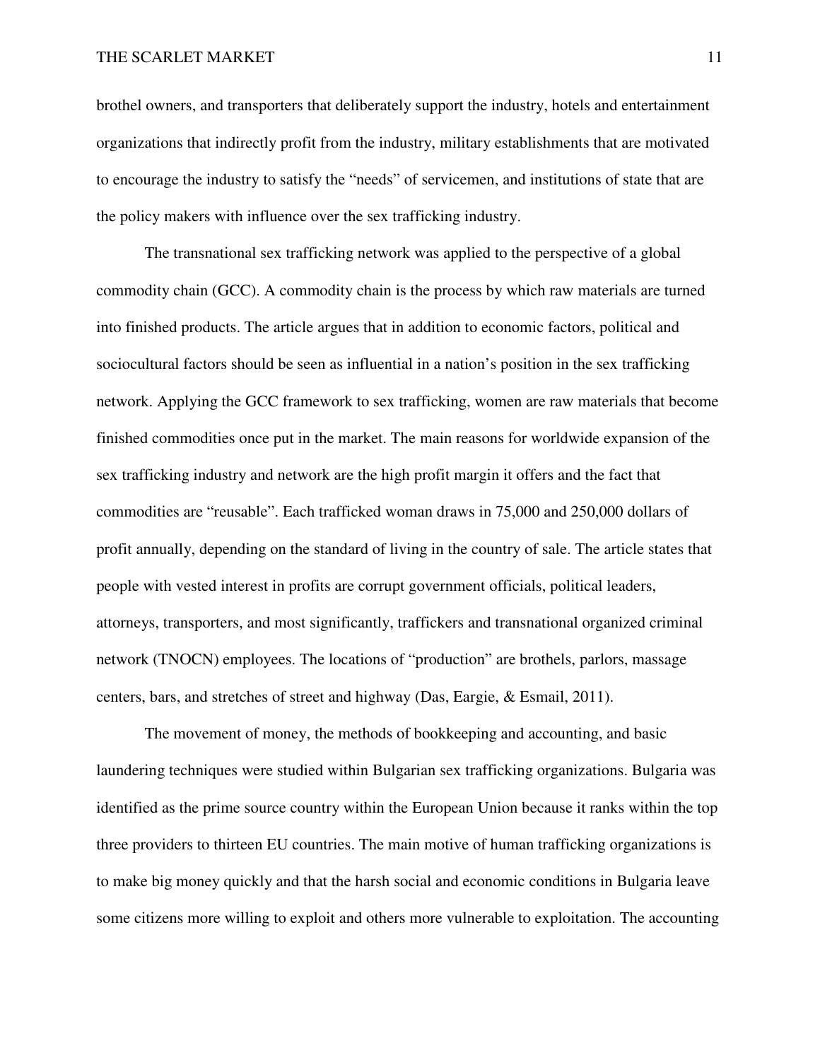brothel owners, and transporters that deliberately support the industry, hotels and entertainment organizations that indirectly profit from the industry, military establishments that are motivated to encourage the industry to satisfy the "needs" of servicemen, and institutions of state that are the policy makers with influence over the sex trafficking industry.

The transnational sex trafficking network was applied to the perspective of a global commodity chain (GCC). A commodity chain is the process by which raw materials are turned into finished products. The article argues that in addition to economic factors, political and sociocultural factors should be seen as influential in a nation's position in the sex trafficking network. Applying the GCC framework to sex trafficking, women are raw materials that become finished commodities once put in the market. The main reasons for worldwide expansion of the sex trafficking industry and network are the high profit margin it offers and the fact that commodities are "reusable". Each trafficked woman draws in 75,000 and 250,000 dollars of profit annually, depending on the standard of living in the country of sale. The article states that people with vested interest in profits are corrupt government officials, political leaders, attorneys, transporters, and most significantly, traffickers and transnational organized criminal network (TNOCN) employees. The locations of "production" are brothels, parlors, massage centers, bars, and stretches of street and highway (Das, Eargie, & Esmail, 2011).

The movement of money, the methods of bookkeeping and accounting, and basic laundering techniques were studied within Bulgarian sex trafficking organizations. Bulgaria was identified as the prime source country within the European Union because it ranks within the top three providers to thirteen EU countries. The main motive of human trafficking organizations is to make big money quickly and that the harsh social and economic conditions in Bulgaria leave some citizens more willing to exploit and others more vulnerable to exploitation. The accounting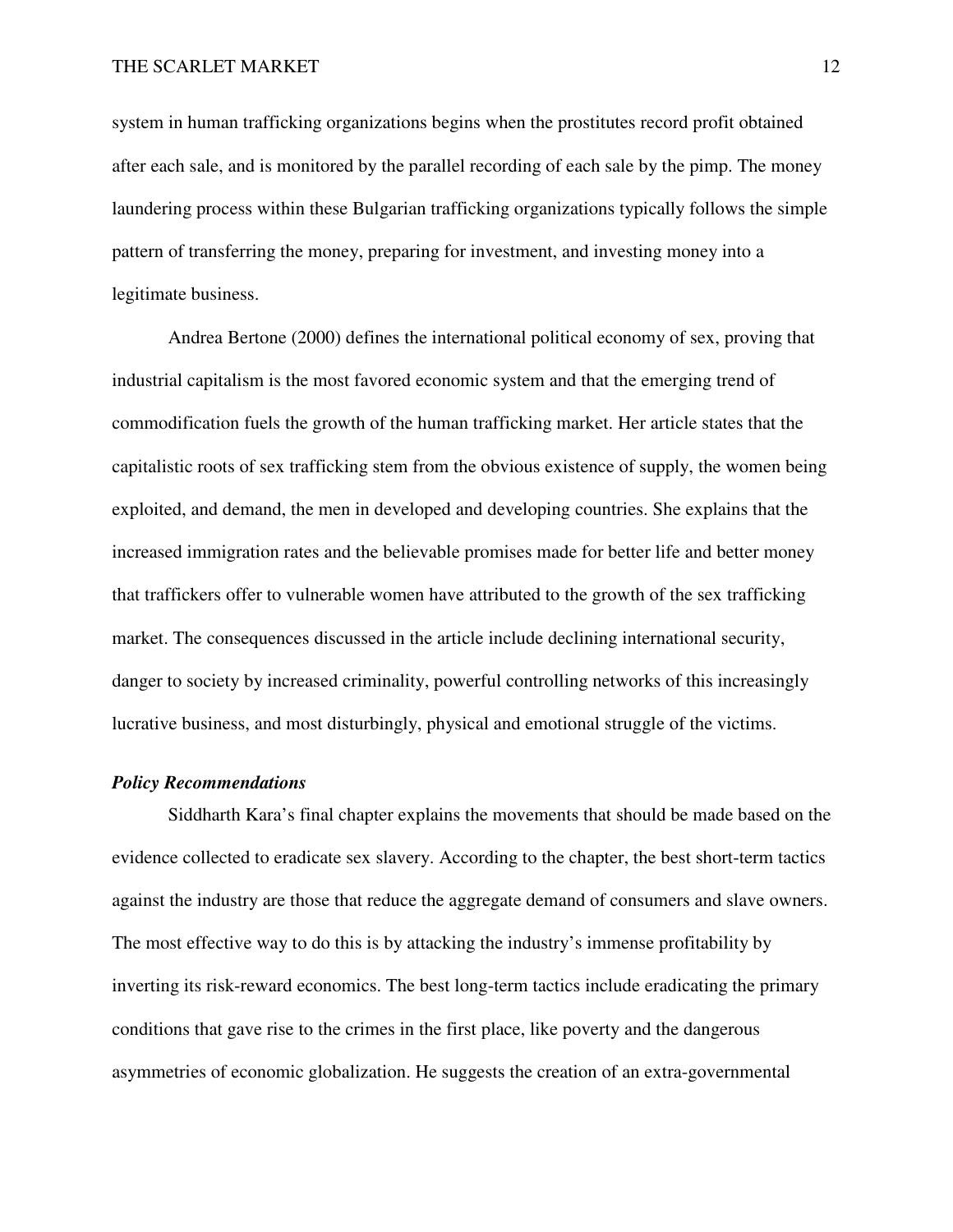system in human trafficking organizations begins when the prostitutes record profit obtained after each sale, and is monitored by the parallel recording of each sale by the pimp. The money laundering process within these Bulgarian trafficking organizations typically follows the simple pattern of transferring the money, preparing for investment, and investing money into a legitimate business.

Andrea Bertone (2000) defines the international political economy of sex, proving that industrial capitalism is the most favored economic system and that the emerging trend of commodification fuels the growth of the human trafficking market. Her article states that the capitalistic roots of sex trafficking stem from the obvious existence of supply, the women being exploited, and demand, the men in developed and developing countries. She explains that the increased immigration rates and the believable promises made for better life and better money that traffickers offer to vulnerable women have attributed to the growth of the sex trafficking market. The consequences discussed in the article include declining international security, danger to society by increased criminality, powerful controlling networks of this increasingly lucrative business, and most disturbingly, physical and emotional struggle of the victims.

***Policy Recommendations***

Siddharth Kara's final chapter explains the movements that should be made based on the evidence collected to eradicate sex slavery. According to the chapter, the best short-term tactics against the industry are those that reduce the aggregate demand of consumers and slave owners. The most effective way to do this is by attacking the industry's immense profitability by inverting its risk-reward economics. The best long-term tactics include eradicating the primary conditions that gave rise to the crimes in the first place, like poverty and the dangerous asymmetries of economic globalization. He suggests the creation of an extra-governmental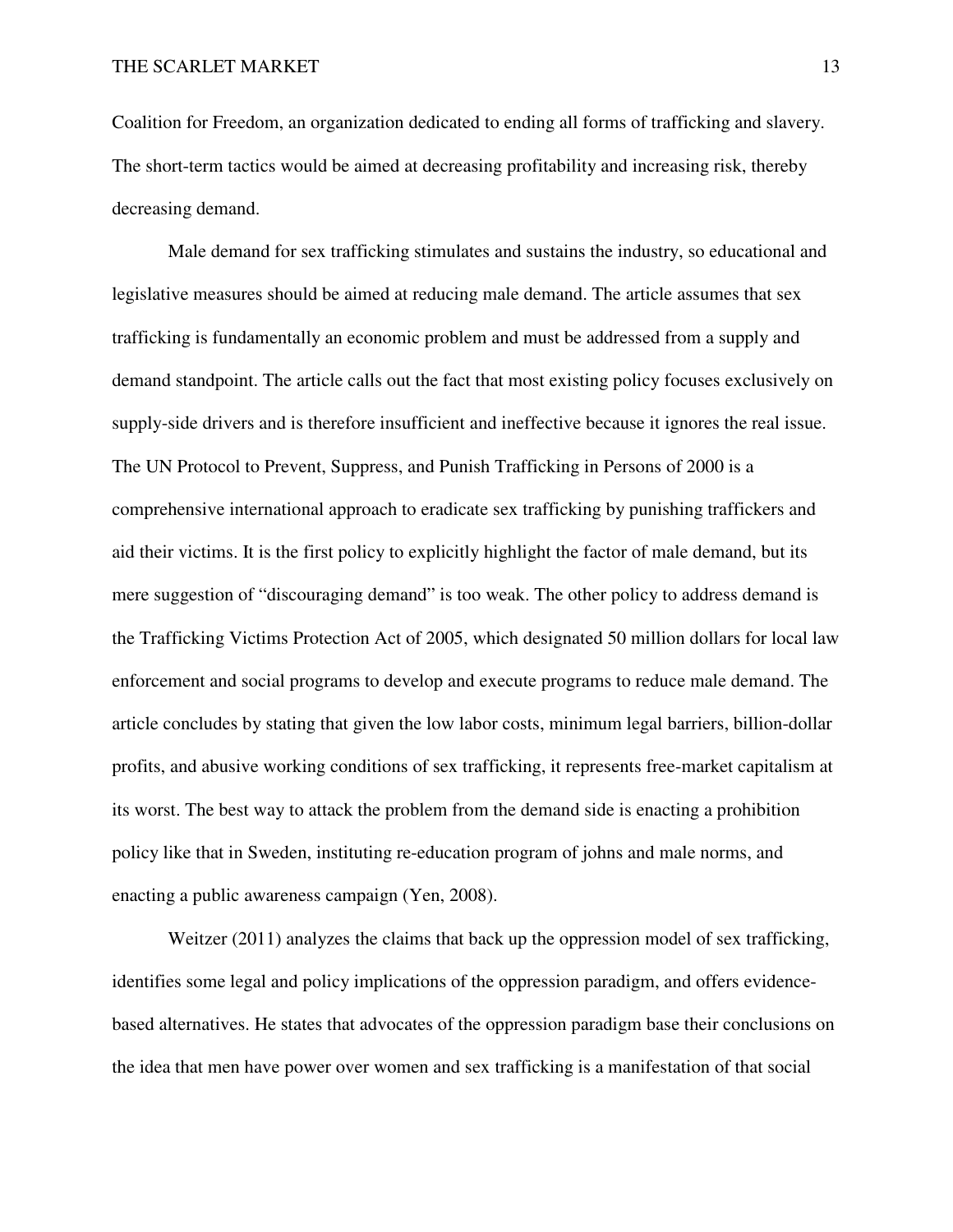Coalition for Freedom, an organization dedicated to ending all forms of trafficking and slavery. The short-term tactics would be aimed at decreasing profitability and increasing risk, thereby decreasing demand.

Male demand for sex trafficking stimulates and sustains the industry, so educational and legislative measures should be aimed at reducing male demand. The article assumes that sex trafficking is fundamentally an economic problem and must be addressed from a supply and demand standpoint. The article calls out the fact that most existing policy focuses exclusively on supply-side drivers and is therefore insufficient and ineffective because it ignores the real issue. The UN Protocol to Prevent, Suppress, and Punish Trafficking in Persons of 2000 is a comprehensive international approach to eradicate sex trafficking by punishing traffickers and aid their victims. It is the first policy to explicitly highlight the factor of male demand, but its mere suggestion of "discouraging demand" is too weak. The other policy to address demand is the Trafficking Victims Protection Act of 2005, which designated 50 million dollars for local law enforcement and social programs to develop and execute programs to reduce male demand. The article concludes by stating that given the low labor costs, minimum legal barriers, billion-dollar profits, and abusive working conditions of sex trafficking, it represents free-market capitalism at its worst. The best way to attack the problem from the demand side is enacting a prohibition policy like that in Sweden, instituting re-education program of johns and male norms, and enacting a public awareness campaign (Yen, 2008).

Weitzer (2011) analyzes the claims that back up the oppression model of sex trafficking, identifies some legal and policy implications of the oppression paradigm, and offers evidence-based alternatives. He states that advocates of the oppression paradigm base their conclusions on the idea that men have power over women and sex trafficking is a manifestation of that social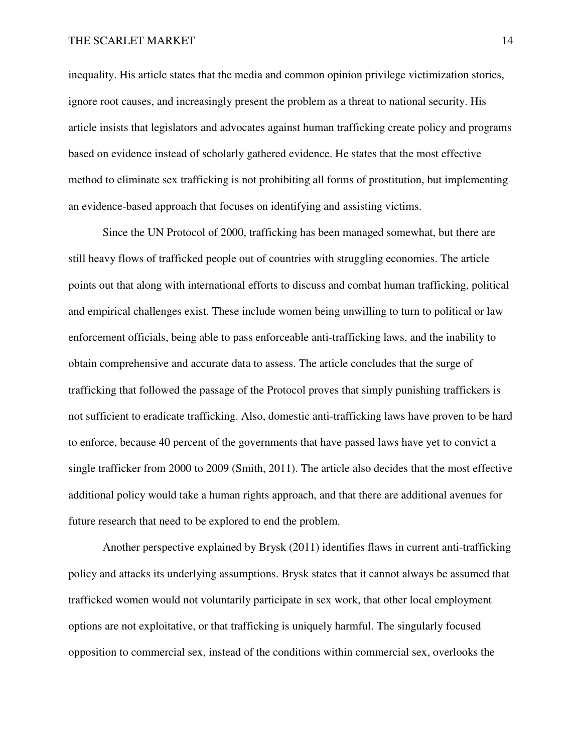inequality. His article states that the media and common opinion privilege victimization stories, ignore root causes, and increasingly present the problem as a threat to national security. His article insists that legislators and advocates against human trafficking create policy and programs based on evidence instead of scholarly gathered evidence. He states that the most effective method to eliminate sex trafficking is not prohibiting all forms of prostitution, but implementing an evidence-based approach that focuses on identifying and assisting victims.

Since the UN Protocol of 2000, trafficking has been managed somewhat, but there are still heavy flows of trafficked people out of countries with struggling economies. The article points out that along with international efforts to discuss and combat human trafficking, political and empirical challenges exist. These include women being unwilling to turn to political or law enforcement officials, being able to pass enforceable anti-trafficking laws, and the inability to obtain comprehensive and accurate data to assess. The article concludes that the surge of trafficking that followed the passage of the Protocol proves that simply punishing traffickers is not sufficient to eradicate trafficking. Also, domestic anti-trafficking laws have proven to be hard to enforce, because 40 percent of the governments that have passed laws have yet to convict a single trafficker from 2000 to 2009 (Smith, 2011). The article also decides that the most effective additional policy would take a human rights approach, and that there are additional avenues for future research that need to be explored to end the problem.

Another perspective explained by Brysk (2011) identifies flaws in current anti-trafficking policy and attacks its underlying assumptions. Brysk states that it cannot always be assumed that trafficked women would not voluntarily participate in sex work, that other local employment options are not exploitative, or that trafficking is uniquely harmful. The singularly focused opposition to commercial sex, instead of the conditions within commercial sex, overlooks the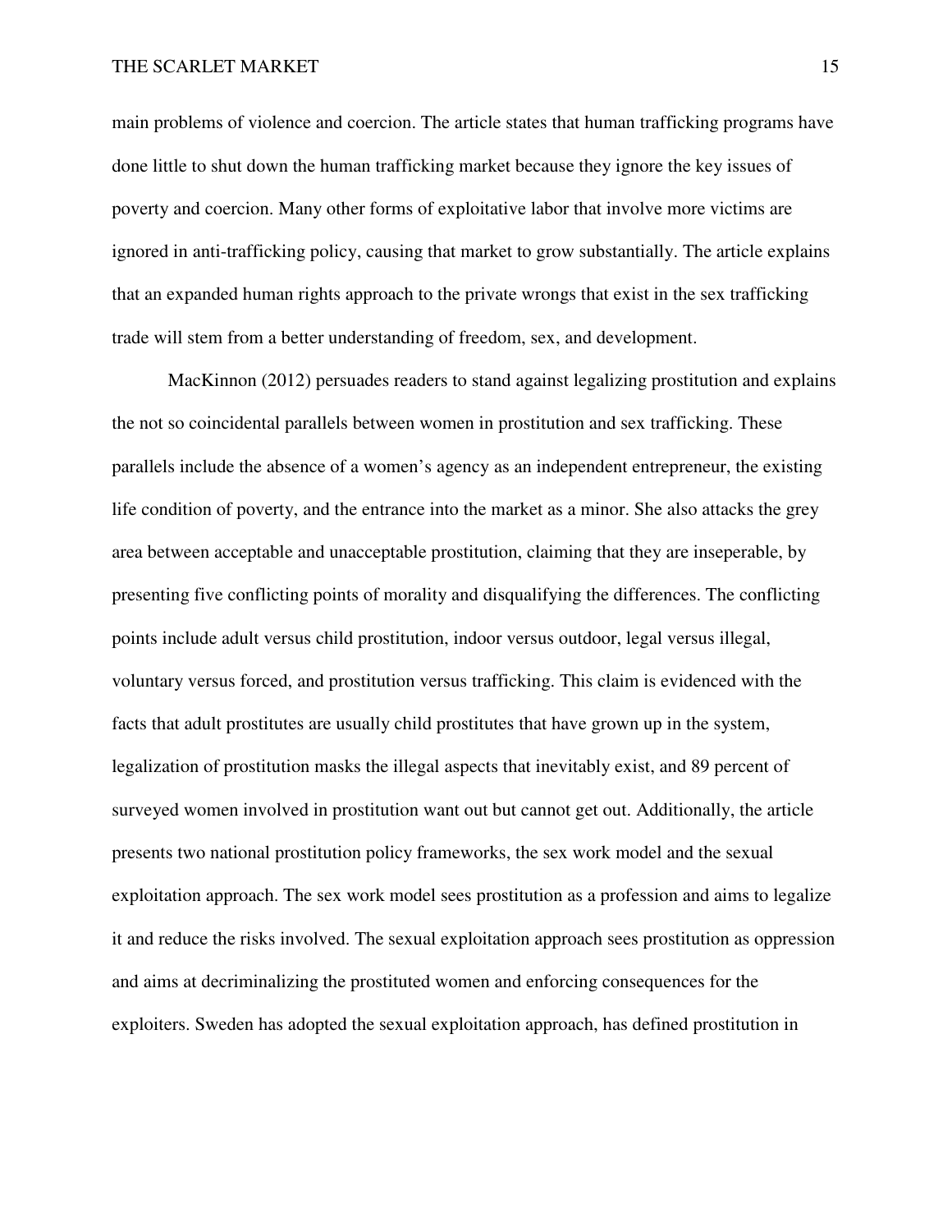main problems of violence and coercion. The article states that human trafficking programs have done little to shut down the human trafficking market because they ignore the key issues of poverty and coercion. Many other forms of exploitative labor that involve more victims are ignored in anti-trafficking policy, causing that market to grow substantially. The article explains that an expanded human rights approach to the private wrongs that exist in the sex trafficking trade will stem from a better understanding of freedom, sex, and development.

MacKinnon (2012) persuades readers to stand against legalizing prostitution and explains the not so coincidental parallels between women in prostitution and sex trafficking. These parallels include the absence of a women's agency as an independent entrepreneur, the existing life condition of poverty, and the entrance into the market as a minor. She also attacks the grey area between acceptable and unacceptable prostitution, claiming that they are inseperable, by presenting five conflicting points of morality and disqualifying the differences. The conflicting points include adult versus child prostitution, indoor versus outdoor, legal versus illegal, voluntary versus forced, and prostitution versus trafficking. This claim is evidenced with the facts that adult prostitutes are usually child prostitutes that have grown up in the system, legalization of prostitution masks the illegal aspects that inevitably exist, and 89 percent of surveyed women involved in prostitution want out but cannot get out. Additionally, the article presents two national prostitution policy frameworks, the sex work model and the sexual exploitation approach. The sex work model sees prostitution as a profession and aims to legalize it and reduce the risks involved. The sexual exploitation approach sees prostitution as oppression and aims at decriminalizing the prostituted women and enforcing consequences for the exploiters. Sweden has adopted the sexual exploitation approach, has defined prostitution in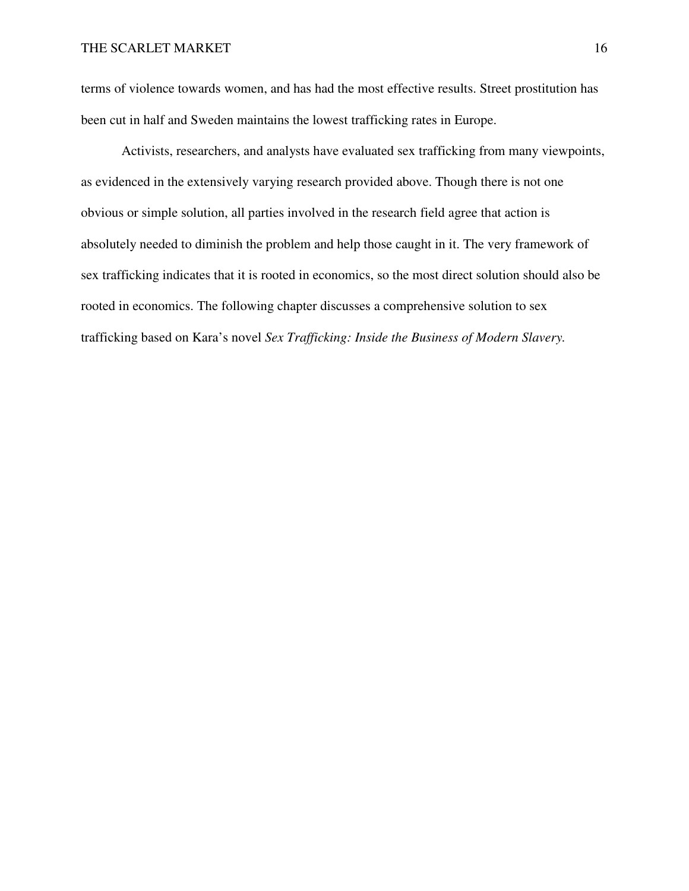terms of violence towards women, and has had the most effective results. Street prostitution has been cut in half and Sweden maintains the lowest trafficking rates in Europe.

Activists, researchers, and analysts have evaluated sex trafficking from many viewpoints, as evidenced in the extensively varying research provided above. Though there is not one obvious or simple solution, all parties involved in the research field agree that action is absolutely needed to diminish the problem and help those caught in it. The very framework of sex trafficking indicates that it is rooted in economics, so the most direct solution should also be rooted in economics. The following chapter discusses a comprehensive solution to sex trafficking based on Kara's novel *Sex Trafficking: Inside the Business of Modern Slavery.*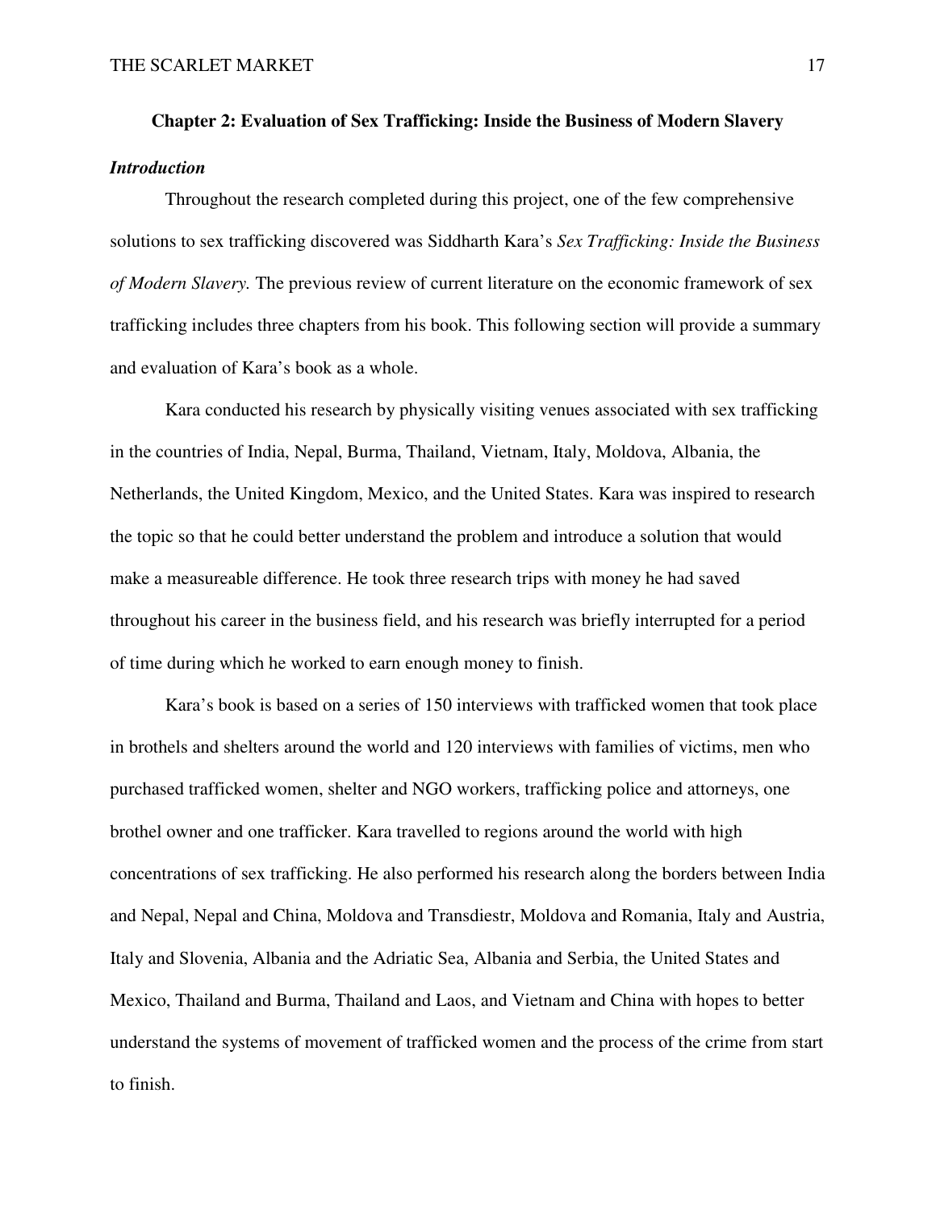## Chapter 2: Evaluation of Sex Trafficking: Inside the Business of Modern Slavery

### *Introduction*

Throughout the research completed during this project, one of the few comprehensive solutions to sex trafficking discovered was Siddharth Kara's *Sex Trafficking: Inside the Business of Modern Slavery.* The previous review of current literature on the economic framework of sex trafficking includes three chapters from his book. This following section will provide a summary and evaluation of Kara's book as a whole.

Kara conducted his research by physically visiting venues associated with sex trafficking in the countries of India, Nepal, Burma, Thailand, Vietnam, Italy, Moldova, Albania, the Netherlands, the United Kingdom, Mexico, and the United States. Kara was inspired to research the topic so that he could better understand the problem and introduce a solution that would make a measureable difference. He took three research trips with money he had saved throughout his career in the business field, and his research was briefly interrupted for a period of time during which he worked to earn enough money to finish.

Kara's book is based on a series of 150 interviews with trafficked women that took place in brothels and shelters around the world and 120 interviews with families of victims, men who purchased trafficked women, shelter and NGO workers, trafficking police and attorneys, one brothel owner and one trafficker. Kara travelled to regions around the world with high concentrations of sex trafficking. He also performed his research along the borders between India and Nepal, Nepal and China, Moldova and Transdiestr, Moldova and Romania, Italy and Austria, Italy and Slovenia, Albania and the Adriatic Sea, Albania and Serbia, the United States and Mexico, Thailand and Burma, Thailand and Laos, and Vietnam and China with hopes to better understand the systems of movement of trafficked women and the process of the crime from start to finish.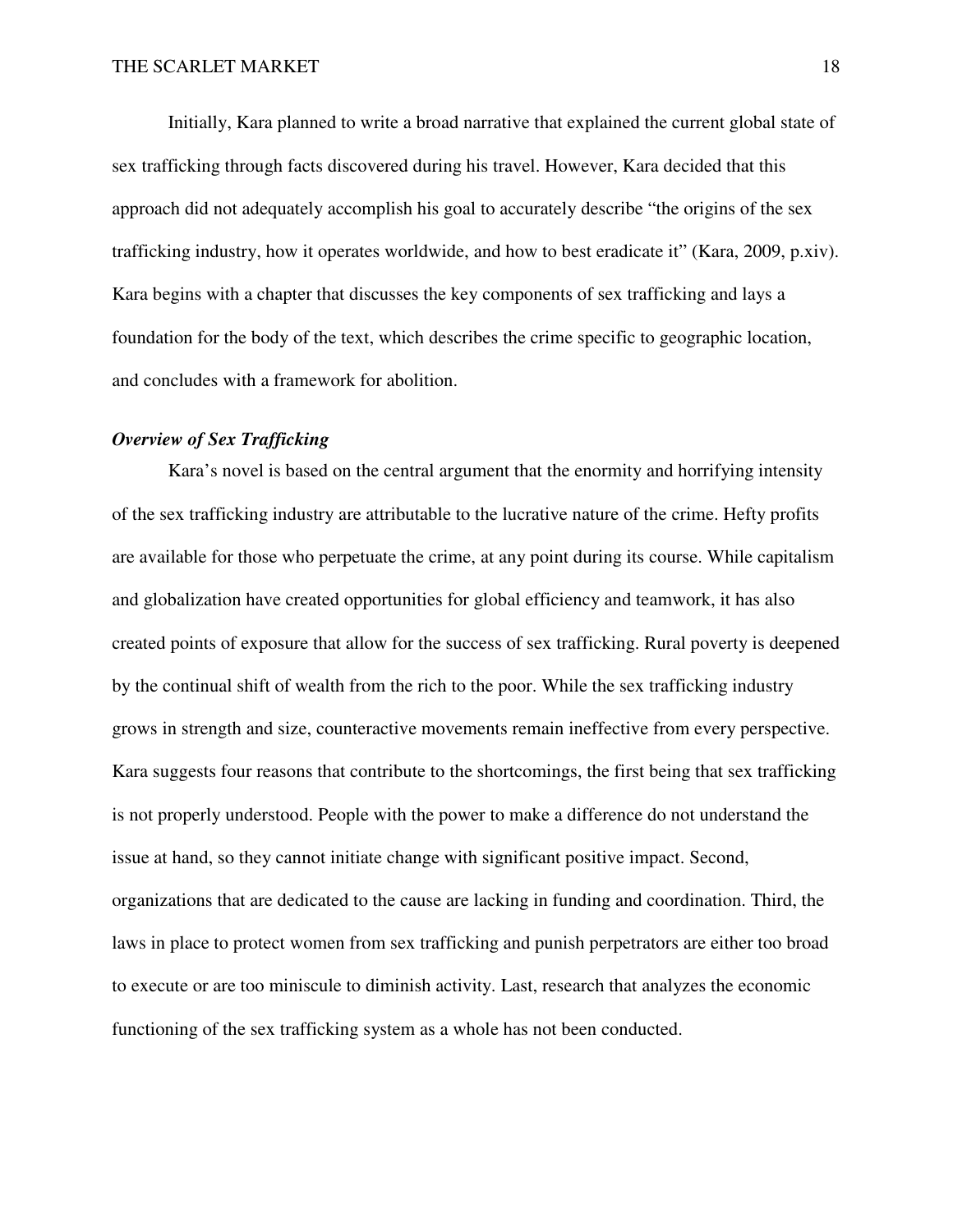Initially, Kara planned to write a broad narrative that explained the current global state of sex trafficking through facts discovered during his travel. However, Kara decided that this approach did not adequately accomplish his goal to accurately describe "the origins of the sex trafficking industry, how it operates worldwide, and how to best eradicate it" (Kara, 2009, p.xiv). Kara begins with a chapter that discusses the key components of sex trafficking and lays a foundation for the body of the text, which describes the crime specific to geographic location, and concludes with a framework for abolition.

### *Overview of Sex Trafficking*

Kara's novel is based on the central argument that the enormity and horrifying intensity of the sex trafficking industry are attributable to the lucrative nature of the crime. Hefty profits are available for those who perpetuate the crime, at any point during its course. While capitalism and globalization have created opportunities for global efficiency and teamwork, it has also created points of exposure that allow for the success of sex trafficking. Rural poverty is deepened by the continual shift of wealth from the rich to the poor. While the sex trafficking industry grows in strength and size, counteractive movements remain ineffective from every perspective. Kara suggests four reasons that contribute to the shortcomings, the first being that sex trafficking is not properly understood. People with the power to make a difference do not understand the issue at hand, so they cannot initiate change with significant positive impact. Second, organizations that are dedicated to the cause are lacking in funding and coordination. Third, the laws in place to protect women from sex trafficking and punish perpetrators are either too broad to execute or are too miniscule to diminish activity. Last, research that analyzes the economic functioning of the sex trafficking system as a whole has not been conducted.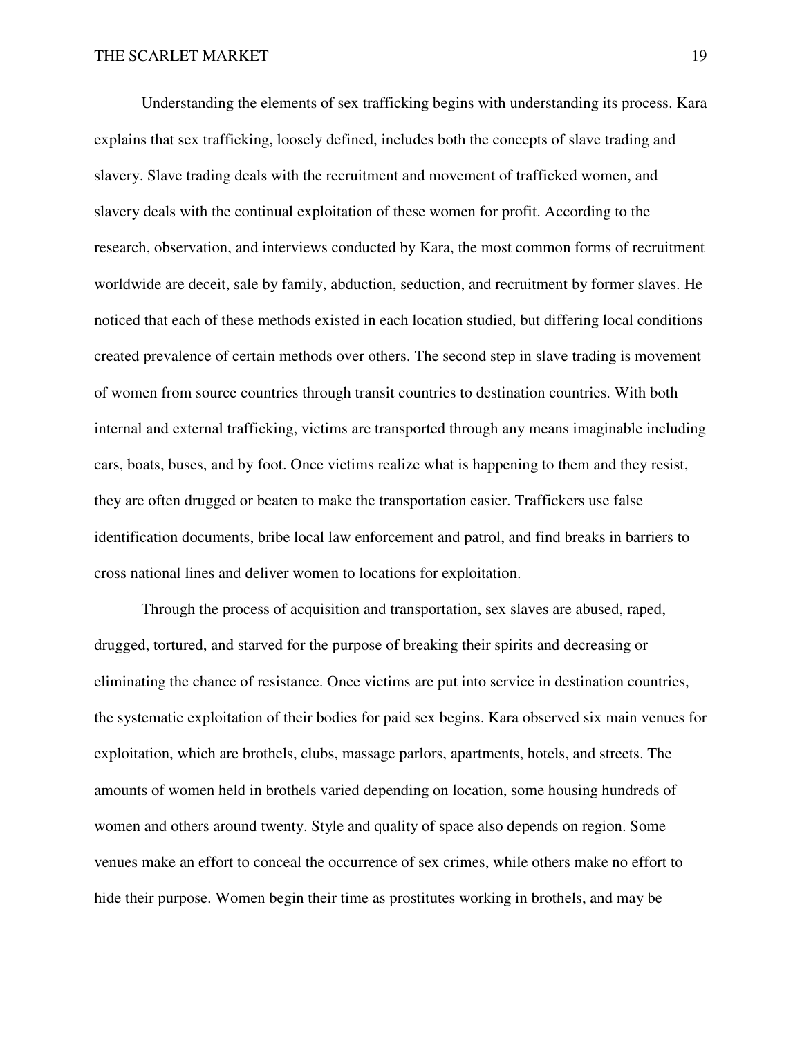Understanding the elements of sex trafficking begins with understanding its process. Kara explains that sex trafficking, loosely defined, includes both the concepts of slave trading and slavery. Slave trading deals with the recruitment and movement of trafficked women, and slavery deals with the continual exploitation of these women for profit. According to the research, observation, and interviews conducted by Kara, the most common forms of recruitment worldwide are deceit, sale by family, abduction, seduction, and recruitment by former slaves. He noticed that each of these methods existed in each location studied, but differing local conditions created prevalence of certain methods over others. The second step in slave trading is movement of women from source countries through transit countries to destination countries. With both internal and external trafficking, victims are transported through any means imaginable including cars, boats, buses, and by foot. Once victims realize what is happening to them and they resist, they are often drugged or beaten to make the transportation easier. Traffickers use false identification documents, bribe local law enforcement and patrol, and find breaks in barriers to cross national lines and deliver women to locations for exploitation.

Through the process of acquisition and transportation, sex slaves are abused, raped, drugged, tortured, and starved for the purpose of breaking their spirits and decreasing or eliminating the chance of resistance. Once victims are put into service in destination countries, the systematic exploitation of their bodies for paid sex begins. Kara observed six main venues for exploitation, which are brothels, clubs, massage parlors, apartments, hotels, and streets. The amounts of women held in brothels varied depending on location, some housing hundreds of women and others around twenty. Style and quality of space also depends on region. Some venues make an effort to conceal the occurrence of sex crimes, while others make no effort to hide their purpose. Women begin their time as prostitutes working in brothels, and may be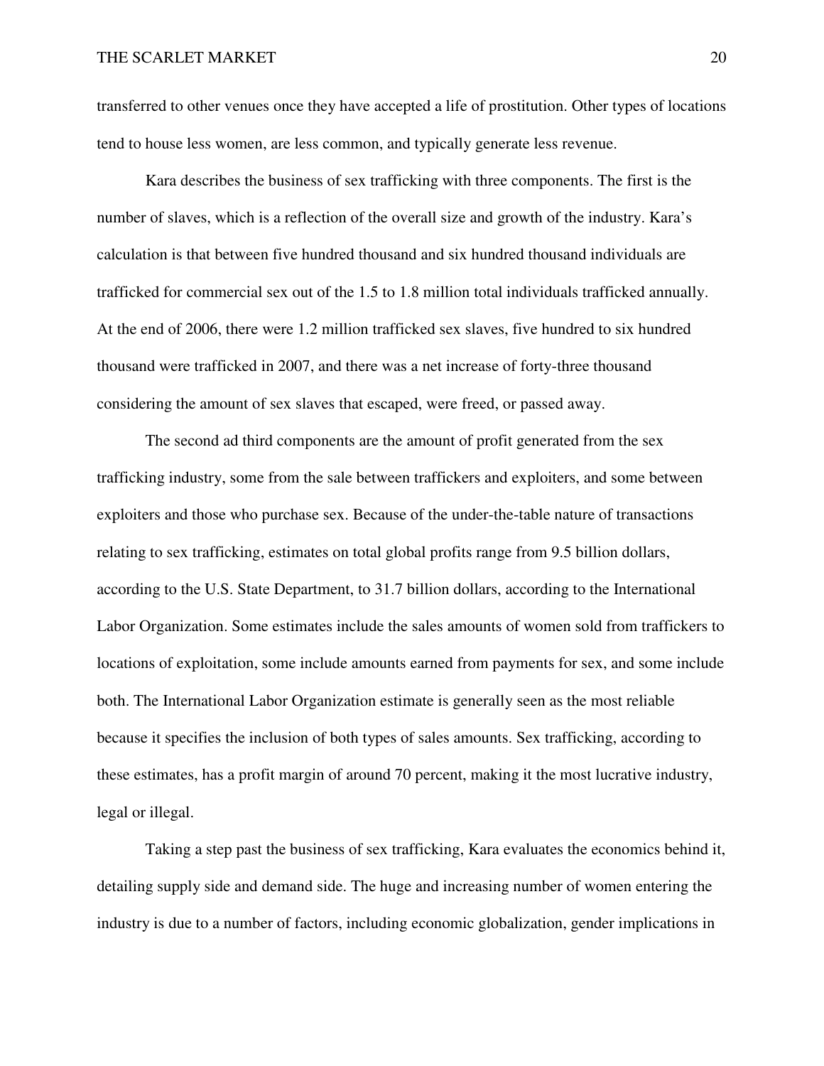transferred to other venues once they have accepted a life of prostitution. Other types of locations tend to house less women, are less common, and typically generate less revenue.

Kara describes the business of sex trafficking with three components. The first is the number of slaves, which is a reflection of the overall size and growth of the industry. Kara's calculation is that between five hundred thousand and six hundred thousand individuals are trafficked for commercial sex out of the 1.5 to 1.8 million total individuals trafficked annually. At the end of 2006, there were 1.2 million trafficked sex slaves, five hundred to six hundred thousand were trafficked in 2007, and there was a net increase of forty-three thousand considering the amount of sex slaves that escaped, were freed, or passed away.

The second ad third components are the amount of profit generated from the sex trafficking industry, some from the sale between traffickers and exploiters, and some between exploiters and those who purchase sex. Because of the under-the-table nature of transactions relating to sex trafficking, estimates on total global profits range from 9.5 billion dollars, according to the U.S. State Department, to 31.7 billion dollars, according to the International Labor Organization. Some estimates include the sales amounts of women sold from traffickers to locations of exploitation, some include amounts earned from payments for sex, and some include both. The International Labor Organization estimate is generally seen as the most reliable because it specifies the inclusion of both types of sales amounts. Sex trafficking, according to these estimates, has a profit margin of around 70 percent, making it the most lucrative industry, legal or illegal.

Taking a step past the business of sex trafficking, Kara evaluates the economics behind it, detailing supply side and demand side. The huge and increasing number of women entering the industry is due to a number of factors, including economic globalization, gender implications in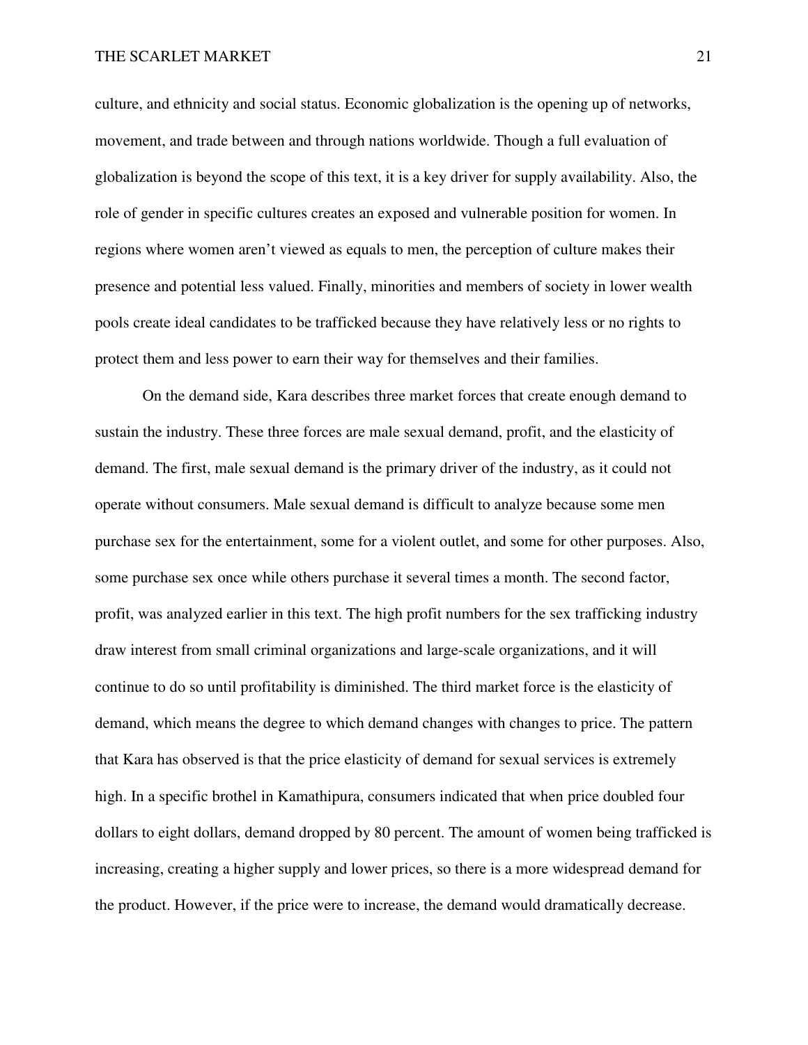culture, and ethnicity and social status. Economic globalization is the opening up of networks, movement, and trade between and through nations worldwide. Though a full evaluation of globalization is beyond the scope of this text, it is a key driver for supply availability. Also, the role of gender in specific cultures creates an exposed and vulnerable position for women. In regions where women aren't viewed as equals to men, the perception of culture makes their presence and potential less valued. Finally, minorities and members of society in lower wealth pools create ideal candidates to be trafficked because they have relatively less or no rights to protect them and less power to earn their way for themselves and their families.

On the demand side, Kara describes three market forces that create enough demand to sustain the industry. These three forces are male sexual demand, profit, and the elasticity of demand. The first, male sexual demand is the primary driver of the industry, as it could not operate without consumers. Male sexual demand is difficult to analyze because some men purchase sex for the entertainment, some for a violent outlet, and some for other purposes. Also, some purchase sex once while others purchase it several times a month. The second factor, profit, was analyzed earlier in this text. The high profit numbers for the sex trafficking industry draw interest from small criminal organizations and large-scale organizations, and it will continue to do so until profitability is diminished. The third market force is the elasticity of demand, which means the degree to which demand changes with changes to price. The pattern that Kara has observed is that the price elasticity of demand for sexual services is extremely high. In a specific brothel in Kamathipura, consumers indicated that when price doubled four dollars to eight dollars, demand dropped by 80 percent. The amount of women being trafficked is increasing, creating a higher supply and lower prices, so there is a more widespread demand for the product. However, if the price were to increase, the demand would dramatically decrease.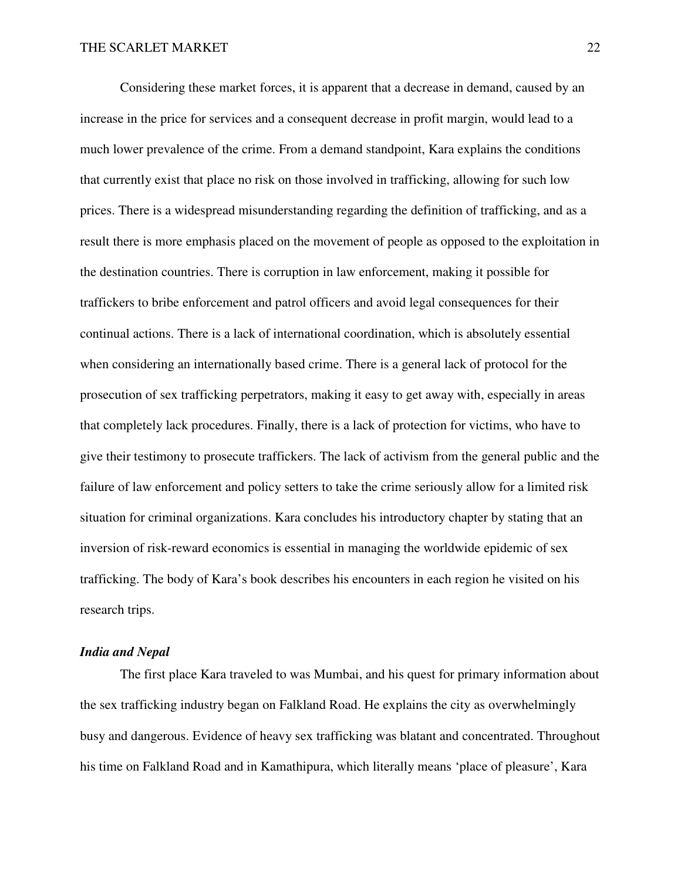Considering these market forces, it is apparent that a decrease in demand, caused by an increase in the price for services and a consequent decrease in profit margin, would lead to a much lower prevalence of the crime. From a demand standpoint, Kara explains the conditions that currently exist that place no risk on those involved in trafficking, allowing for such low prices. There is a widespread misunderstanding regarding the definition of trafficking, and as a result there is more emphasis placed on the movement of people as opposed to the exploitation in the destination countries. There is corruption in law enforcement, making it possible for traffickers to bribe enforcement and patrol officers and avoid legal consequences for their continual actions. There is a lack of international coordination, which is absolutely essential when considering an internationally based crime. There is a general lack of protocol for the prosecution of sex trafficking perpetrators, making it easy to get away with, especially in areas that completely lack procedures. Finally, there is a lack of protection for victims, who have to give their testimony to prosecute traffickers. The lack of activism from the general public and the failure of law enforcement and policy setters to take the crime seriously allow for a limited risk situation for criminal organizations. Kara concludes his introductory chapter by stating that an inversion of risk-reward economics is essential in managing the worldwide epidemic of sex trafficking. The body of Kara's book describes his encounters in each region he visited on his research trips.

### *India and Nepal*

The first place Kara traveled to was Mumbai, and his quest for primary information about the sex trafficking industry began on Falkland Road. He explains the city as overwhelmingly busy and dangerous. Evidence of heavy sex trafficking was blatant and concentrated. Throughout his time on Falkland Road and in Kamathipura, which literally means 'place of pleasure', Kara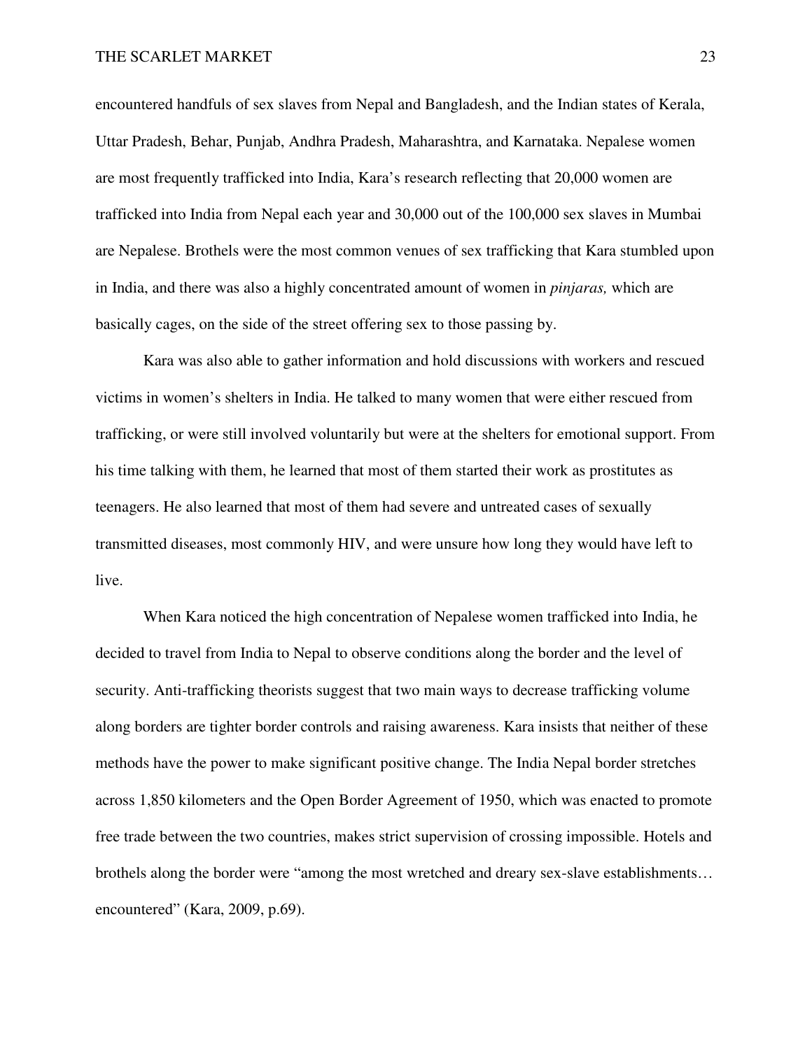encountered handfuls of sex slaves from Nepal and Bangladesh, and the Indian states of Kerala, Uttar Pradesh, Behar, Punjab, Andhra Pradesh, Maharashtra, and Karnataka. Nepalese women are most frequently trafficked into India, Kara's research reflecting that 20,000 women are trafficked into India from Nepal each year and 30,000 out of the 100,000 sex slaves in Mumbai are Nepalese. Brothels were the most common venues of sex trafficking that Kara stumbled upon in India, and there was also a highly concentrated amount of women in *pinjaras,* which are basically cages, on the side of the street offering sex to those passing by.

Kara was also able to gather information and hold discussions with workers and rescued victims in women's shelters in India. He talked to many women that were either rescued from trafficking, or were still involved voluntarily but were at the shelters for emotional support. From his time talking with them, he learned that most of them started their work as prostitutes as teenagers. He also learned that most of them had severe and untreated cases of sexually transmitted diseases, most commonly HIV, and were unsure how long they would have left to live.

When Kara noticed the high concentration of Nepalese women trafficked into India, he decided to travel from India to Nepal to observe conditions along the border and the level of security. Anti-trafficking theorists suggest that two main ways to decrease trafficking volume along borders are tighter border controls and raising awareness. Kara insists that neither of these methods have the power to make significant positive change. The India Nepal border stretches across 1,850 kilometers and the Open Border Agreement of 1950, which was enacted to promote free trade between the two countries, makes strict supervision of crossing impossible. Hotels and brothels along the border were "among the most wretched and dreary sex-slave establishments… encountered" (Kara, 2009, p.69).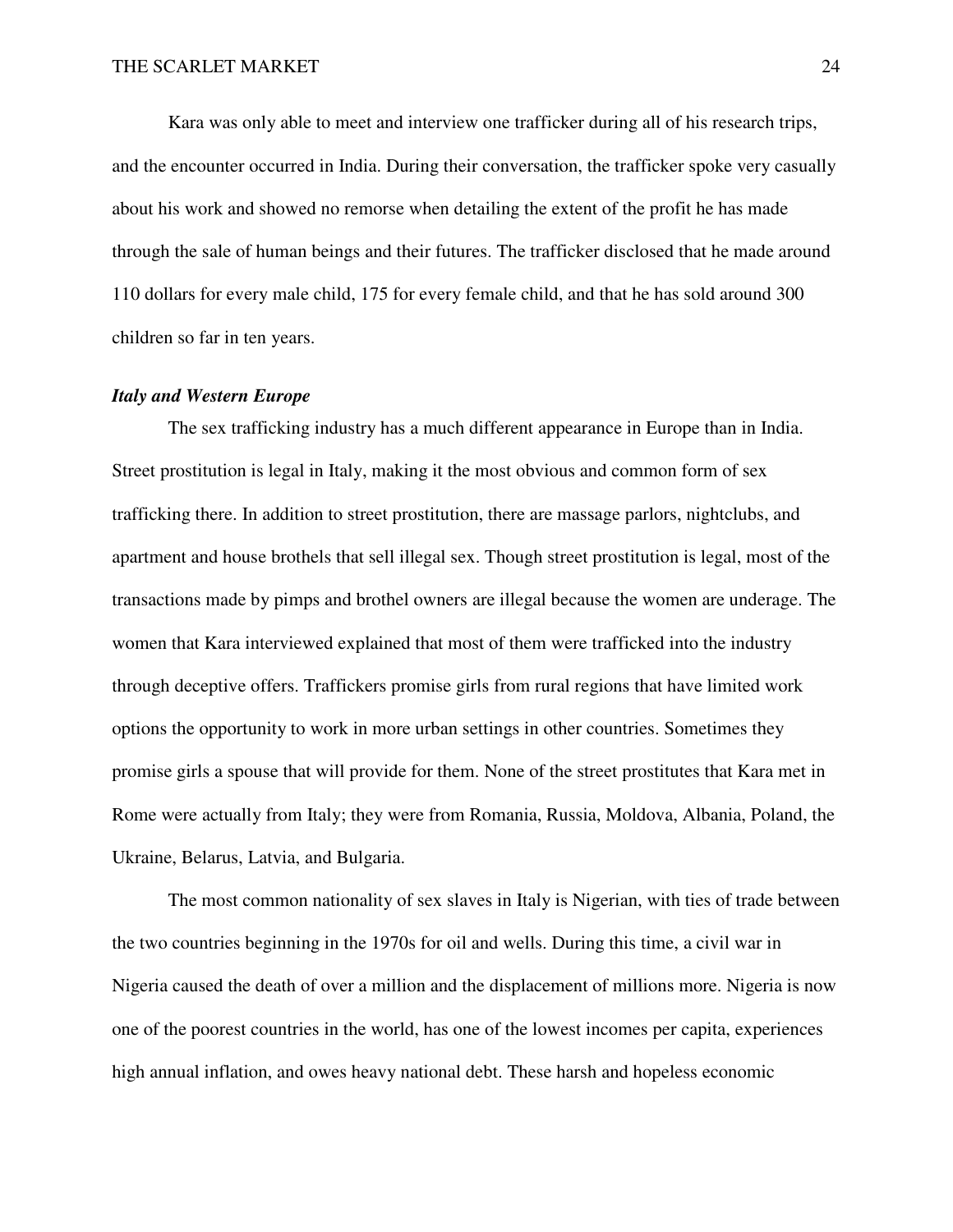Kara was only able to meet and interview one trafficker during all of his research trips, and the encounter occurred in India. During their conversation, the trafficker spoke very casually about his work and showed no remorse when detailing the extent of the profit he has made through the sale of human beings and their futures. The trafficker disclosed that he made around 110 dollars for every male child, 175 for every female child, and that he has sold around 300 children so far in ten years.

### *Italy and Western Europe*

The sex trafficking industry has a much different appearance in Europe than in India. Street prostitution is legal in Italy, making it the most obvious and common form of sex trafficking there. In addition to street prostitution, there are massage parlors, nightclubs, and apartment and house brothels that sell illegal sex. Though street prostitution is legal, most of the transactions made by pimps and brothel owners are illegal because the women are underage. The women that Kara interviewed explained that most of them were trafficked into the industry through deceptive offers. Traffickers promise girls from rural regions that have limited work options the opportunity to work in more urban settings in other countries. Sometimes they promise girls a spouse that will provide for them. None of the street prostitutes that Kara met in Rome were actually from Italy; they were from Romania, Russia, Moldova, Albania, Poland, the Ukraine, Belarus, Latvia, and Bulgaria.

The most common nationality of sex slaves in Italy is Nigerian, with ties of trade between the two countries beginning in the 1970s for oil and wells. During this time, a civil war in Nigeria caused the death of over a million and the displacement of millions more. Nigeria is now one of the poorest countries in the world, has one of the lowest incomes per capita, experiences high annual inflation, and owes heavy national debt. These harsh and hopeless economic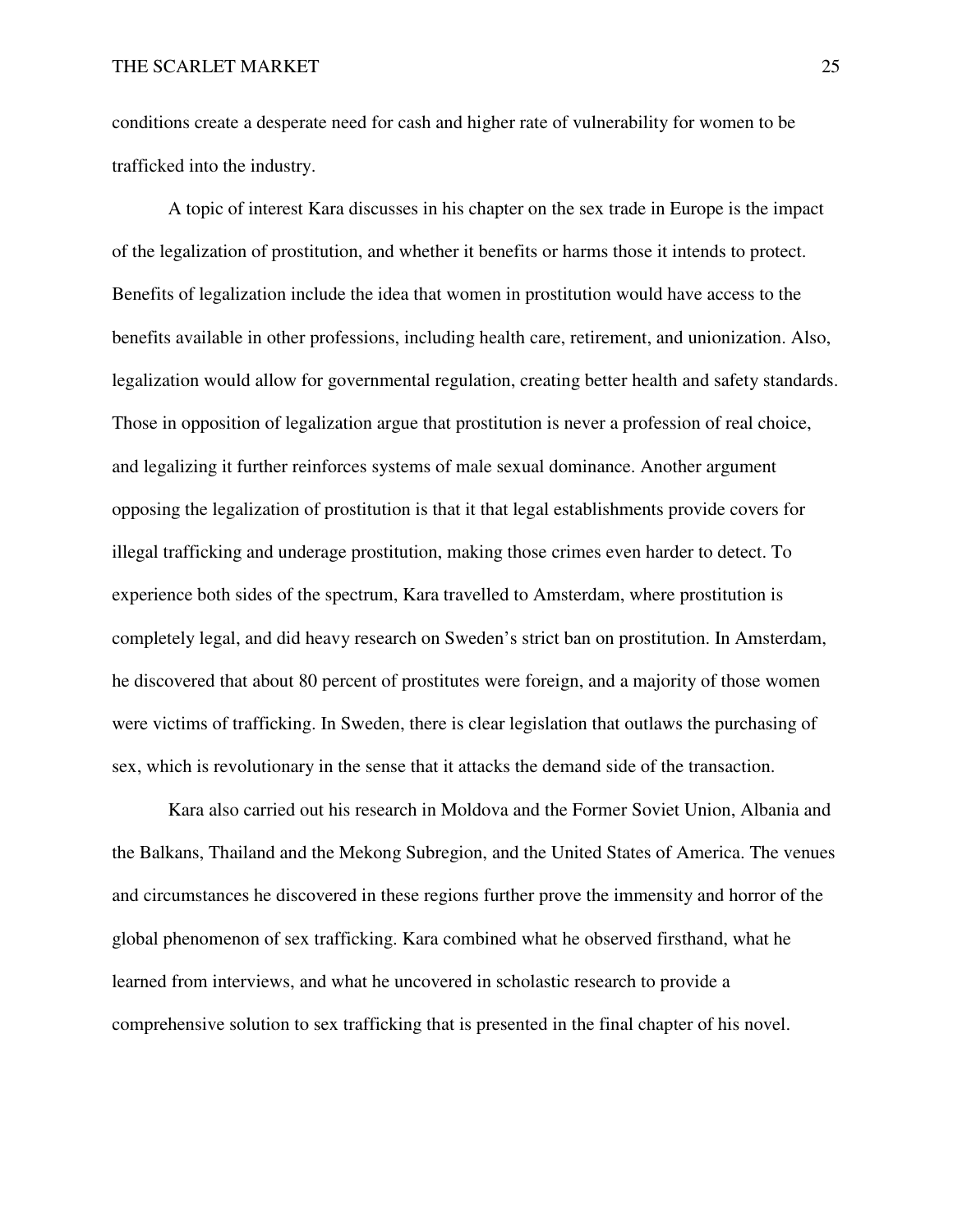conditions create a desperate need for cash and higher rate of vulnerability for women to be trafficked into the industry.

A topic of interest Kara discusses in his chapter on the sex trade in Europe is the impact of the legalization of prostitution, and whether it benefits or harms those it intends to protect. Benefits of legalization include the idea that women in prostitution would have access to the benefits available in other professions, including health care, retirement, and unionization. Also, legalization would allow for governmental regulation, creating better health and safety standards. Those in opposition of legalization argue that prostitution is never a profession of real choice, and legalizing it further reinforces systems of male sexual dominance. Another argument opposing the legalization of prostitution is that it that legal establishments provide covers for illegal trafficking and underage prostitution, making those crimes even harder to detect. To experience both sides of the spectrum, Kara travelled to Amsterdam, where prostitution is completely legal, and did heavy research on Sweden's strict ban on prostitution. In Amsterdam, he discovered that about 80 percent of prostitutes were foreign, and a majority of those women were victims of trafficking. In Sweden, there is clear legislation that outlaws the purchasing of sex, which is revolutionary in the sense that it attacks the demand side of the transaction.

Kara also carried out his research in Moldova and the Former Soviet Union, Albania and the Balkans, Thailand and the Mekong Subregion, and the United States of America. The venues and circumstances he discovered in these regions further prove the immensity and horror of the global phenomenon of sex trafficking. Kara combined what he observed firsthand, what he learned from interviews, and what he uncovered in scholastic research to provide a comprehensive solution to sex trafficking that is presented in the final chapter of his novel.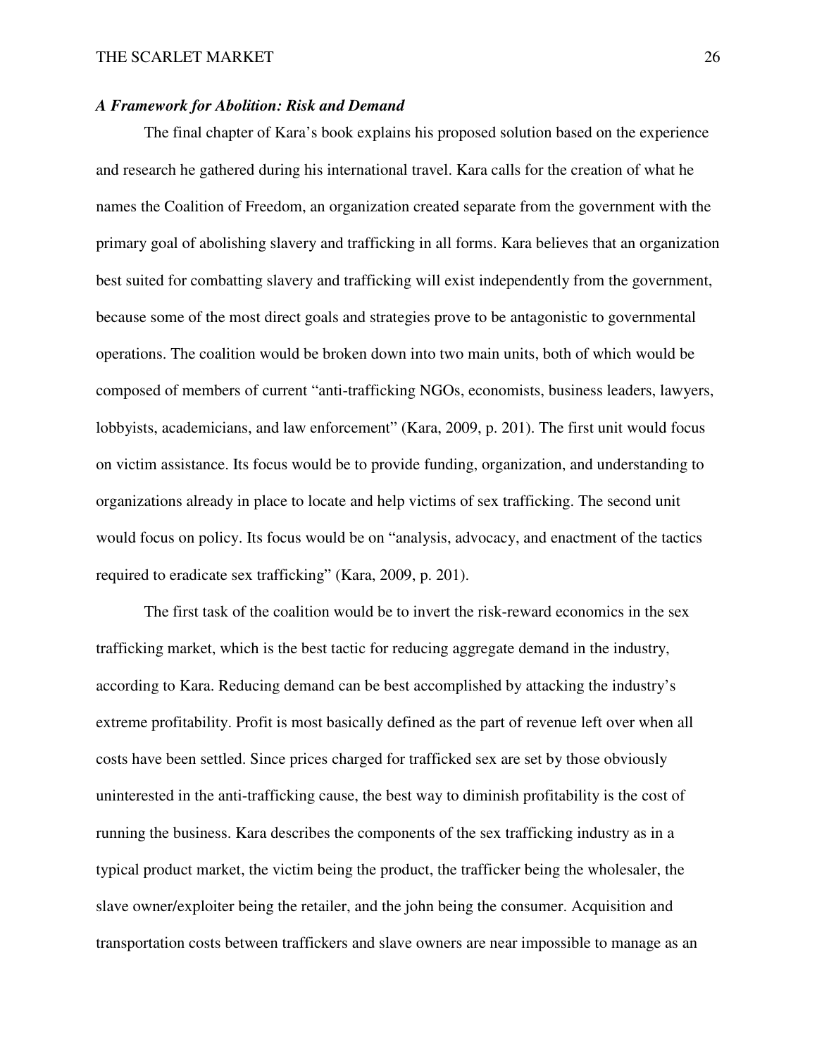### *A Framework for Abolition: Risk and Demand*

The final chapter of Kara's book explains his proposed solution based on the experience and research he gathered during his international travel. Kara calls for the creation of what he names the Coalition of Freedom, an organization created separate from the government with the primary goal of abolishing slavery and trafficking in all forms. Kara believes that an organization best suited for combatting slavery and trafficking will exist independently from the government, because some of the most direct goals and strategies prove to be antagonistic to governmental operations. The coalition would be broken down into two main units, both of which would be composed of members of current "anti-trafficking NGOs, economists, business leaders, lawyers, lobbyists, academicians, and law enforcement" (Kara, 2009, p. 201). The first unit would focus on victim assistance. Its focus would be to provide funding, organization, and understanding to organizations already in place to locate and help victims of sex trafficking. The second unit would focus on policy. Its focus would be on "analysis, advocacy, and enactment of the tactics required to eradicate sex trafficking" (Kara, 2009, p. 201).

The first task of the coalition would be to invert the risk-reward economics in the sex trafficking market, which is the best tactic for reducing aggregate demand in the industry, according to Kara. Reducing demand can be best accomplished by attacking the industry's extreme profitability. Profit is most basically defined as the part of revenue left over when all costs have been settled. Since prices charged for trafficked sex are set by those obviously uninterested in the anti-trafficking cause, the best way to diminish profitability is the cost of running the business. Kara describes the components of the sex trafficking industry as in a typical product market, the victim being the product, the trafficker being the wholesaler, the slave owner/exploiter being the retailer, and the john being the consumer. Acquisition and transportation costs between traffickers and slave owners are near impossible to manage as an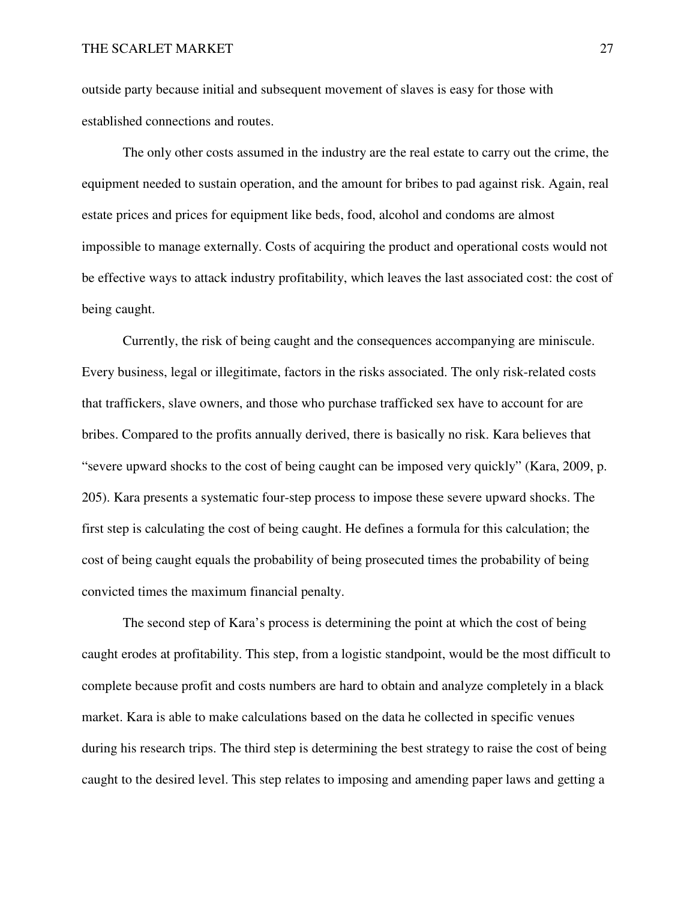outside party because initial and subsequent movement of slaves is easy for those with established connections and routes.

The only other costs assumed in the industry are the real estate to carry out the crime, the equipment needed to sustain operation, and the amount for bribes to pad against risk. Again, real estate prices and prices for equipment like beds, food, alcohol and condoms are almost impossible to manage externally. Costs of acquiring the product and operational costs would not be effective ways to attack industry profitability, which leaves the last associated cost: the cost of being caught.

Currently, the risk of being caught and the consequences accompanying are miniscule. Every business, legal or illegitimate, factors in the risks associated. The only risk-related costs that traffickers, slave owners, and those who purchase trafficked sex have to account for are bribes. Compared to the profits annually derived, there is basically no risk. Kara believes that "severe upward shocks to the cost of being caught can be imposed very quickly" (Kara, 2009, p. 205). Kara presents a systematic four-step process to impose these severe upward shocks. The first step is calculating the cost of being caught. He defines a formula for this calculation; the cost of being caught equals the probability of being prosecuted times the probability of being convicted times the maximum financial penalty.

The second step of Kara's process is determining the point at which the cost of being caught erodes at profitability. This step, from a logistic standpoint, would be the most difficult to complete because profit and costs numbers are hard to obtain and analyze completely in a black market. Kara is able to make calculations based on the data he collected in specific venues during his research trips. The third step is determining the best strategy to raise the cost of being caught to the desired level. This step relates to imposing and amending paper laws and getting a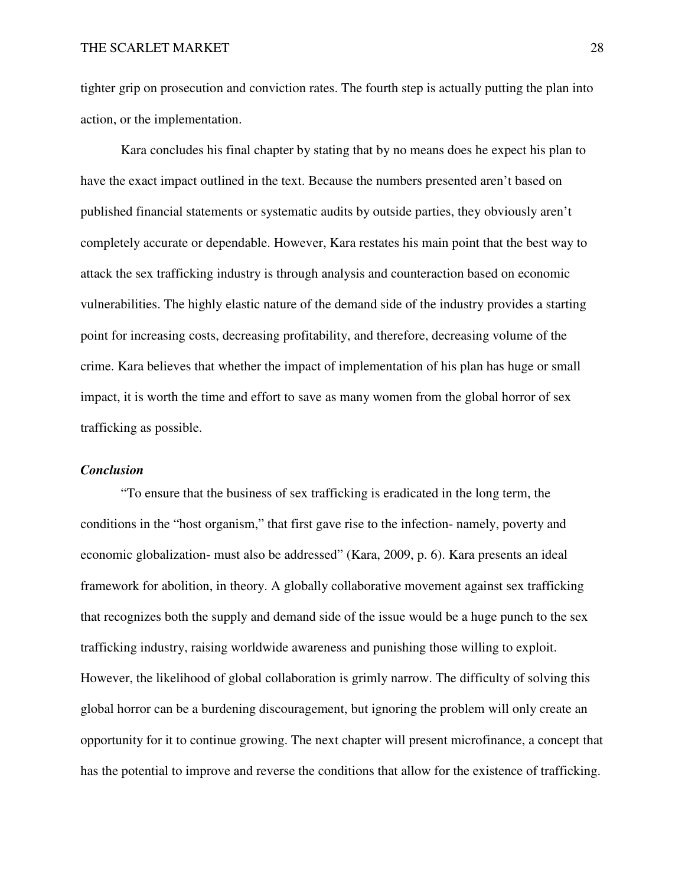tighter grip on prosecution and conviction rates. The fourth step is actually putting the plan into action, or the implementation.

Kara concludes his final chapter by stating that by no means does he expect his plan to have the exact impact outlined in the text. Because the numbers presented aren't based on published financial statements or systematic audits by outside parties, they obviously aren't completely accurate or dependable. However, Kara restates his main point that the best way to attack the sex trafficking industry is through analysis and counteraction based on economic vulnerabilities. The highly elastic nature of the demand side of the industry provides a starting point for increasing costs, decreasing profitability, and therefore, decreasing volume of the crime. Kara believes that whether the impact of implementation of his plan has huge or small impact, it is worth the time and effort to save as many women from the global horror of sex trafficking as possible.

### ***Conclusion***

"To ensure that the business of sex trafficking is eradicated in the long term, the conditions in the "host organism," that first gave rise to the infection- namely, poverty and economic globalization- must also be addressed" (Kara, 2009, p. 6). Kara presents an ideal framework for abolition, in theory. A globally collaborative movement against sex trafficking that recognizes both the supply and demand side of the issue would be a huge punch to the sex trafficking industry, raising worldwide awareness and punishing those willing to exploit. However, the likelihood of global collaboration is grimly narrow. The difficulty of solving this global horror can be a burdening discouragement, but ignoring the problem will only create an opportunity for it to continue growing. The next chapter will present microfinance, a concept that has the potential to improve and reverse the conditions that allow for the existence of trafficking.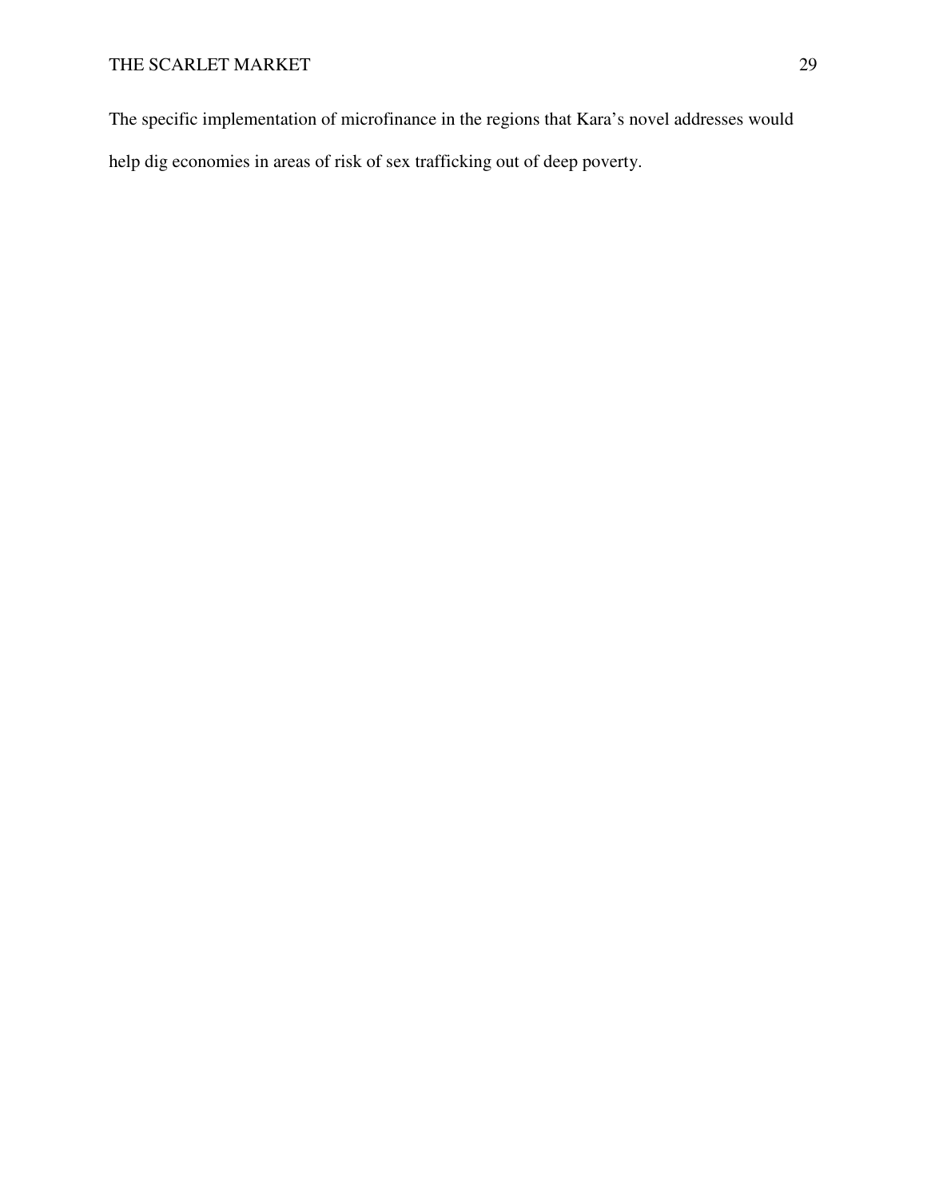The specific implementation of microfinance in the regions that Kara's novel addresses would help dig economies in areas of risk of sex trafficking out of deep poverty.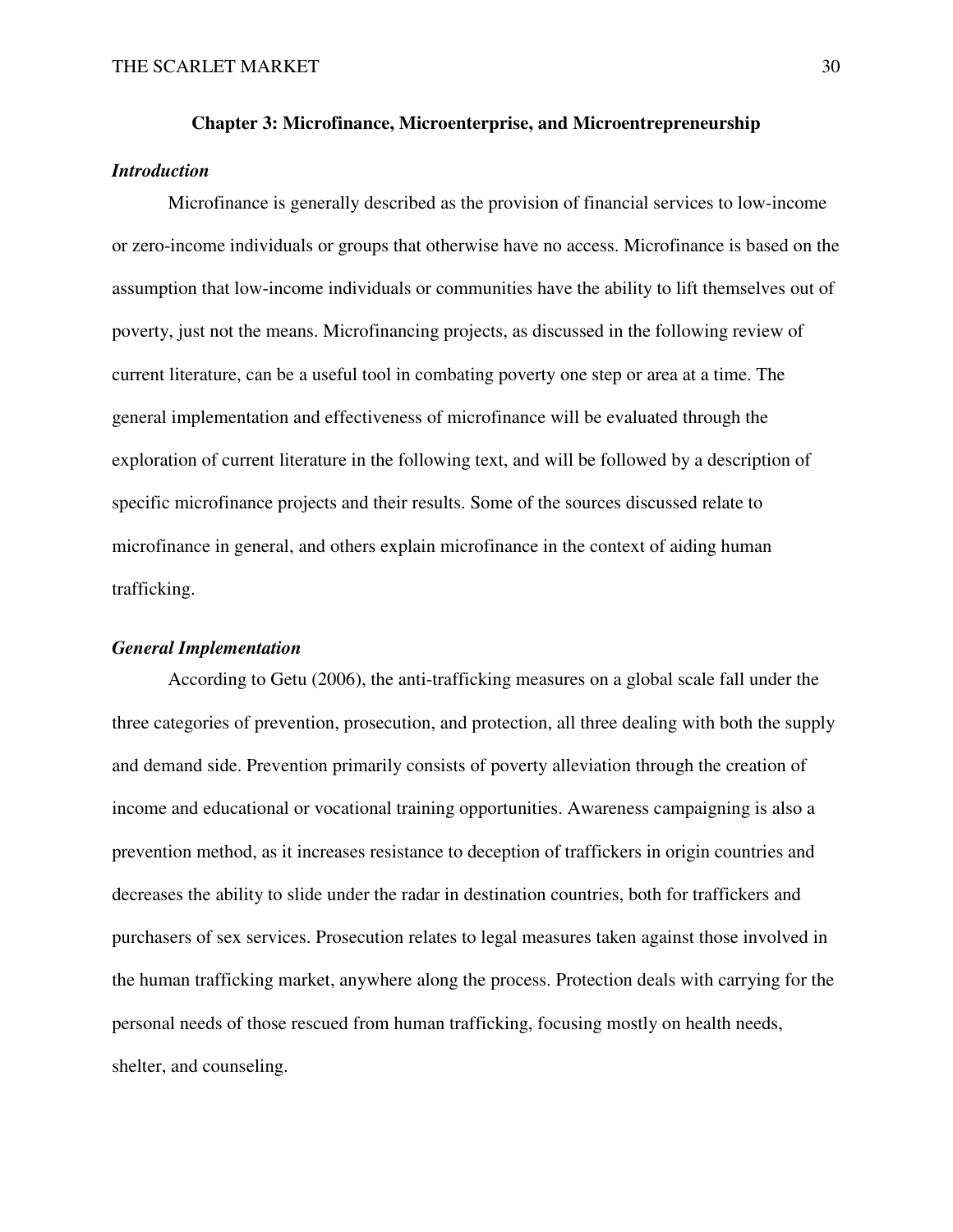## Chapter 3: Microfinance, Microenterprise, and Microentrepreneurship

### *Introduction*

Microfinance is generally described as the provision of financial services to low-income or zero-income individuals or groups that otherwise have no access. Microfinance is based on the assumption that low-income individuals or communities have the ability to lift themselves out of poverty, just not the means. Microfinancing projects, as discussed in the following review of current literature, can be a useful tool in combating poverty one step or area at a time. The general implementation and effectiveness of microfinance will be evaluated through the exploration of current literature in the following text, and will be followed by a description of specific microfinance projects and their results. Some of the sources discussed relate to microfinance in general, and others explain microfinance in the context of aiding human trafficking.

### *General Implementation*

According to Getu (2006), the anti-trafficking measures on a global scale fall under the three categories of prevention, prosecution, and protection, all three dealing with both the supply and demand side. Prevention primarily consists of poverty alleviation through the creation of income and educational or vocational training opportunities. Awareness campaigning is also a prevention method, as it increases resistance to deception of traffickers in origin countries and decreases the ability to slide under the radar in destination countries, both for traffickers and purchasers of sex services. Prosecution relates to legal measures taken against those involved in the human trafficking market, anywhere along the process. Protection deals with carrying for the personal needs of those rescued from human trafficking, focusing mostly on health needs, shelter, and counseling.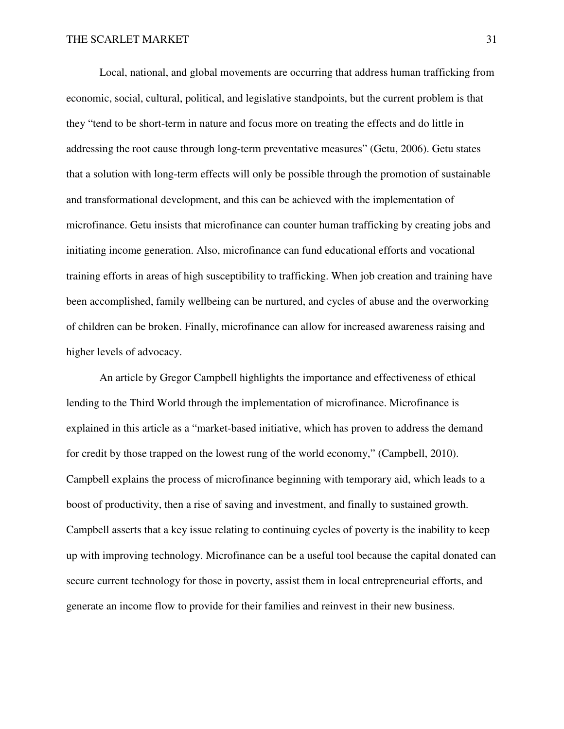Local, national, and global movements are occurring that address human trafficking from economic, social, cultural, political, and legislative standpoints, but the current problem is that they "tend to be short-term in nature and focus more on treating the effects and do little in addressing the root cause through long-term preventative measures" (Getu, 2006). Getu states that a solution with long-term effects will only be possible through the promotion of sustainable and transformational development, and this can be achieved with the implementation of microfinance. Getu insists that microfinance can counter human trafficking by creating jobs and initiating income generation. Also, microfinance can fund educational efforts and vocational training efforts in areas of high susceptibility to trafficking. When job creation and training have been accomplished, family wellbeing can be nurtured, and cycles of abuse and the overworking of children can be broken. Finally, microfinance can allow for increased awareness raising and higher levels of advocacy.

An article by Gregor Campbell highlights the importance and effectiveness of ethical lending to the Third World through the implementation of microfinance. Microfinance is explained in this article as a "market-based initiative, which has proven to address the demand for credit by those trapped on the lowest rung of the world economy," (Campbell, 2010). Campbell explains the process of microfinance beginning with temporary aid, which leads to a boost of productivity, then a rise of saving and investment, and finally to sustained growth. Campbell asserts that a key issue relating to continuing cycles of poverty is the inability to keep up with improving technology. Microfinance can be a useful tool because the capital donated can secure current technology for those in poverty, assist them in local entrepreneurial efforts, and generate an income flow to provide for their families and reinvest in their new business.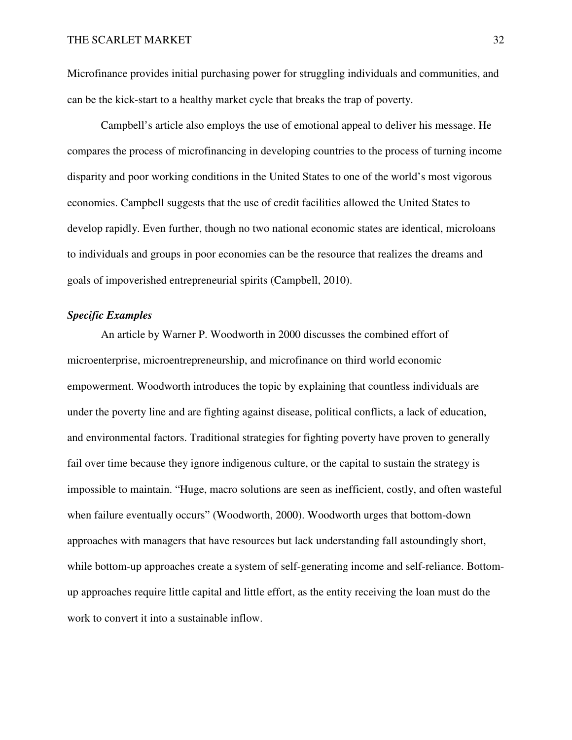Microfinance provides initial purchasing power for struggling individuals and communities, and can be the kick-start to a healthy market cycle that breaks the trap of poverty.

Campbell's article also employs the use of emotional appeal to deliver his message. He compares the process of microfinancing in developing countries to the process of turning income disparity and poor working conditions in the United States to one of the world's most vigorous economies. Campbell suggests that the use of credit facilities allowed the United States to develop rapidly. Even further, though no two national economic states are identical, microloans to individuals and groups in poor economies can be the resource that realizes the dreams and goals of impoverished entrepreneurial spirits (Campbell, 2010).

### *Specific Examples*

An article by Warner P. Woodworth in 2000 discusses the combined effort of microenterprise, microentrepreneurship, and microfinance on third world economic empowerment. Woodworth introduces the topic by explaining that countless individuals are under the poverty line and are fighting against disease, political conflicts, a lack of education, and environmental factors. Traditional strategies for fighting poverty have proven to generally fail over time because they ignore indigenous culture, or the capital to sustain the strategy is impossible to maintain. "Huge, macro solutions are seen as inefficient, costly, and often wasteful when failure eventually occurs" (Woodworth, 2000). Woodworth urges that bottom-down approaches with managers that have resources but lack understanding fall astoundingly short, while bottom-up approaches create a system of self-generating income and self-reliance. Bottom-up approaches require little capital and little effort, as the entity receiving the loan must do the work to convert it into a sustainable inflow.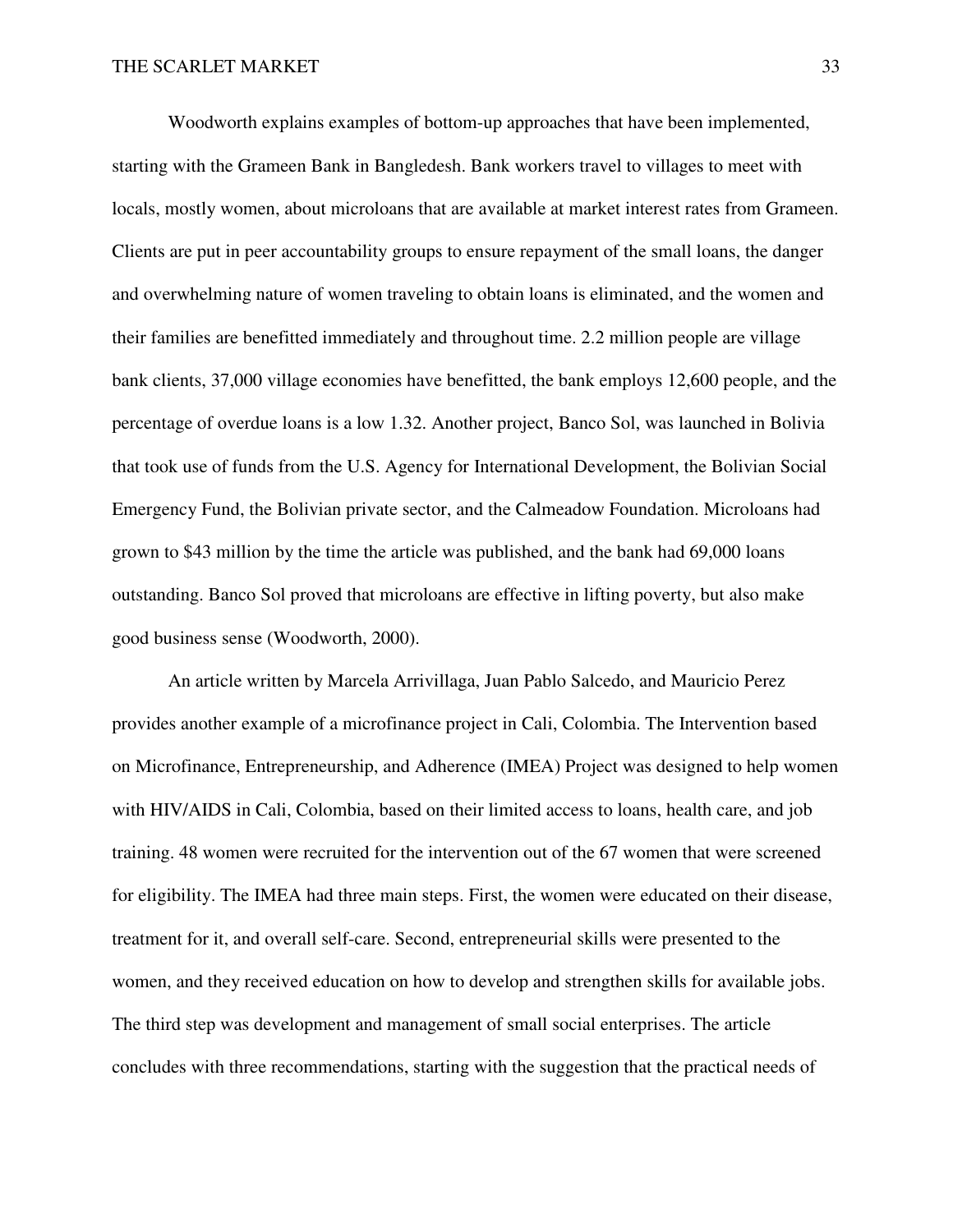Woodworth explains examples of bottom-up approaches that have been implemented, starting with the Grameen Bank in Bangledesh. Bank workers travel to villages to meet with locals, mostly women, about microloans that are available at market interest rates from Grameen. Clients are put in peer accountability groups to ensure repayment of the small loans, the danger and overwhelming nature of women traveling to obtain loans is eliminated, and the women and their families are benefitted immediately and throughout time. 2.2 million people are village bank clients, 37,000 village economies have benefitted, the bank employs 12,600 people, and the percentage of overdue loans is a low 1.32. Another project, Banco Sol, was launched in Bolivia that took use of funds from the U.S. Agency for International Development, the Bolivian Social Emergency Fund, the Bolivian private sector, and the Calmeadow Foundation. Microloans had grown to $43 million by the time the article was published, and the bank had 69,000 loans outstanding. Banco Sol proved that microloans are effective in lifting poverty, but also make good business sense (Woodworth, 2000).

An article written by Marcela Arrivillaga, Juan Pablo Salcedo, and Mauricio Perez provides another example of a microfinance project in Cali, Colombia. The Intervention based on Microfinance, Entrepreneurship, and Adherence (IMEA) Project was designed to help women with HIV/AIDS in Cali, Colombia, based on their limited access to loans, health care, and job training. 48 women were recruited for the intervention out of the 67 women that were screened for eligibility. The IMEA had three main steps. First, the women were educated on their disease, treatment for it, and overall self-care. Second, entrepreneurial skills were presented to the women, and they received education on how to develop and strengthen skills for available jobs. The third step was development and management of small social enterprises. The article concludes with three recommendations, starting with the suggestion that the practical needs of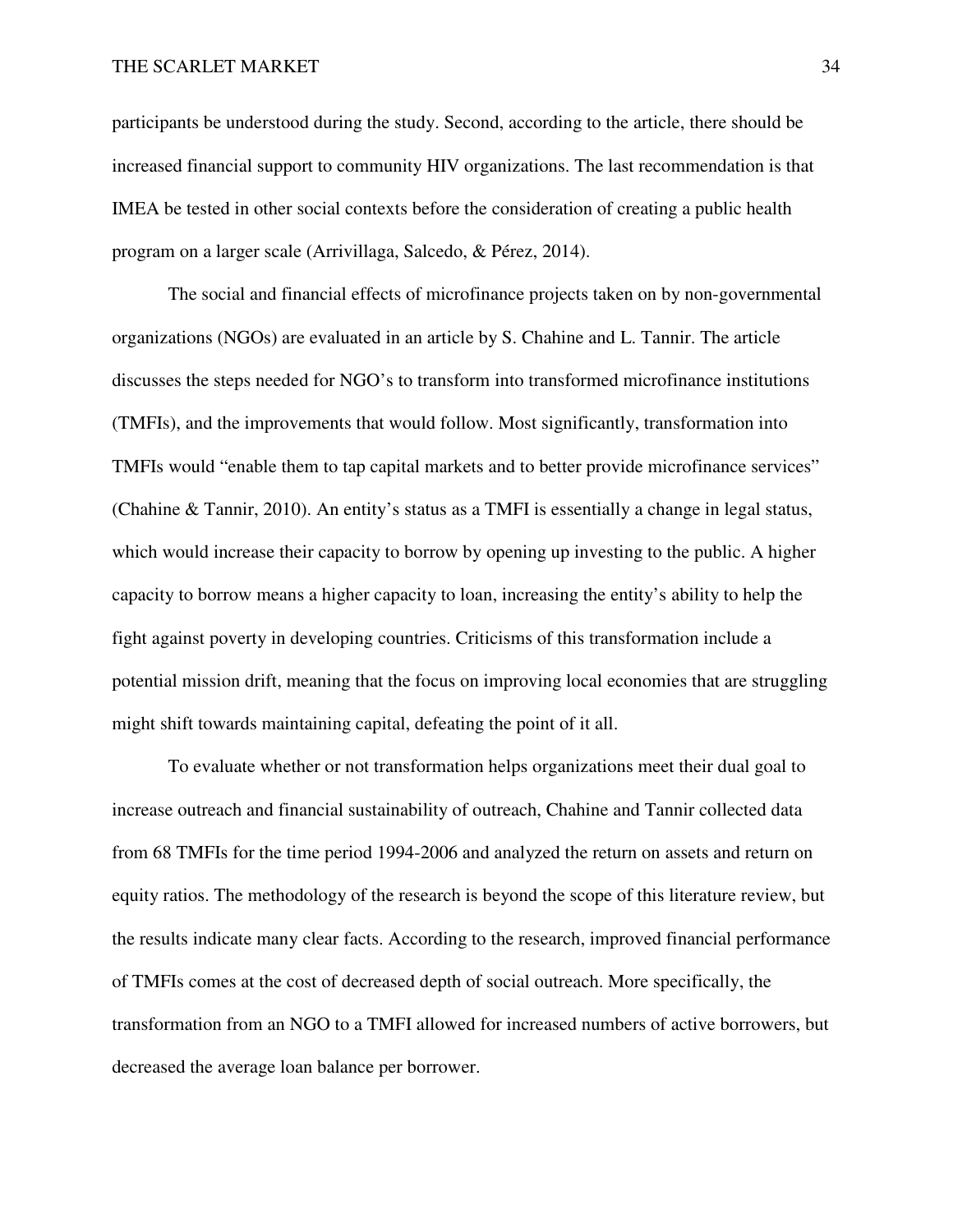participants be understood during the study. Second, according to the article, there should be increased financial support to community HIV organizations. The last recommendation is that IMEA be tested in other social contexts before the consideration of creating a public health program on a larger scale (Arrivillaga, Salcedo, & Pérez, 2014).

The social and financial effects of microfinance projects taken on by non-governmental organizations (NGOs) are evaluated in an article by S. Chahine and L. Tannir. The article discusses the steps needed for NGO's to transform into transformed microfinance institutions (TMFIs), and the improvements that would follow. Most significantly, transformation into TMFIs would "enable them to tap capital markets and to better provide microfinance services" (Chahine & Tannir, 2010). An entity's status as a TMFI is essentially a change in legal status, which would increase their capacity to borrow by opening up investing to the public. A higher capacity to borrow means a higher capacity to loan, increasing the entity's ability to help the fight against poverty in developing countries. Criticisms of this transformation include a potential mission drift, meaning that the focus on improving local economies that are struggling might shift towards maintaining capital, defeating the point of it all.

To evaluate whether or not transformation helps organizations meet their dual goal to increase outreach and financial sustainability of outreach, Chahine and Tannir collected data from 68 TMFIs for the time period 1994-2006 and analyzed the return on assets and return on equity ratios. The methodology of the research is beyond the scope of this literature review, but the results indicate many clear facts. According to the research, improved financial performance of TMFIs comes at the cost of decreased depth of social outreach. More specifically, the transformation from an NGO to a TMFI allowed for increased numbers of active borrowers, but decreased the average loan balance per borrower.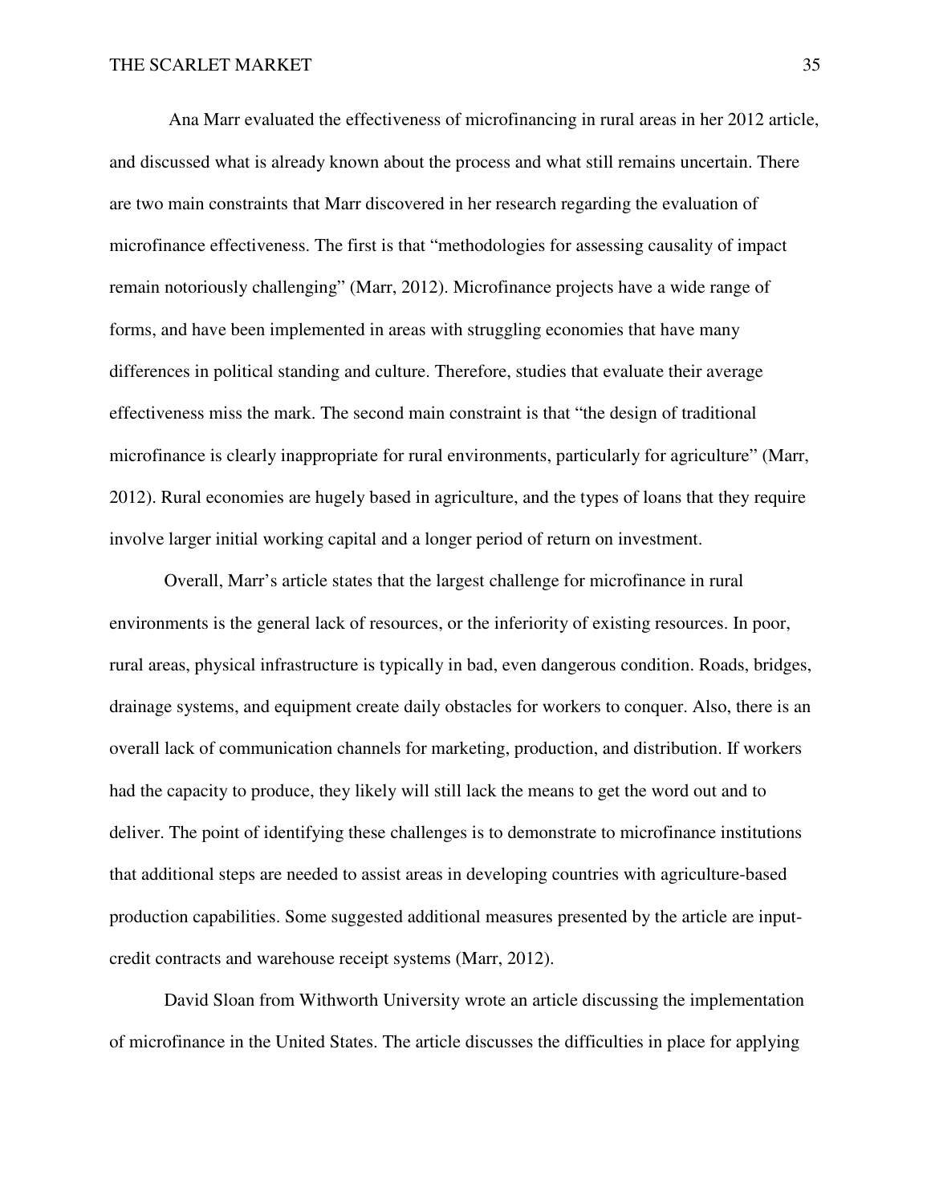Ana Marr evaluated the effectiveness of microfinancing in rural areas in her 2012 article, and discussed what is already known about the process and what still remains uncertain. There are two main constraints that Marr discovered in her research regarding the evaluation of microfinance effectiveness. The first is that "methodologies for assessing causality of impact remain notoriously challenging" (Marr, 2012). Microfinance projects have a wide range of forms, and have been implemented in areas with struggling economies that have many differences in political standing and culture. Therefore, studies that evaluate their average effectiveness miss the mark. The second main constraint is that "the design of traditional microfinance is clearly inappropriate for rural environments, particularly for agriculture" (Marr, 2012). Rural economies are hugely based in agriculture, and the types of loans that they require involve larger initial working capital and a longer period of return on investment.

Overall, Marr's article states that the largest challenge for microfinance in rural environments is the general lack of resources, or the inferiority of existing resources. In poor, rural areas, physical infrastructure is typically in bad, even dangerous condition. Roads, bridges, drainage systems, and equipment create daily obstacles for workers to conquer. Also, there is an overall lack of communication channels for marketing, production, and distribution. If workers had the capacity to produce, they likely will still lack the means to get the word out and to deliver. The point of identifying these challenges is to demonstrate to microfinance institutions that additional steps are needed to assist areas in developing countries with agriculture-based production capabilities. Some suggested additional measures presented by the article are input-credit contracts and warehouse receipt systems (Marr, 2012).

David Sloan from Withworth University wrote an article discussing the implementation of microfinance in the United States. The article discusses the difficulties in place for applying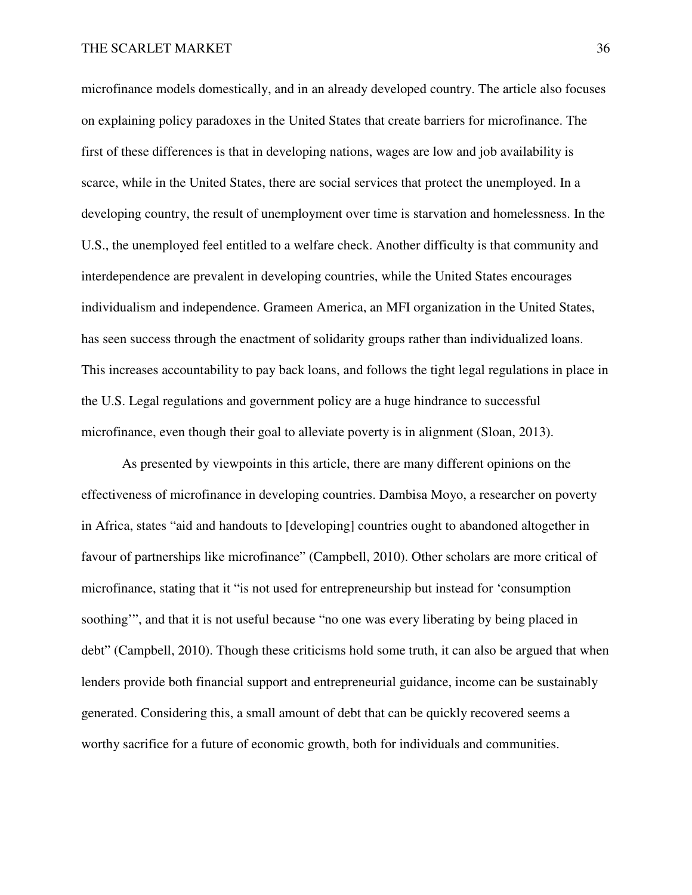microfinance models domestically, and in an already developed country. The article also focuses on explaining policy paradoxes in the United States that create barriers for microfinance. The first of these differences is that in developing nations, wages are low and job availability is scarce, while in the United States, there are social services that protect the unemployed. In a developing country, the result of unemployment over time is starvation and homelessness. In the U.S., the unemployed feel entitled to a welfare check. Another difficulty is that community and interdependence are prevalent in developing countries, while the United States encourages individualism and independence. Grameen America, an MFI organization in the United States, has seen success through the enactment of solidarity groups rather than individualized loans. This increases accountability to pay back loans, and follows the tight legal regulations in place in the U.S. Legal regulations and government policy are a huge hindrance to successful microfinance, even though their goal to alleviate poverty is in alignment (Sloan, 2013).

As presented by viewpoints in this article, there are many different opinions on the effectiveness of microfinance in developing countries. Dambisa Moyo, a researcher on poverty in Africa, states "aid and handouts to [developing] countries ought to abandoned altogether in favour of partnerships like microfinance" (Campbell, 2010). Other scholars are more critical of microfinance, stating that it "is not used for entrepreneurship but instead for 'consumption soothing'", and that it is not useful because "no one was every liberating by being placed in debt" (Campbell, 2010). Though these criticisms hold some truth, it can also be argued that when lenders provide both financial support and entrepreneurial guidance, income can be sustainably generated. Considering this, a small amount of debt that can be quickly recovered seems a worthy sacrifice for a future of economic growth, both for individuals and communities.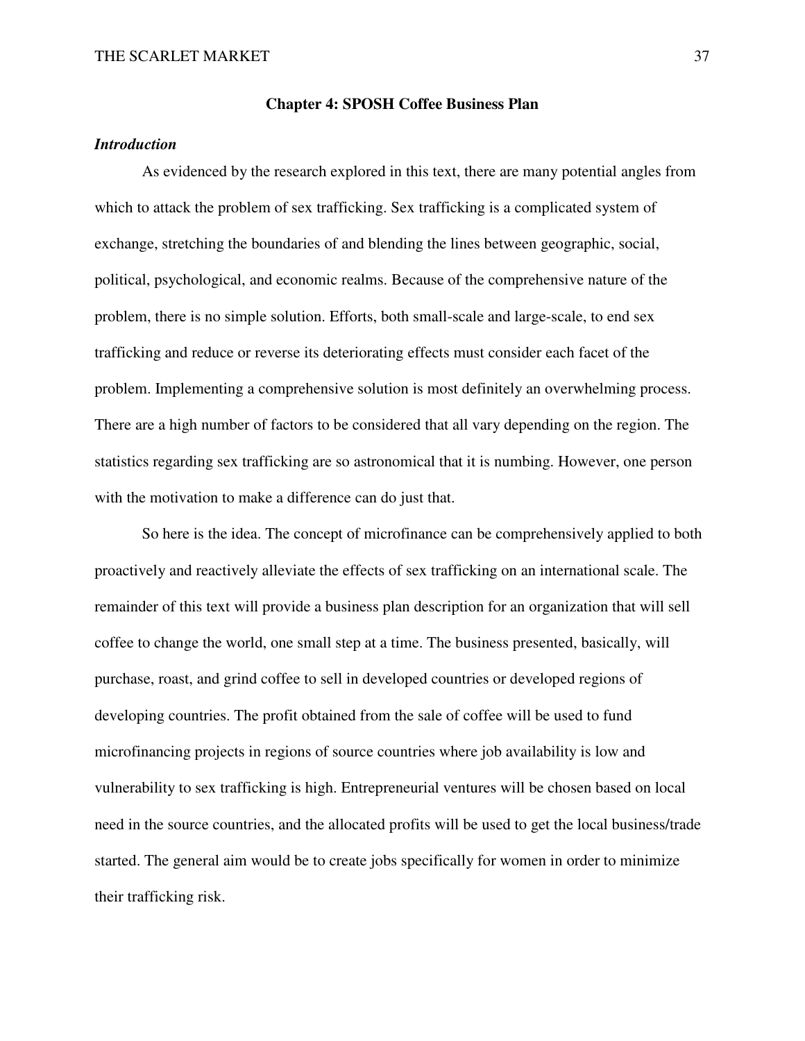## Chapter 4: SPOSH Coffee Business Plan

### *Introduction*

As evidenced by the research explored in this text, there are many potential angles from which to attack the problem of sex trafficking. Sex trafficking is a complicated system of exchange, stretching the boundaries of and blending the lines between geographic, social, political, psychological, and economic realms. Because of the comprehensive nature of the problem, there is no simple solution. Efforts, both small-scale and large-scale, to end sex trafficking and reduce or reverse its deteriorating effects must consider each facet of the problem. Implementing a comprehensive solution is most definitely an overwhelming process. There are a high number of factors to be considered that all vary depending on the region. The statistics regarding sex trafficking are so astronomical that it is numbing. However, one person with the motivation to make a difference can do just that.

So here is the idea. The concept of microfinance can be comprehensively applied to both proactively and reactively alleviate the effects of sex trafficking on an international scale. The remainder of this text will provide a business plan description for an organization that will sell coffee to change the world, one small step at a time. The business presented, basically, will purchase, roast, and grind coffee to sell in developed countries or developed regions of developing countries. The profit obtained from the sale of coffee will be used to fund microfinancing projects in regions of source countries where job availability is low and vulnerability to sex trafficking is high. Entrepreneurial ventures will be chosen based on local need in the source countries, and the allocated profits will be used to get the local business/trade started. The general aim would be to create jobs specifically for women in order to minimize their trafficking risk.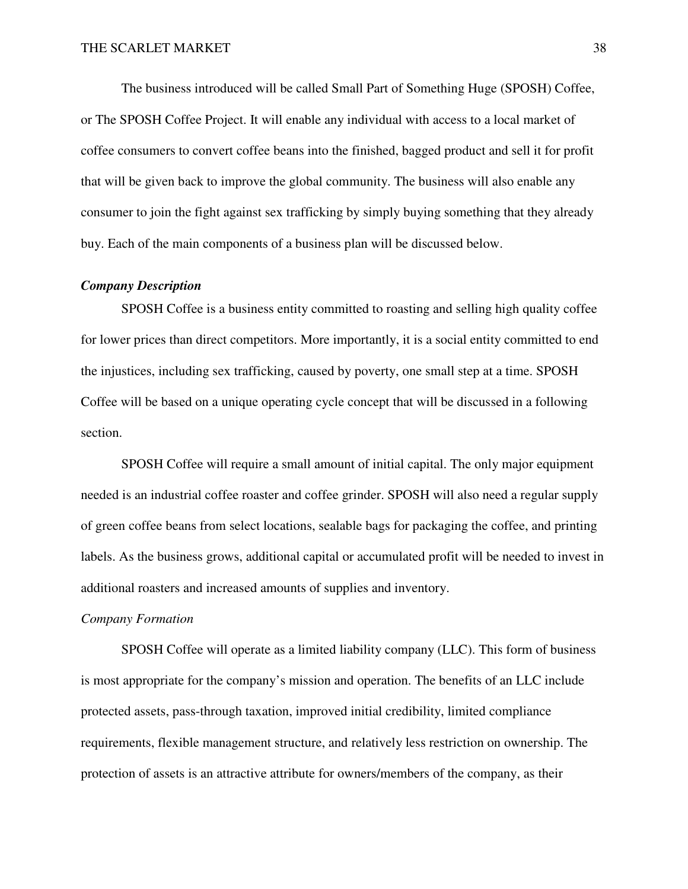The business introduced will be called Small Part of Something Huge (SPOSH) Coffee, or The SPOSH Coffee Project. It will enable any individual with access to a local market of coffee consumers to convert coffee beans into the finished, bagged product and sell it for profit that will be given back to improve the global community. The business will also enable any consumer to join the fight against sex trafficking by simply buying something that they already buy. Each of the main components of a business plan will be discussed below.

***Company Description***

SPOSH Coffee is a business entity committed to roasting and selling high quality coffee for lower prices than direct competitors. More importantly, it is a social entity committed to end the injustices, including sex trafficking, caused by poverty, one small step at a time. SPOSH Coffee will be based on a unique operating cycle concept that will be discussed in a following section.

SPOSH Coffee will require a small amount of initial capital. The only major equipment needed is an industrial coffee roaster and coffee grinder. SPOSH will also need a regular supply of green coffee beans from select locations, sealable bags for packaging the coffee, and printing labels. As the business grows, additional capital or accumulated profit will be needed to invest in additional roasters and increased amounts of supplies and inventory.

*Company Formation*

SPOSH Coffee will operate as a limited liability company (LLC). This form of business is most appropriate for the company's mission and operation. The benefits of an LLC include protected assets, pass-through taxation, improved initial credibility, limited compliance requirements, flexible management structure, and relatively less restriction on ownership. The protection of assets is an attractive attribute for owners/members of the company, as their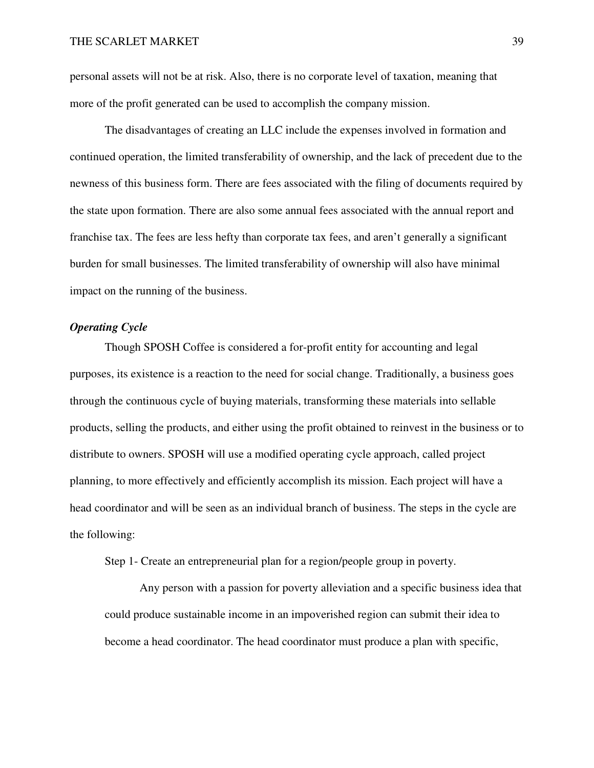personal assets will not be at risk. Also, there is no corporate level of taxation, meaning that more of the profit generated can be used to accomplish the company mission.

The disadvantages of creating an LLC include the expenses involved in formation and continued operation, the limited transferability of ownership, and the lack of precedent due to the newness of this business form. There are fees associated with the filing of documents required by the state upon formation. There are also some annual fees associated with the annual report and franchise tax. The fees are less hefty than corporate tax fees, and aren't generally a significant burden for small businesses. The limited transferability of ownership will also have minimal impact on the running of the business.

***Operating Cycle***

Though SPOSH Coffee is considered a for-profit entity for accounting and legal purposes, its existence is a reaction to the need for social change. Traditionally, a business goes through the continuous cycle of buying materials, transforming these materials into sellable products, selling the products, and either using the profit obtained to reinvest in the business or to distribute to owners. SPOSH will use a modified operating cycle approach, called project planning, to more effectively and efficiently accomplish its mission. Each project will have a head coordinator and will be seen as an individual branch of business. The steps in the cycle are the following:

Step 1- Create an entrepreneurial plan for a region/people group in poverty.

Any person with a passion for poverty alleviation and a specific business idea that could produce sustainable income in an impoverished region can submit their idea to become a head coordinator. The head coordinator must produce a plan with specific,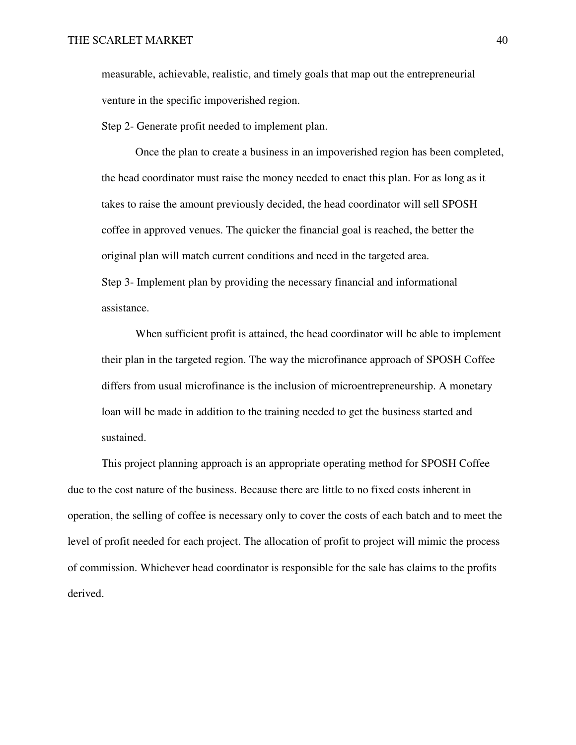measurable, achievable, realistic, and timely goals that map out the entrepreneurial venture in the specific impoverished region.

Step 2- Generate profit needed to implement plan.

Once the plan to create a business in an impoverished region has been completed, the head coordinator must raise the money needed to enact this plan. For as long as it takes to raise the amount previously decided, the head coordinator will sell SPOSH coffee in approved venues. The quicker the financial goal is reached, the better the original plan will match current conditions and need in the targeted area.

Step 3- Implement plan by providing the necessary financial and informational assistance.

When sufficient profit is attained, the head coordinator will be able to implement their plan in the targeted region. The way the microfinance approach of SPOSH Coffee differs from usual microfinance is the inclusion of microentrepreneurship. A monetary loan will be made in addition to the training needed to get the business started and sustained.

This project planning approach is an appropriate operating method for SPOSH Coffee due to the cost nature of the business. Because there are little to no fixed costs inherent in operation, the selling of coffee is necessary only to cover the costs of each batch and to meet the level of profit needed for each project. The allocation of profit to project will mimic the process of commission. Whichever head coordinator is responsible for the sale has claims to the profits derived.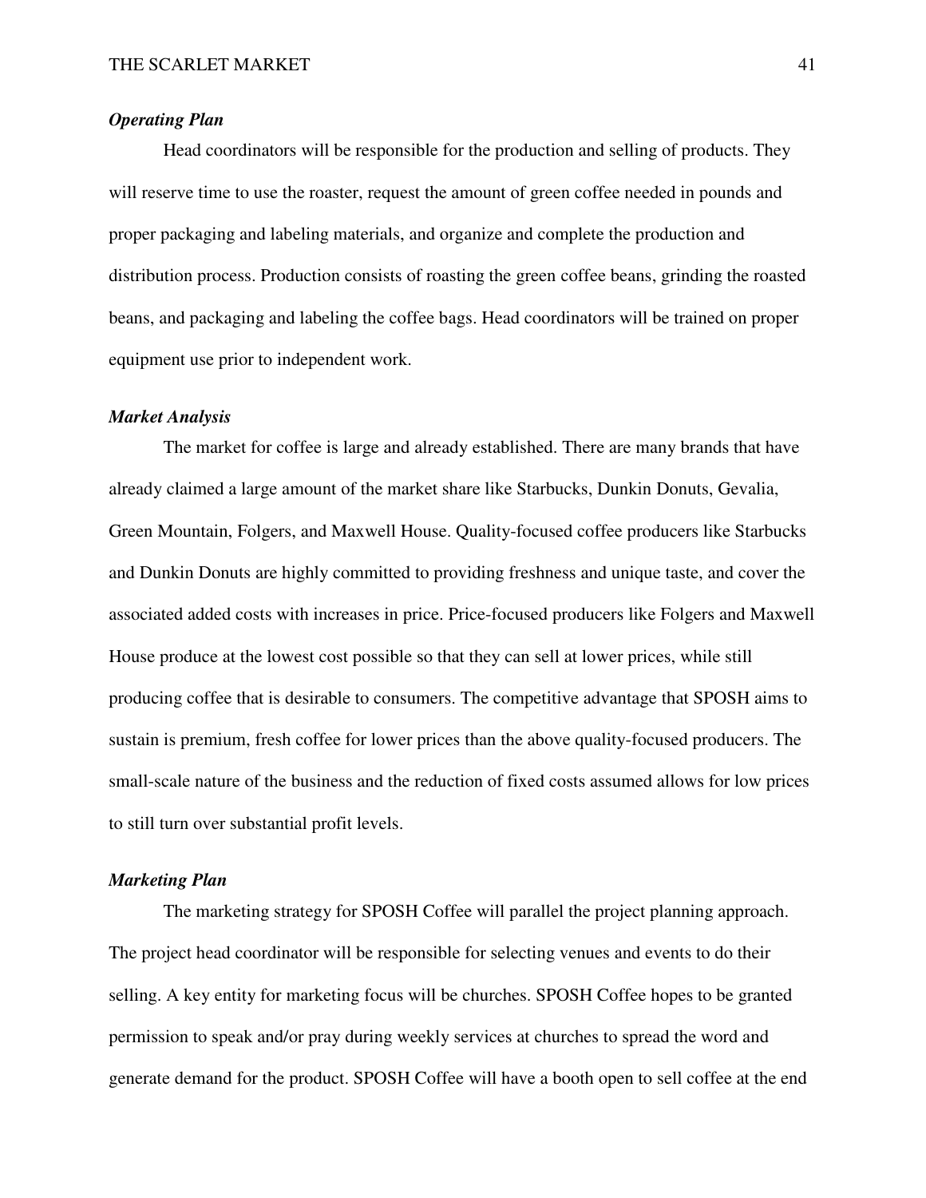### *Operating Plan*

Head coordinators will be responsible for the production and selling of products. They will reserve time to use the roaster, request the amount of green coffee needed in pounds and proper packaging and labeling materials, and organize and complete the production and distribution process. Production consists of roasting the green coffee beans, grinding the roasted beans, and packaging and labeling the coffee bags. Head coordinators will be trained on proper equipment use prior to independent work.

### *Market Analysis*

The market for coffee is large and already established. There are many brands that have already claimed a large amount of the market share like Starbucks, Dunkin Donuts, Gevalia, Green Mountain, Folgers, and Maxwell House. Quality-focused coffee producers like Starbucks and Dunkin Donuts are highly committed to providing freshness and unique taste, and cover the associated added costs with increases in price. Price-focused producers like Folgers and Maxwell House produce at the lowest cost possible so that they can sell at lower prices, while still producing coffee that is desirable to consumers. The competitive advantage that SPOSH aims to sustain is premium, fresh coffee for lower prices than the above quality-focused producers. The small-scale nature of the business and the reduction of fixed costs assumed allows for low prices to still turn over substantial profit levels.

### *Marketing Plan*

The marketing strategy for SPOSH Coffee will parallel the project planning approach. The project head coordinator will be responsible for selecting venues and events to do their selling. A key entity for marketing focus will be churches. SPOSH Coffee hopes to be granted permission to speak and/or pray during weekly services at churches to spread the word and generate demand for the product. SPOSH Coffee will have a booth open to sell coffee at the end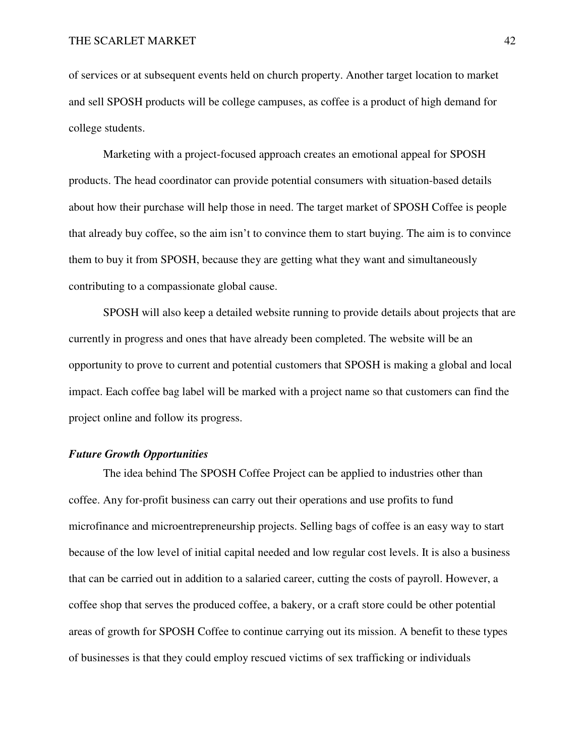of services or at subsequent events held on church property. Another target location to market and sell SPOSH products will be college campuses, as coffee is a product of high demand for college students.

Marketing with a project-focused approach creates an emotional appeal for SPOSH products. The head coordinator can provide potential consumers with situation-based details about how their purchase will help those in need. The target market of SPOSH Coffee is people that already buy coffee, so the aim isn't to convince them to start buying. The aim is to convince them to buy it from SPOSH, because they are getting what they want and simultaneously contributing to a compassionate global cause.

SPOSH will also keep a detailed website running to provide details about projects that are currently in progress and ones that have already been completed. The website will be an opportunity to prove to current and potential customers that SPOSH is making a global and local impact. Each coffee bag label will be marked with a project name so that customers can find the project online and follow its progress.

### *Future Growth Opportunities*

The idea behind The SPOSH Coffee Project can be applied to industries other than coffee. Any for-profit business can carry out their operations and use profits to fund microfinance and microentrepreneurship projects. Selling bags of coffee is an easy way to start because of the low level of initial capital needed and low regular cost levels. It is also a business that can be carried out in addition to a salaried career, cutting the costs of payroll. However, a coffee shop that serves the produced coffee, a bakery, or a craft store could be other potential areas of growth for SPOSH Coffee to continue carrying out its mission. A benefit to these types of businesses is that they could employ rescued victims of sex trafficking or individuals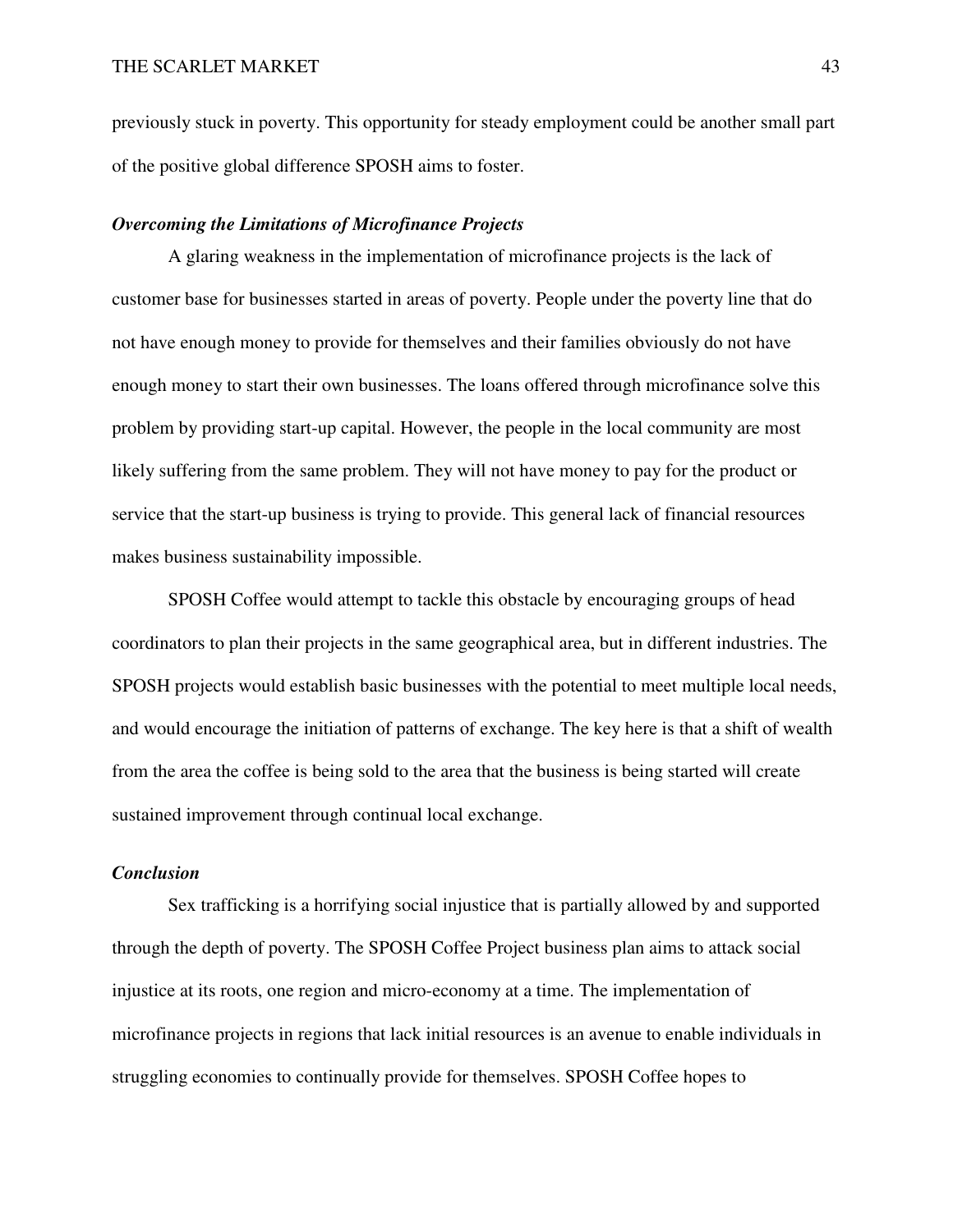previously stuck in poverty. This opportunity for steady employment could be another small part of the positive global difference SPOSH aims to foster.

### *Overcoming the Limitations of Microfinance Projects*

A glaring weakness in the implementation of microfinance projects is the lack of customer base for businesses started in areas of poverty. People under the poverty line that do not have enough money to provide for themselves and their families obviously do not have enough money to start their own businesses. The loans offered through microfinance solve this problem by providing start-up capital. However, the people in the local community are most likely suffering from the same problem. They will not have money to pay for the product or service that the start-up business is trying to provide. This general lack of financial resources makes business sustainability impossible.

SPOSH Coffee would attempt to tackle this obstacle by encouraging groups of head coordinators to plan their projects in the same geographical area, but in different industries. The SPOSH projects would establish basic businesses with the potential to meet multiple local needs, and would encourage the initiation of patterns of exchange. The key here is that a shift of wealth from the area the coffee is being sold to the area that the business is being started will create sustained improvement through continual local exchange.

### *Conclusion*

Sex trafficking is a horrifying social injustice that is partially allowed by and supported through the depth of poverty. The SPOSH Coffee Project business plan aims to attack social injustice at its roots, one region and micro-economy at a time. The implementation of microfinance projects in regions that lack initial resources is an avenue to enable individuals in struggling economies to continually provide for themselves. SPOSH Coffee hopes to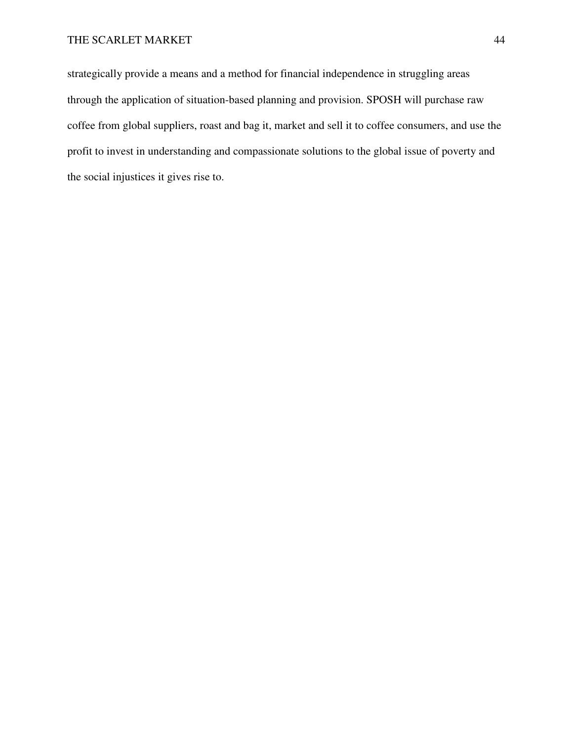strategically provide a means and a method for financial independence in struggling areas through the application of situation-based planning and provision. SPOSH will purchase raw coffee from global suppliers, roast and bag it, market and sell it to coffee consumers, and use the profit to invest in understanding and compassionate solutions to the global issue of poverty and the social injustices it gives rise to.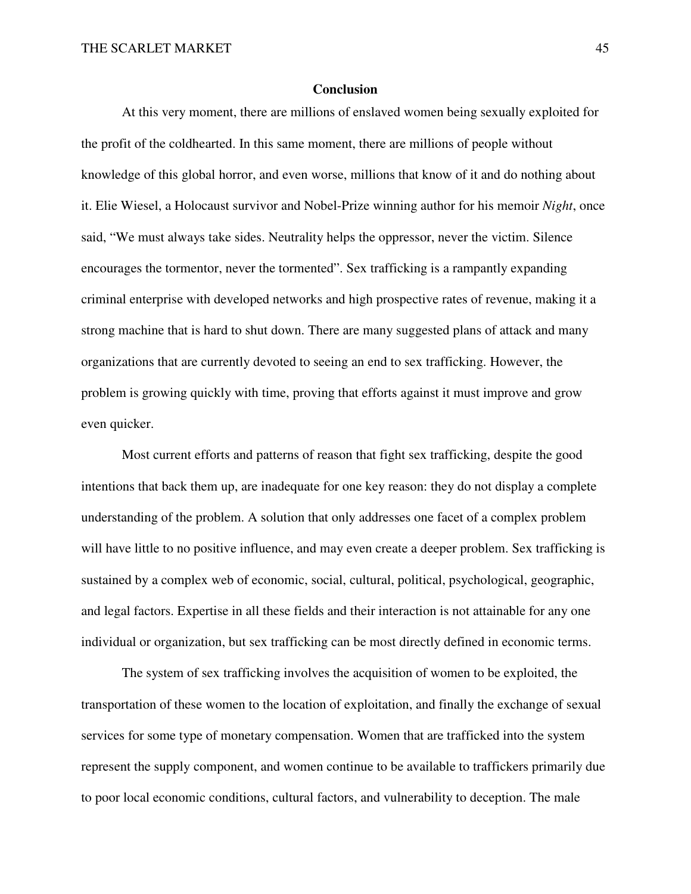## Conclusion

At this very moment, there are millions of enslaved women being sexually exploited for the profit of the coldhearted. In this same moment, there are millions of people without knowledge of this global horror, and even worse, millions that know of it and do nothing about it. Elie Wiesel, a Holocaust survivor and Nobel-Prize winning author for his memoir *Night*, once said, "We must always take sides. Neutrality helps the oppressor, never the victim. Silence encourages the tormentor, never the tormented". Sex trafficking is a rampantly expanding criminal enterprise with developed networks and high prospective rates of revenue, making it a strong machine that is hard to shut down. There are many suggested plans of attack and many organizations that are currently devoted to seeing an end to sex trafficking. However, the problem is growing quickly with time, proving that efforts against it must improve and grow even quicker.

Most current efforts and patterns of reason that fight sex trafficking, despite the good intentions that back them up, are inadequate for one key reason: they do not display a complete understanding of the problem. A solution that only addresses one facet of a complex problem will have little to no positive influence, and may even create a deeper problem. Sex trafficking is sustained by a complex web of economic, social, cultural, political, psychological, geographic, and legal factors. Expertise in all these fields and their interaction is not attainable for any one individual or organization, but sex trafficking can be most directly defined in economic terms.

The system of sex trafficking involves the acquisition of women to be exploited, the transportation of these women to the location of exploitation, and finally the exchange of sexual services for some type of monetary compensation. Women that are trafficked into the system represent the supply component, and women continue to be available to traffickers primarily due to poor local economic conditions, cultural factors, and vulnerability to deception. The male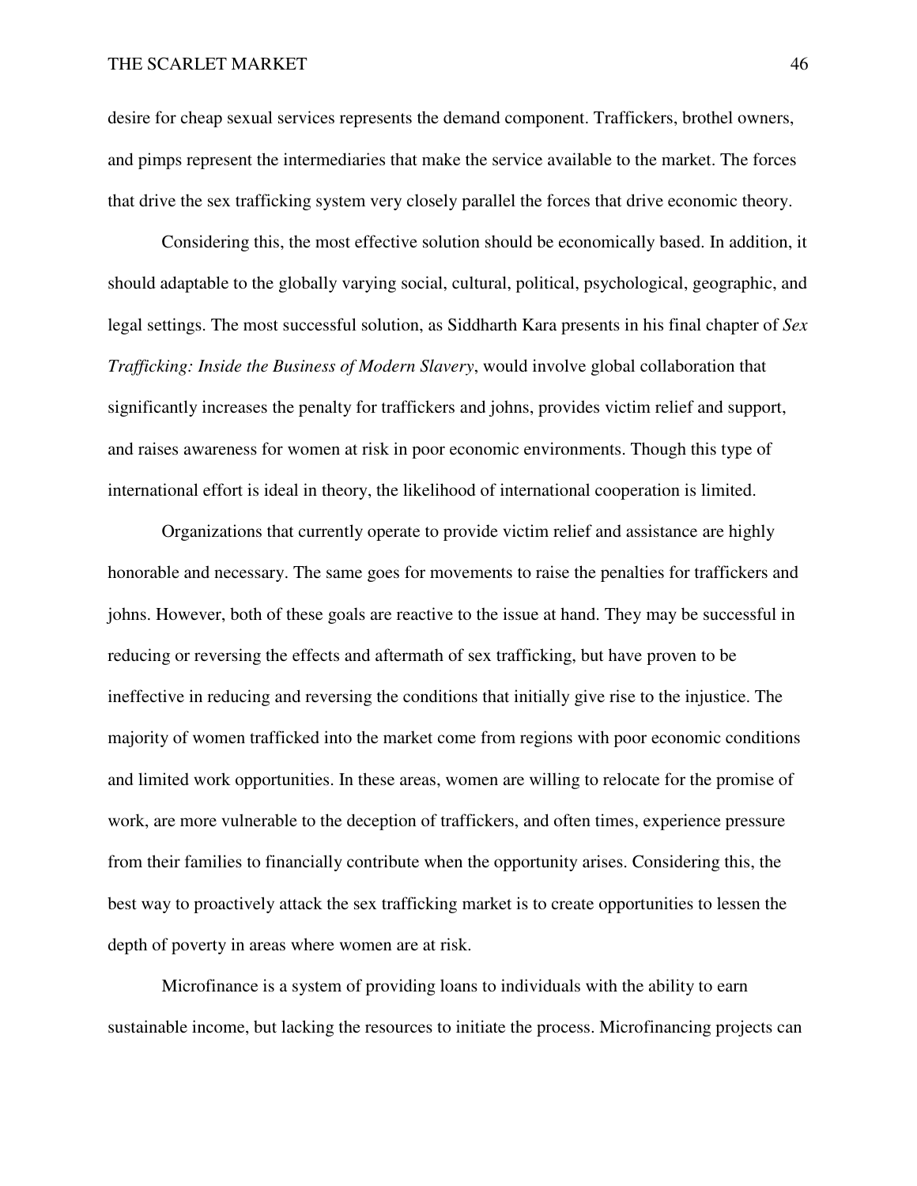desire for cheap sexual services represents the demand component. Traffickers, brothel owners, and pimps represent the intermediaries that make the service available to the market. The forces that drive the sex trafficking system very closely parallel the forces that drive economic theory.

Considering this, the most effective solution should be economically based. In addition, it should adaptable to the globally varying social, cultural, political, psychological, geographic, and legal settings. The most successful solution, as Siddharth Kara presents in his final chapter of *Sex Trafficking: Inside the Business of Modern Slavery*, would involve global collaboration that significantly increases the penalty for traffickers and johns, provides victim relief and support, and raises awareness for women at risk in poor economic environments. Though this type of international effort is ideal in theory, the likelihood of international cooperation is limited.

Organizations that currently operate to provide victim relief and assistance are highly honorable and necessary. The same goes for movements to raise the penalties for traffickers and johns. However, both of these goals are reactive to the issue at hand. They may be successful in reducing or reversing the effects and aftermath of sex trafficking, but have proven to be ineffective in reducing and reversing the conditions that initially give rise to the injustice. The majority of women trafficked into the market come from regions with poor economic conditions and limited work opportunities. In these areas, women are willing to relocate for the promise of work, are more vulnerable to the deception of traffickers, and often times, experience pressure from their families to financially contribute when the opportunity arises. Considering this, the best way to proactively attack the sex trafficking market is to create opportunities to lessen the depth of poverty in areas where women are at risk.

Microfinance is a system of providing loans to individuals with the ability to earn sustainable income, but lacking the resources to initiate the process. Microfinancing projects can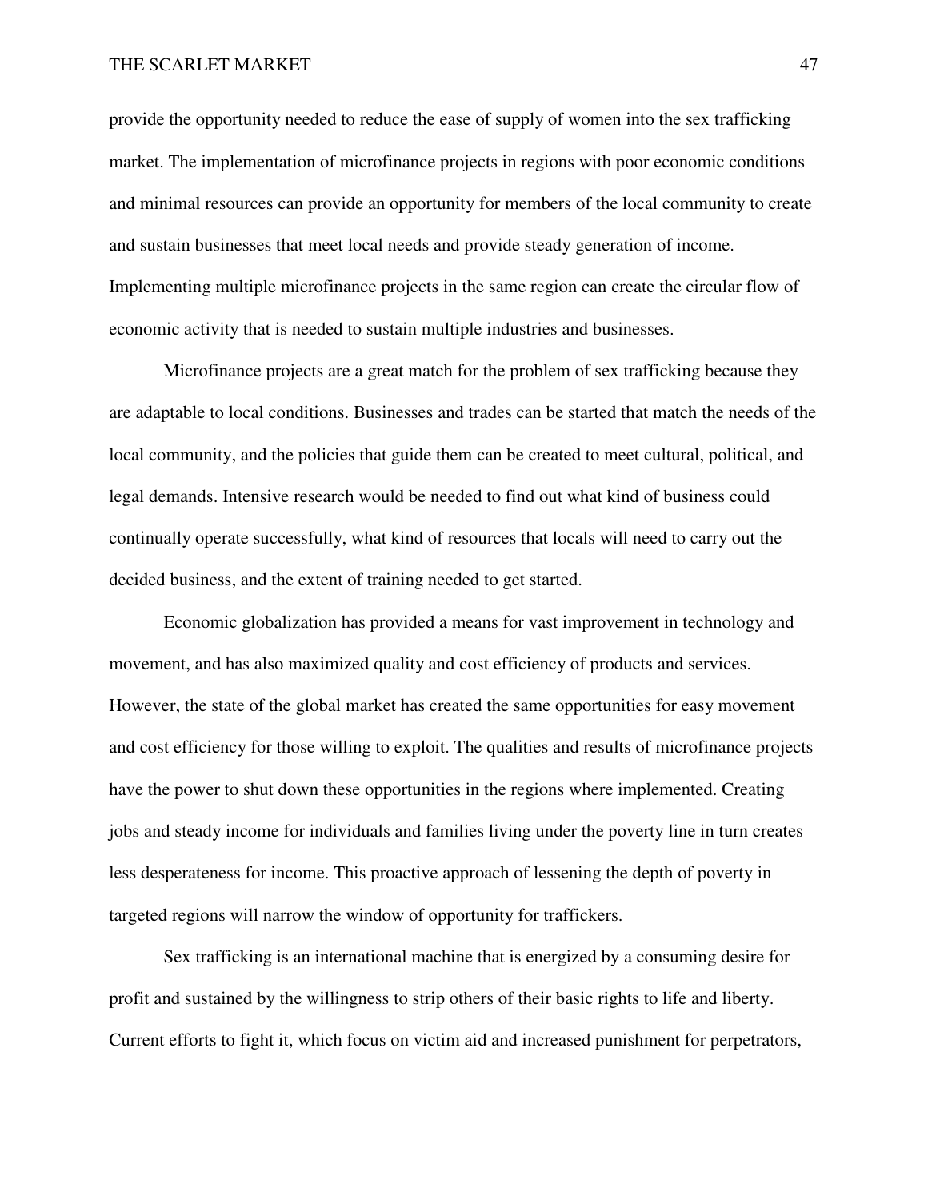provide the opportunity needed to reduce the ease of supply of women into the sex trafficking market. The implementation of microfinance projects in regions with poor economic conditions and minimal resources can provide an opportunity for members of the local community to create and sustain businesses that meet local needs and provide steady generation of income. Implementing multiple microfinance projects in the same region can create the circular flow of economic activity that is needed to sustain multiple industries and businesses.

Microfinance projects are a great match for the problem of sex trafficking because they are adaptable to local conditions. Businesses and trades can be started that match the needs of the local community, and the policies that guide them can be created to meet cultural, political, and legal demands. Intensive research would be needed to find out what kind of business could continually operate successfully, what kind of resources that locals will need to carry out the decided business, and the extent of training needed to get started.

Economic globalization has provided a means for vast improvement in technology and movement, and has also maximized quality and cost efficiency of products and services. However, the state of the global market has created the same opportunities for easy movement and cost efficiency for those willing to exploit. The qualities and results of microfinance projects have the power to shut down these opportunities in the regions where implemented. Creating jobs and steady income for individuals and families living under the poverty line in turn creates less desperateness for income. This proactive approach of lessening the depth of poverty in targeted regions will narrow the window of opportunity for traffickers.

Sex trafficking is an international machine that is energized by a consuming desire for profit and sustained by the willingness to strip others of their basic rights to life and liberty. Current efforts to fight it, which focus on victim aid and increased punishment for perpetrators,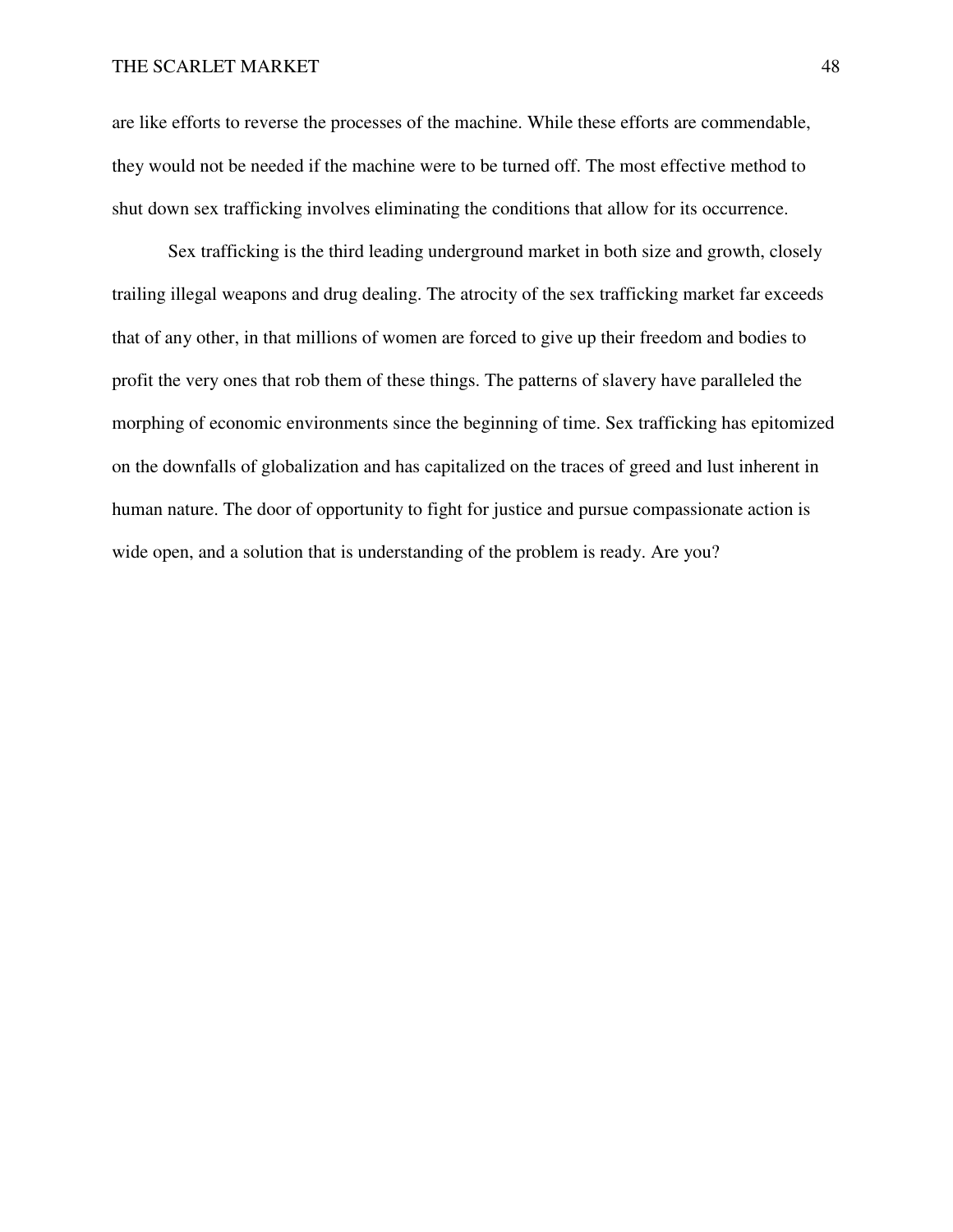are like efforts to reverse the processes of the machine. While these efforts are commendable, they would not be needed if the machine were to be turned off. The most effective method to shut down sex trafficking involves eliminating the conditions that allow for its occurrence.

Sex trafficking is the third leading underground market in both size and growth, closely trailing illegal weapons and drug dealing. The atrocity of the sex trafficking market far exceeds that of any other, in that millions of women are forced to give up their freedom and bodies to profit the very ones that rob them of these things. The patterns of slavery have paralleled the morphing of economic environments since the beginning of time. Sex trafficking has epitomized on the downfalls of globalization and has capitalized on the traces of greed and lust inherent in human nature. The door of opportunity to fight for justice and pursue compassionate action is wide open, and a solution that is understanding of the problem is ready. Are you?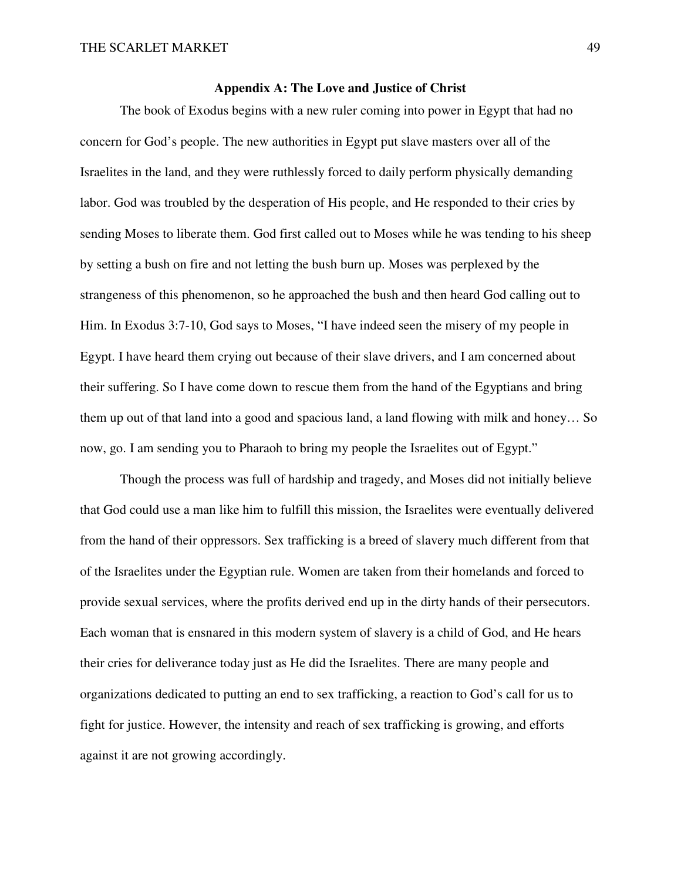## Appendix A: The Love and Justice of Christ

The book of Exodus begins with a new ruler coming into power in Egypt that had no concern for God's people. The new authorities in Egypt put slave masters over all of the Israelites in the land, and they were ruthlessly forced to daily perform physically demanding labor. God was troubled by the desperation of His people, and He responded to their cries by sending Moses to liberate them. God first called out to Moses while he was tending to his sheep by setting a bush on fire and not letting the bush burn up. Moses was perplexed by the strangeness of this phenomenon, so he approached the bush and then heard God calling out to Him. In Exodus 3:7-10, God says to Moses, "I have indeed seen the misery of my people in Egypt. I have heard them crying out because of their slave drivers, and I am concerned about their suffering. So I have come down to rescue them from the hand of the Egyptians and bring them up out of that land into a good and spacious land, a land flowing with milk and honey… So now, go. I am sending you to Pharaoh to bring my people the Israelites out of Egypt."

Though the process was full of hardship and tragedy, and Moses did not initially believe that God could use a man like him to fulfill this mission, the Israelites were eventually delivered from the hand of their oppressors. Sex trafficking is a breed of slavery much different from that of the Israelites under the Egyptian rule. Women are taken from their homelands and forced to provide sexual services, where the profits derived end up in the dirty hands of their persecutors. Each woman that is ensnared in this modern system of slavery is a child of God, and He hears their cries for deliverance today just as He did the Israelites. There are many people and organizations dedicated to putting an end to sex trafficking, a reaction to God's call for us to fight for justice. However, the intensity and reach of sex trafficking is growing, and efforts against it are not growing accordingly.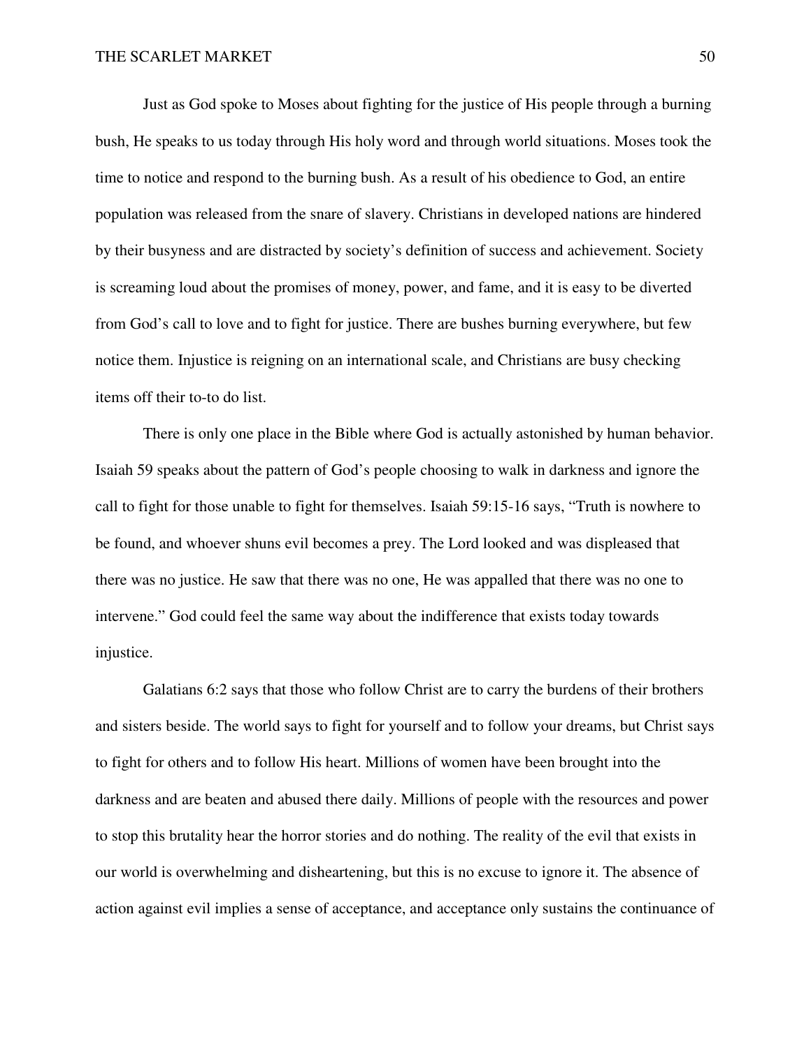Just as God spoke to Moses about fighting for the justice of His people through a burning bush, He speaks to us today through His holy word and through world situations. Moses took the time to notice and respond to the burning bush. As a result of his obedience to God, an entire population was released from the snare of slavery. Christians in developed nations are hindered by their busyness and are distracted by society's definition of success and achievement. Society is screaming loud about the promises of money, power, and fame, and it is easy to be diverted from God's call to love and to fight for justice. There are bushes burning everywhere, but few notice them. Injustice is reigning on an international scale, and Christians are busy checking items off their to-to do list.

There is only one place in the Bible where God is actually astonished by human behavior. Isaiah 59 speaks about the pattern of God's people choosing to walk in darkness and ignore the call to fight for those unable to fight for themselves. Isaiah 59:15-16 says, "Truth is nowhere to be found, and whoever shuns evil becomes a prey. The Lord looked and was displeased that there was no justice. He saw that there was no one, He was appalled that there was no one to intervene." God could feel the same way about the indifference that exists today towards injustice.

Galatians 6:2 says that those who follow Christ are to carry the burdens of their brothers and sisters beside. The world says to fight for yourself and to follow your dreams, but Christ says to fight for others and to follow His heart. Millions of women have been brought into the darkness and are beaten and abused there daily. Millions of people with the resources and power to stop this brutality hear the horror stories and do nothing. The reality of the evil that exists in our world is overwhelming and disheartening, but this is no excuse to ignore it. The absence of action against evil implies a sense of acceptance, and acceptance only sustains the continuance of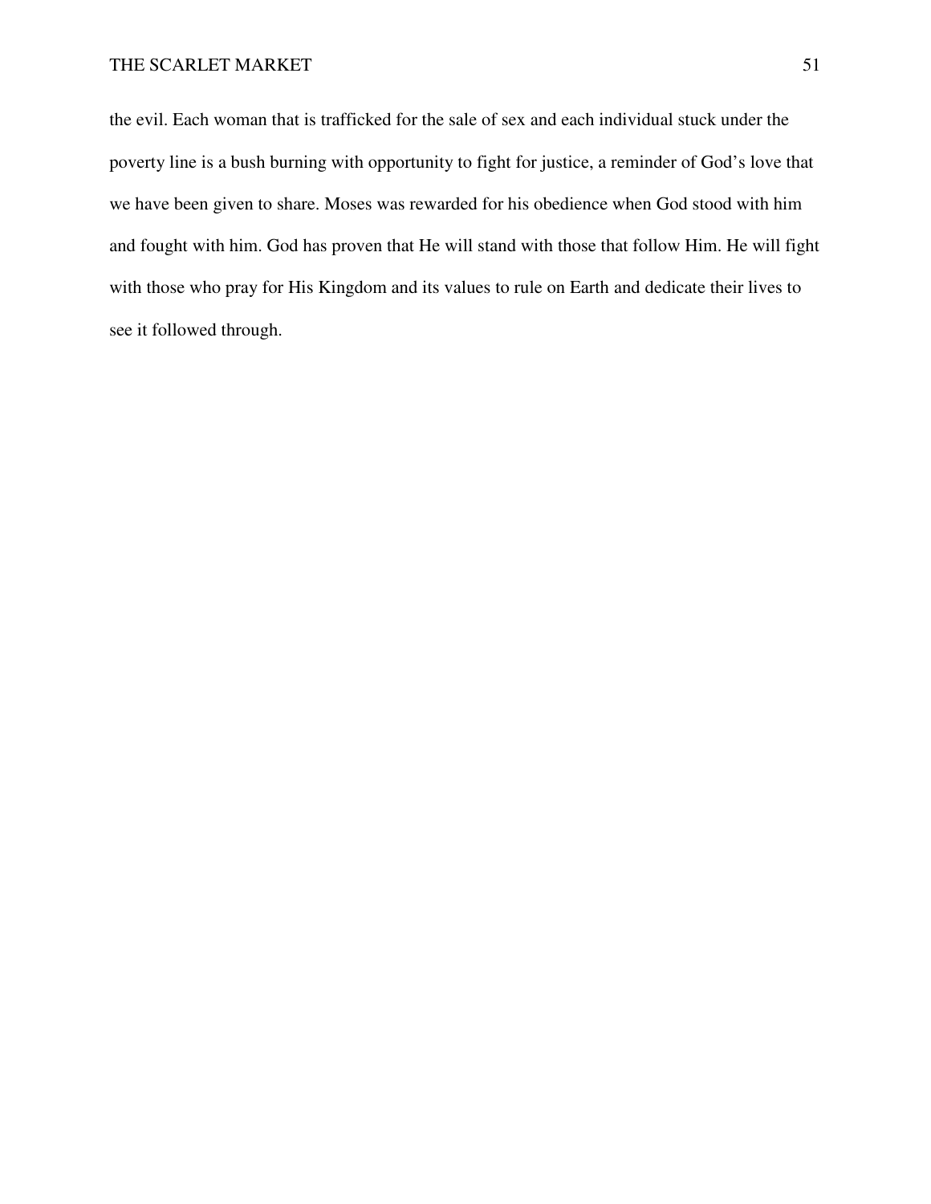the evil. Each woman that is trafficked for the sale of sex and each individual stuck under the poverty line is a bush burning with opportunity to fight for justice, a reminder of God's love that we have been given to share. Moses was rewarded for his obedience when God stood with him and fought with him. God has proven that He will stand with those that follow Him. He will fight with those who pray for His Kingdom and its values to rule on Earth and dedicate their lives to see it followed through.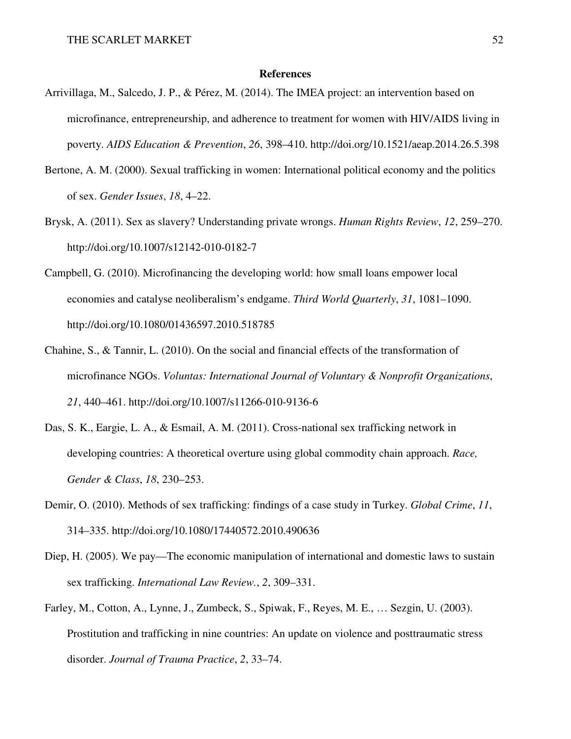## References

Arrivillaga, M., Salcedo, J. P., & Pérez, M. (2014). The IMEA project: an intervention based on microfinance, entrepreneurship, and adherence to treatment for women with HIV/AIDS living in poverty. *AIDS Education & Prevention*, *26*, 398–410. http://doi.org/10.1521/aeap.2014.26.5.398

Bertone, A. M. (2000). Sexual trafficking in women: International political economy and the politics of sex. *Gender Issues*, *18*, 4–22.

Brysk, A. (2011). Sex as slavery? Understanding private wrongs. *Human Rights Review*, *12*, 259–270. http://doi.org/10.1007/s12142-010-0182-7

Campbell, G. (2010). Microfinancing the developing world: how small loans empower local economies and catalyse neoliberalism's endgame. *Third World Quarterly*, *31*, 1081–1090. http://doi.org/10.1080/01436597.2010.518785

Chahine, S., & Tannir, L. (2010). On the social and financial effects of the transformation of microfinance NGOs. *Voluntas: International Journal of Voluntary & Nonprofit Organizations*, *21*, 440–461. http://doi.org/10.1007/s11266-010-9136-6

Das, S. K., Eargie, L. A., & Esmail, A. M. (2011). Cross-national sex trafficking network in developing countries: A theoretical overture using global commodity chain approach. *Race, Gender & Class*, *18*, 230–253.

Demir, O. (2010). Methods of sex trafficking: findings of a case study in Turkey. *Global Crime*, *11*, 314–335. http://doi.org/10.1080/17440572.2010.490636

Diep, H. (2005). We pay—The economic manipulation of international and domestic laws to sustain sex trafficking. *International Law Review.*, *2*, 309–331.

Farley, M., Cotton, A., Lynne, J., Zumbeck, S., Spiwak, F., Reyes, M. E., … Sezgin, U. (2003). Prostitution and trafficking in nine countries: An update on violence and posttraumatic stress disorder. *Journal of Trauma Practice*, *2*, 33–74.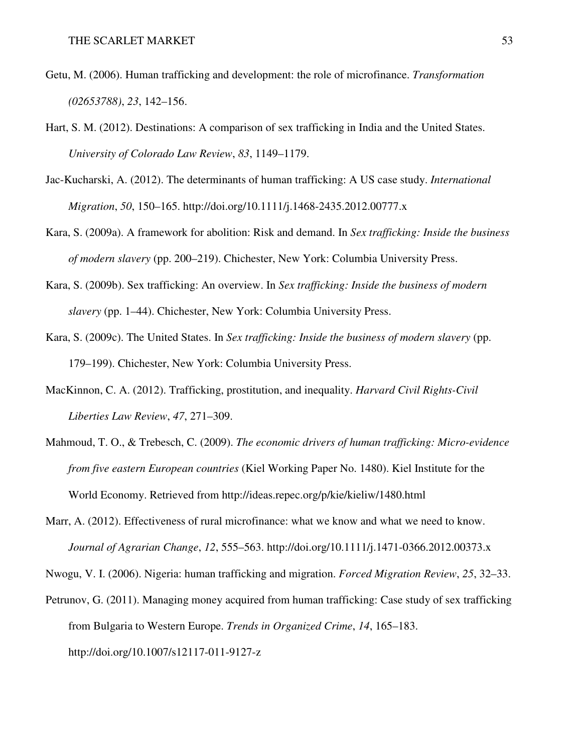Getu, M. (2006). Human trafficking and development: the role of microfinance. *Transformation (02653788)*, *23*, 142–156.

Hart, S. M. (2012). Destinations: A comparison of sex trafficking in India and the United States. *University of Colorado Law Review*, *83*, 1149–1179.

Jac-Kucharski, A. (2012). The determinants of human trafficking: A US case study. *International Migration*, *50*, 150–165. http://doi.org/10.1111/j.1468-2435.2012.00777.x

Kara, S. (2009a). A framework for abolition: Risk and demand. In *Sex trafficking: Inside the business of modern slavery* (pp. 200–219). Chichester, New York: Columbia University Press.

Kara, S. (2009b). Sex trafficking: An overview. In *Sex trafficking: Inside the business of modern slavery* (pp. 1–44). Chichester, New York: Columbia University Press.

Kara, S. (2009c). The United States. In *Sex trafficking: Inside the business of modern slavery* (pp. 179–199). Chichester, New York: Columbia University Press.

MacKinnon, C. A. (2012). Trafficking, prostitution, and inequality. *Harvard Civil Rights-Civil Liberties Law Review*, *47*, 271–309.

Mahmoud, T. O., & Trebesch, C. (2009). *The economic drivers of human trafficking: Micro-evidence from five eastern European countries* (Kiel Working Paper No. 1480). Kiel Institute for the World Economy. Retrieved from http://ideas.repec.org/p/kie/kieliw/1480.html

Marr, A. (2012). Effectiveness of rural microfinance: what we know and what we need to know. *Journal of Agrarian Change*, *12*, 555–563. http://doi.org/10.1111/j.1471-0366.2012.00373.x

Nwogu, V. I. (2006). Nigeria: human trafficking and migration. *Forced Migration Review*, *25*, 32–33.

Petrunov, G. (2011). Managing money acquired from human trafficking: Case study of sex trafficking from Bulgaria to Western Europe. *Trends in Organized Crime*, *14*, 165–183. http://doi.org/10.1007/s12117-011-9127-z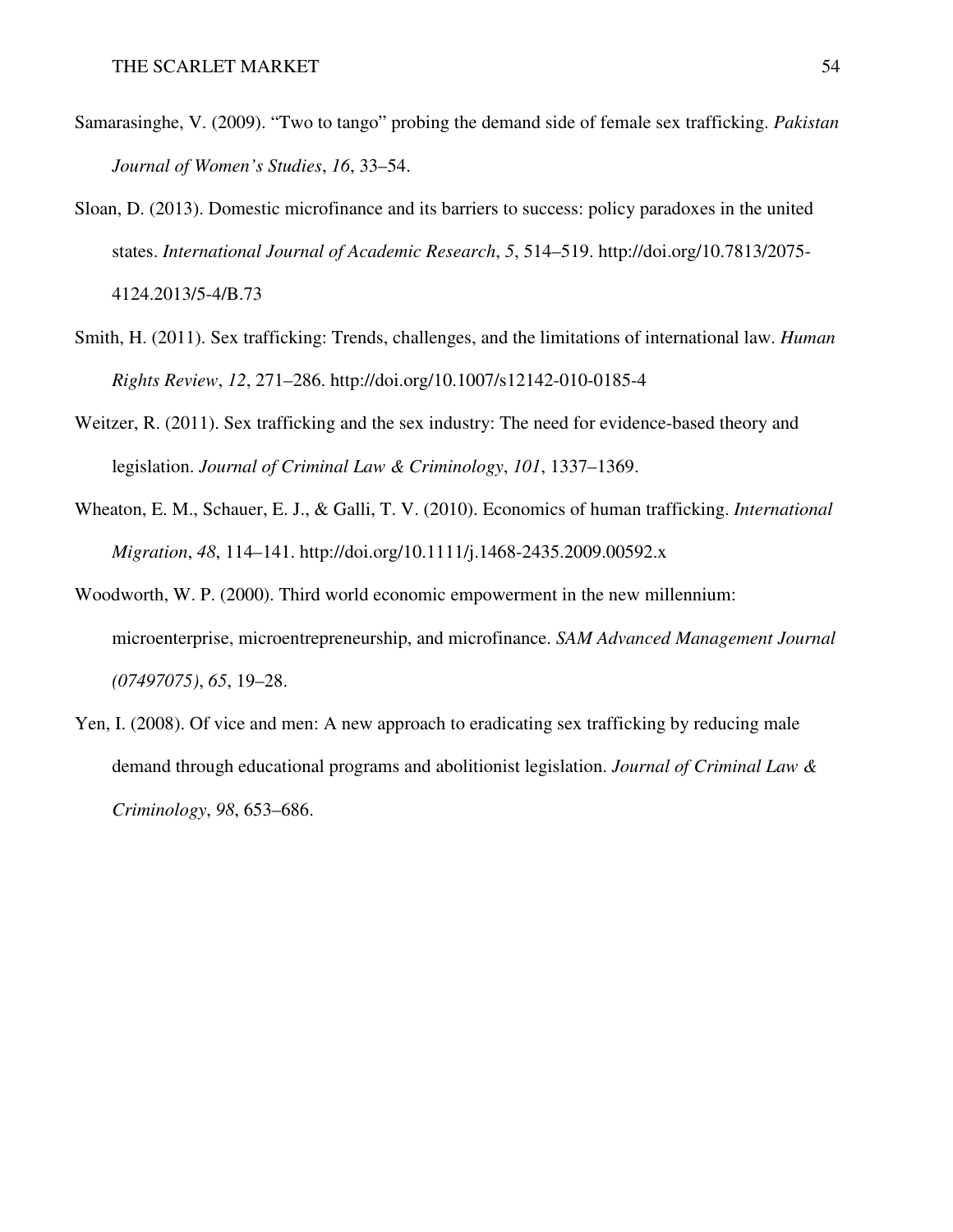Samarasinghe, V. (2009). "Two to tango" probing the demand side of female sex trafficking. *Pakistan Journal of Women's Studies*, *16*, 33–54.

Sloan, D. (2013). Domestic microfinance and its barriers to success: policy paradoxes in the united states. *International Journal of Academic Research*, *5*, 514–519. http://doi.org/10.7813/2075-4124.2013/5-4/B.73

Smith, H. (2011). Sex trafficking: Trends, challenges, and the limitations of international law. *Human Rights Review*, *12*, 271–286. http://doi.org/10.1007/s12142-010-0185-4

Weitzer, R. (2011). Sex trafficking and the sex industry: The need for evidence-based theory and legislation. *Journal of Criminal Law & Criminology*, *101*, 1337–1369.

Wheaton, E. M., Schauer, E. J., & Galli, T. V. (2010). Economics of human trafficking. *International Migration*, *48*, 114–141. http://doi.org/10.1111/j.1468-2435.2009.00592.x

Woodworth, W. P. (2000). Third world economic empowerment in the new millennium: microenterprise, microentrepreneurship, and microfinance. *SAM Advanced Management Journal (07497075)*, *65*, 19–28.

Yen, I. (2008). Of vice and men: A new approach to eradicating sex trafficking by reducing male demand through educational programs and abolitionist legislation. *Journal of Criminal Law & Criminology*, *98*, 653–686.